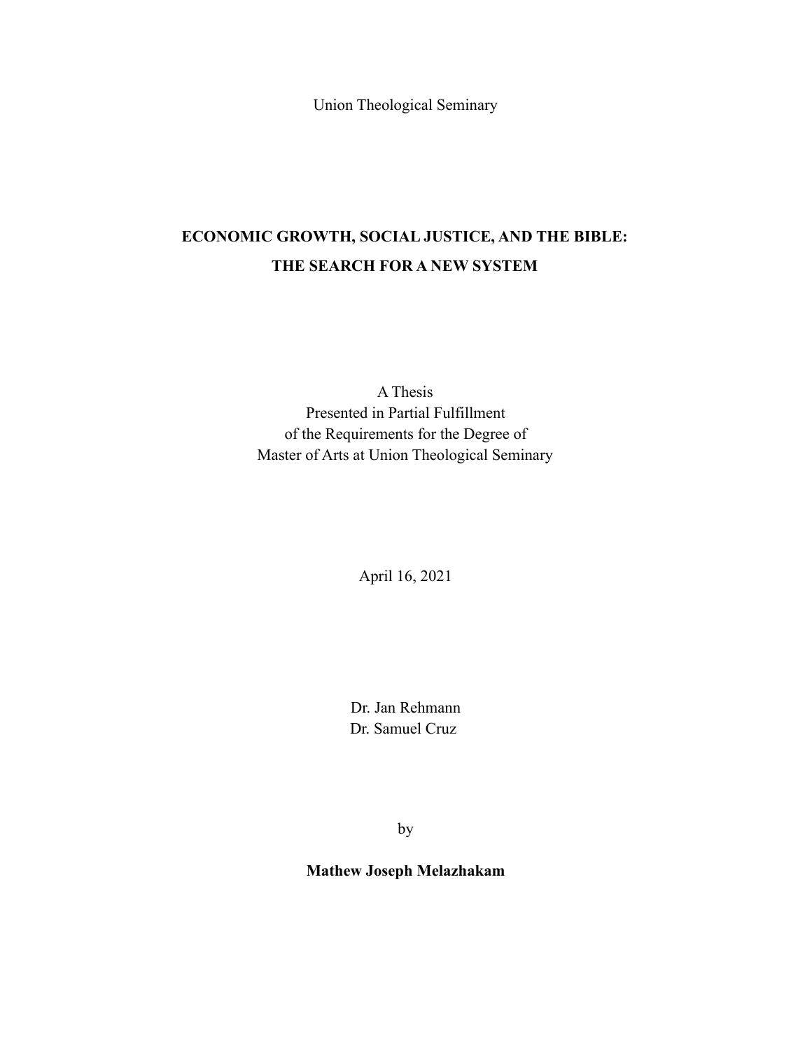Union Theological Seminary

# ECONOMIC GROWTH, SOCIAL JUSTICE, AND THE BIBLE: THE SEARCH FOR A NEW SYSTEM

A Thesis
Presented in Partial Fulfillment
of the Requirements for the Degree of
Master of Arts at Union Theological Seminary

April 16, 2021

Dr. Jan Rehmann
Dr. Samuel Cruz

by

**Mathew Joseph Melazhakam**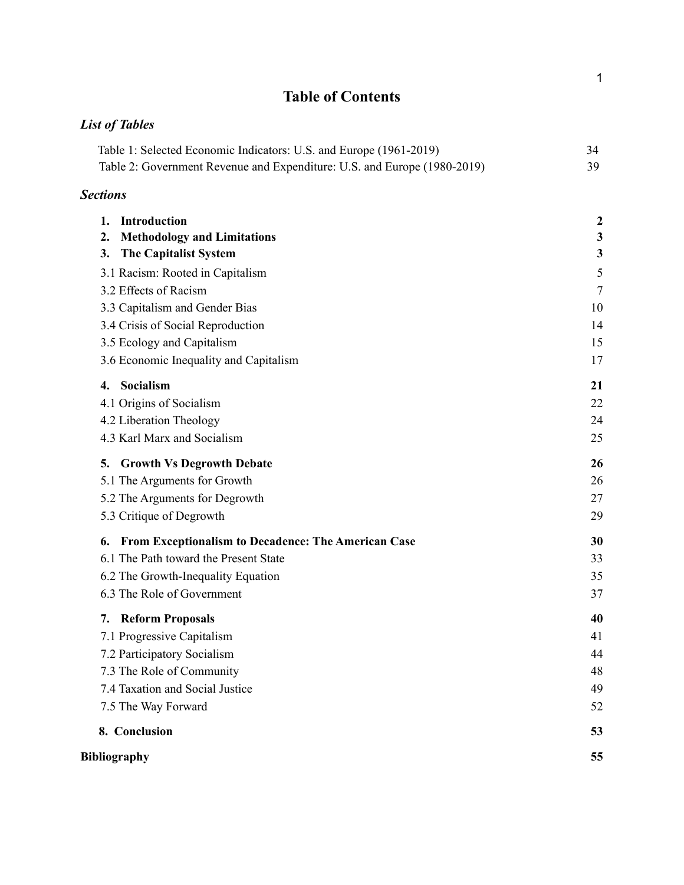# Table of Contents

## *List of Tables*

| | |
|---|---|
| Table 1: Selected Economic Indicators: U.S. and Europe (1961-2019) | 34 |
| Table 2: Government Revenue and Expenditure: U.S. and Europe (1980-2019) | 39 |

## *Sections*

| | |
|---|---|
| **1. Introduction** | **2** |
| **2. Methodology and Limitations** | **3** |
| **3. The Capitalist System** | **3** |
| 3.1 Racism: Rooted in Capitalism | 5 |
| 3.2 Effects of Racism | 7 |
| 3.3 Capitalism and Gender Bias | 10 |
| 3.4 Crisis of Social Reproduction | 14 |
| 3.5 Ecology and Capitalism | 15 |
| 3.6 Economic Inequality and Capitalism | 17 |
| **4. Socialism** | **21** |
| 4.1 Origins of Socialism | 22 |
| 4.2 Liberation Theology | 24 |
| 4.3 Karl Marx and Socialism | 25 |
| **5. Growth Vs Degrowth Debate** | **26** |
| 5.1 The Arguments for Growth | 26 |
| 5.2 The Arguments for Degrowth | 27 |
| 5.3 Critique of Degrowth | 29 |
| **6. From Exceptionalism to Decadence: The American Case** | **30** |
| 6.1 The Path toward the Present State | 33 |
| 6.2 The Growth-Inequality Equation | 35 |
| 6.3 The Role of Government | 37 |
| **7. Reform Proposals** | **40** |
| 7.1 Progressive Capitalism | 41 |
| 7.2 Participatory Socialism | 44 |
| 7.3 The Role of Community | 48 |
| 7.4 Taxation and Social Justice | 49 |
| 7.5 The Way Forward | 52 |
| **8. Conclusion** | **53** |
| **Bibliography** | **55** |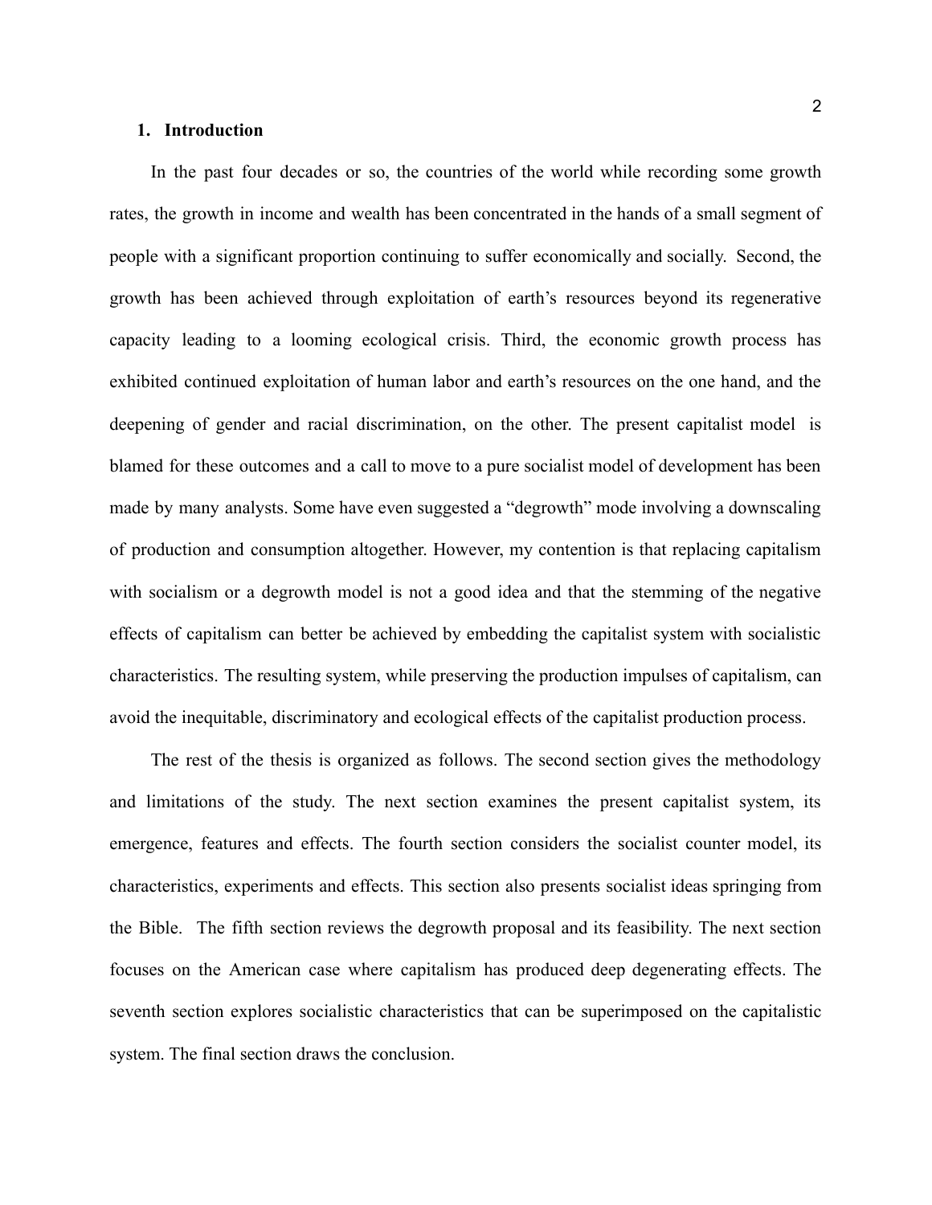## 1. Introduction

In the past four decades or so, the countries of the world while recording some growth rates, the growth in income and wealth has been concentrated in the hands of a small segment of people with a significant proportion continuing to suffer economically and socially. Second, the growth has been achieved through exploitation of earth's resources beyond its regenerative capacity leading to a looming ecological crisis. Third, the economic growth process has exhibited continued exploitation of human labor and earth's resources on the one hand, and the deepening of gender and racial discrimination, on the other. The present capitalist model is blamed for these outcomes and a call to move to a pure socialist model of development has been made by many analysts. Some have even suggested a "degrowth" mode involving a downscaling of production and consumption altogether. However, my contention is that replacing capitalism with socialism or a degrowth model is not a good idea and that the stemming of the negative effects of capitalism can better be achieved by embedding the capitalist system with socialistic characteristics. The resulting system, while preserving the production impulses of capitalism, can avoid the inequitable, discriminatory and ecological effects of the capitalist production process.

The rest of the thesis is organized as follows. The second section gives the methodology and limitations of the study. The next section examines the present capitalist system, its emergence, features and effects. The fourth section considers the socialist counter model, its characteristics, experiments and effects. This section also presents socialist ideas springing from the Bible. The fifth section reviews the degrowth proposal and its feasibility. The next section focuses on the American case where capitalism has produced deep degenerating effects. The seventh section explores socialistic characteristics that can be superimposed on the capitalistic system. The final section draws the conclusion.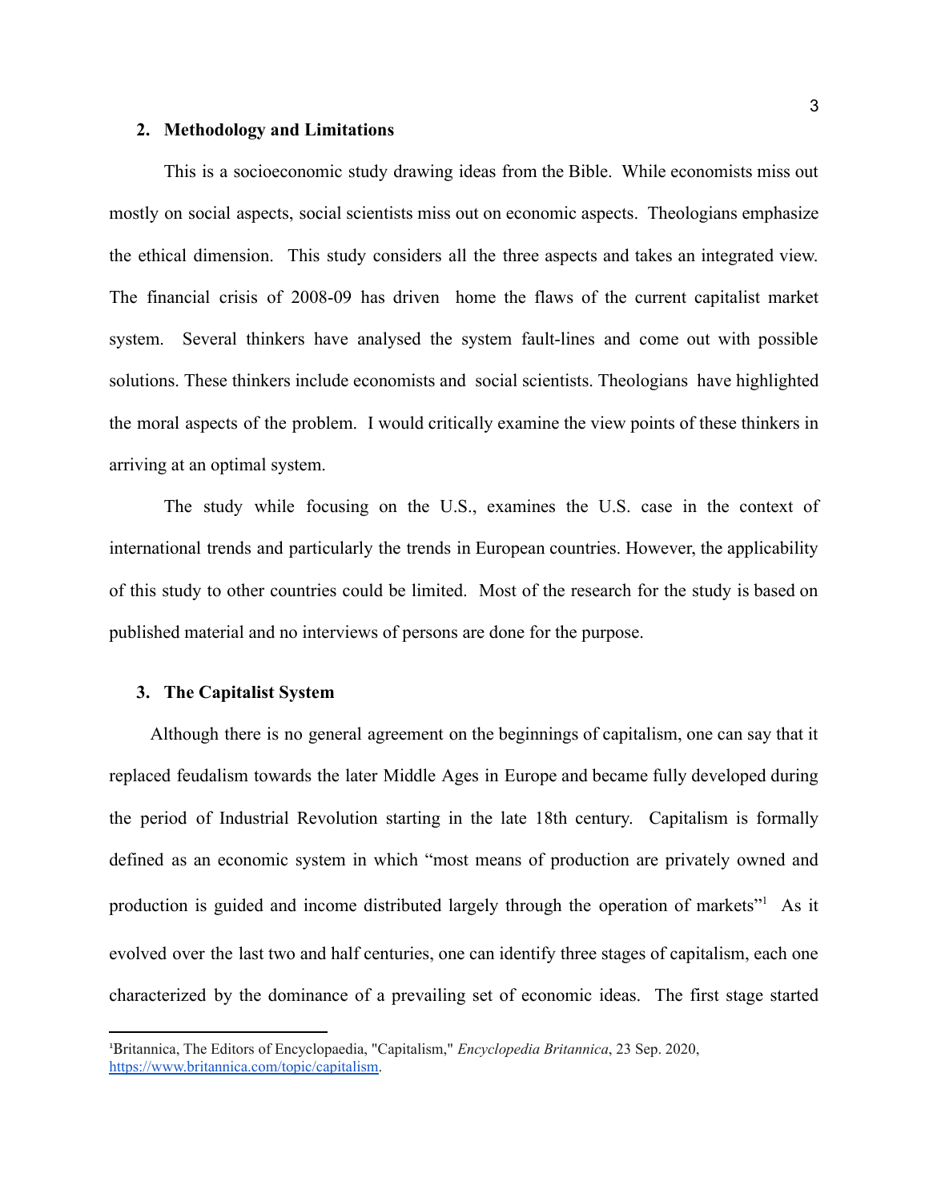## 2. Methodology and Limitations

This is a socioeconomic study drawing ideas from the Bible. While economists miss out mostly on social aspects, social scientists miss out on economic aspects. Theologians emphasize the ethical dimension. This study considers all the three aspects and takes an integrated view. The financial crisis of 2008-09 has driven home the flaws of the current capitalist market system. Several thinkers have analysed the system fault-lines and come out with possible solutions. These thinkers include economists and social scientists. Theologians have highlighted the moral aspects of the problem. I would critically examine the view points of these thinkers in arriving at an optimal system.

The study while focusing on the U.S., examines the U.S. case in the context of international trends and particularly the trends in European countries. However, the applicability of this study to other countries could be limited. Most of the research for the study is based on published material and no interviews of persons are done for the purpose.

## 3. The Capitalist System

Although there is no general agreement on the beginnings of capitalism, one can say that it replaced feudalism towards the later Middle Ages in Europe and became fully developed during the period of Industrial Revolution starting in the late 18th century. Capitalism is formally defined as an economic system in which "most means of production are privately owned and production is guided and income distributed largely through the operation of markets"[1] As it evolved over the last two and half centuries, one can identify three stages of capitalism, each one characterized by the dominance of a prevailing set of economic ideas. The first stage started

---

[1]Britannica, The Editors of Encyclopaedia, "Capitalism," *Encyclopedia Britannica*, 23 Sep. 2020, https://www.britannica.com/topic/capitalism.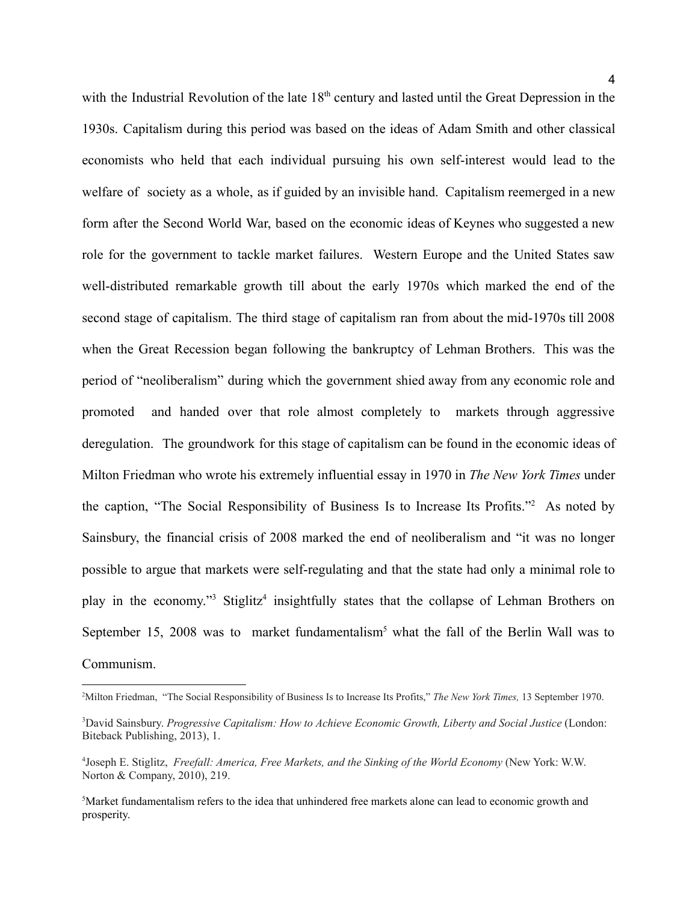with the Industrial Revolution of the late 18th century and lasted until the Great Depression in the 1930s. Capitalism during this period was based on the ideas of Adam Smith and other classical economists who held that each individual pursuing his own self-interest would lead to the welfare of society as a whole, as if guided by an invisible hand. Capitalism reemerged in a new form after the Second World War, based on the economic ideas of Keynes who suggested a new role for the government to tackle market failures. Western Europe and the United States saw well-distributed remarkable growth till about the early 1970s which marked the end of the second stage of capitalism. The third stage of capitalism ran from about the mid-1970s till 2008 when the Great Recession began following the bankruptcy of Lehman Brothers. This was the period of "neoliberalism" during which the government shied away from any economic role and promoted and handed over that role almost completely to markets through aggressive deregulation. The groundwork for this stage of capitalism can be found in the economic ideas of Milton Friedman who wrote his extremely influential essay in 1970 in *The New York Times* under the caption, "The Social Responsibility of Business Is to Increase Its Profits."[2] As noted by Sainsbury, the financial crisis of 2008 marked the end of neoliberalism and "it was no longer possible to argue that markets were self-regulating and that the state had only a minimal role to play in the economy."[3] Stiglitz[4] insightfully states that the collapse of Lehman Brothers on September 15, 2008 was to market fundamentalism[5] what the fall of the Berlin Wall was to Communism.

---

[2] Milton Friedman, "The Social Responsibility of Business Is to Increase Its Profits," *The New York Times,* 13 September 1970.

[3] David Sainsbury. *Progressive Capitalism: How to Achieve Economic Growth, Liberty and Social Justice* (London: Biteback Publishing, 2013), 1.

[4] Joseph E. Stiglitz, *Freefall: America, Free Markets, and the Sinking of the World Economy* (New York: W.W. Norton & Company, 2010), 219.

[5] Market fundamentalism refers to the idea that unhindered free markets alone can lead to economic growth and prosperity.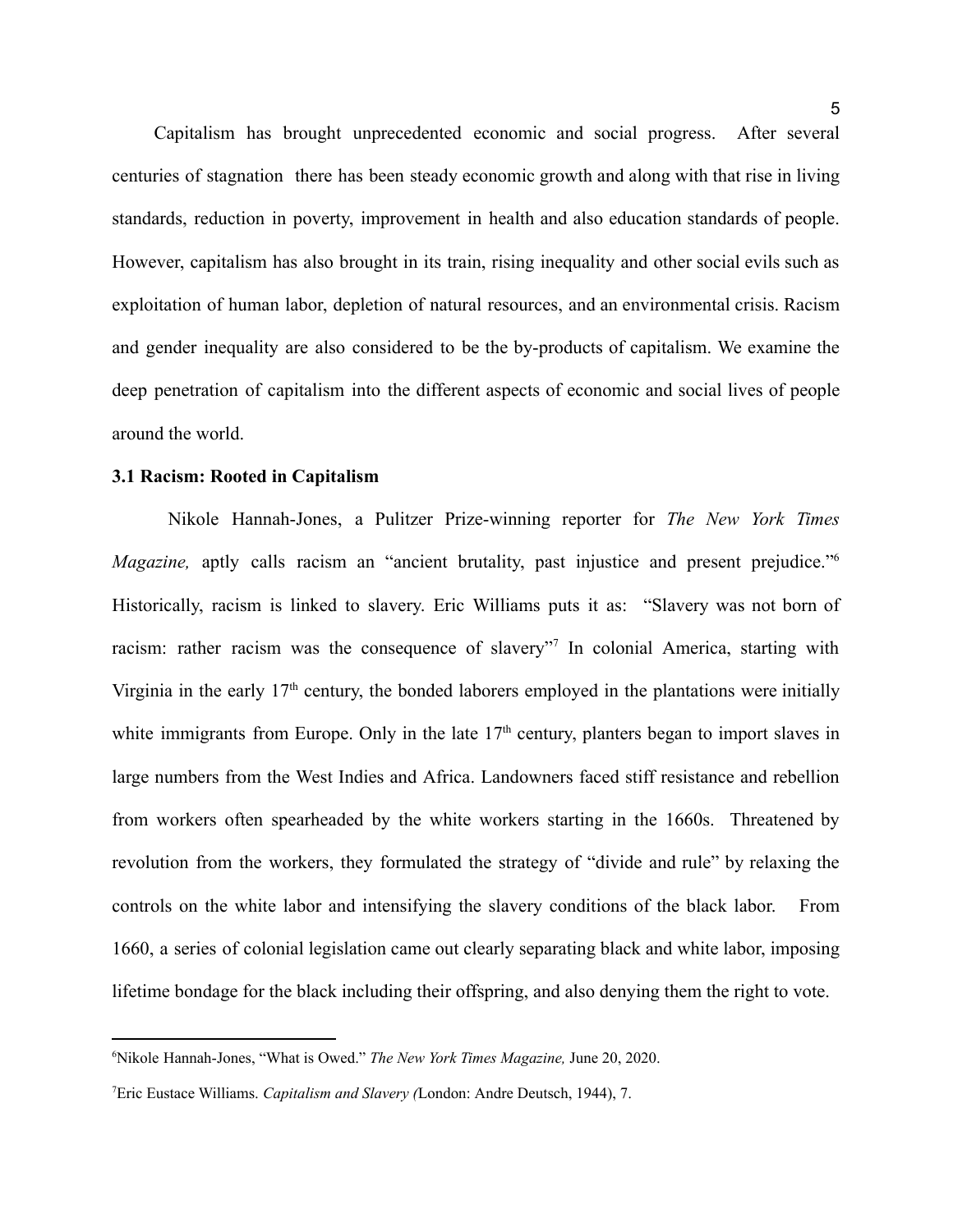Capitalism has brought unprecedented economic and social progress. After several centuries of stagnation there has been steady economic growth and along with that rise in living standards, reduction in poverty, improvement in health and also education standards of people. However, capitalism has also brought in its train, rising inequality and other social evils such as exploitation of human labor, depletion of natural resources, and an environmental crisis. Racism and gender inequality are also considered to be the by-products of capitalism. We examine the deep penetration of capitalism into the different aspects of economic and social lives of people around the world.

### 3.1 Racism: Rooted in Capitalism

Nikole Hannah-Jones, a Pulitzer Prize-winning reporter for *The New York Times Magazine,* aptly calls racism an "ancient brutality, past injustice and present prejudice."[6] Historically, racism is linked to slavery. Eric Williams puts it as: "Slavery was not born of racism: rather racism was the consequence of slavery"[7] In colonial America, starting with Virginia in the early 17th century, the bonded laborers employed in the plantations were initially white immigrants from Europe. Only in the late 17th century, planters began to import slaves in large numbers from the West Indies and Africa. Landowners faced stiff resistance and rebellion from workers often spearheaded by the white workers starting in the 1660s. Threatened by revolution from the workers, they formulated the strategy of "divide and rule" by relaxing the controls on the white labor and intensifying the slavery conditions of the black labor. From 1660, a series of colonial legislation came out clearly separating black and white labor, imposing lifetime bondage for the black including their offspring, and also denying them the right to vote.

---

[6]Nikole Hannah-Jones, "What is Owed." *The New York Times Magazine,* June 20, 2020.

[7]Eric Eustace Williams. *Capitalism and Slavery (*London: Andre Deutsch, 1944), 7.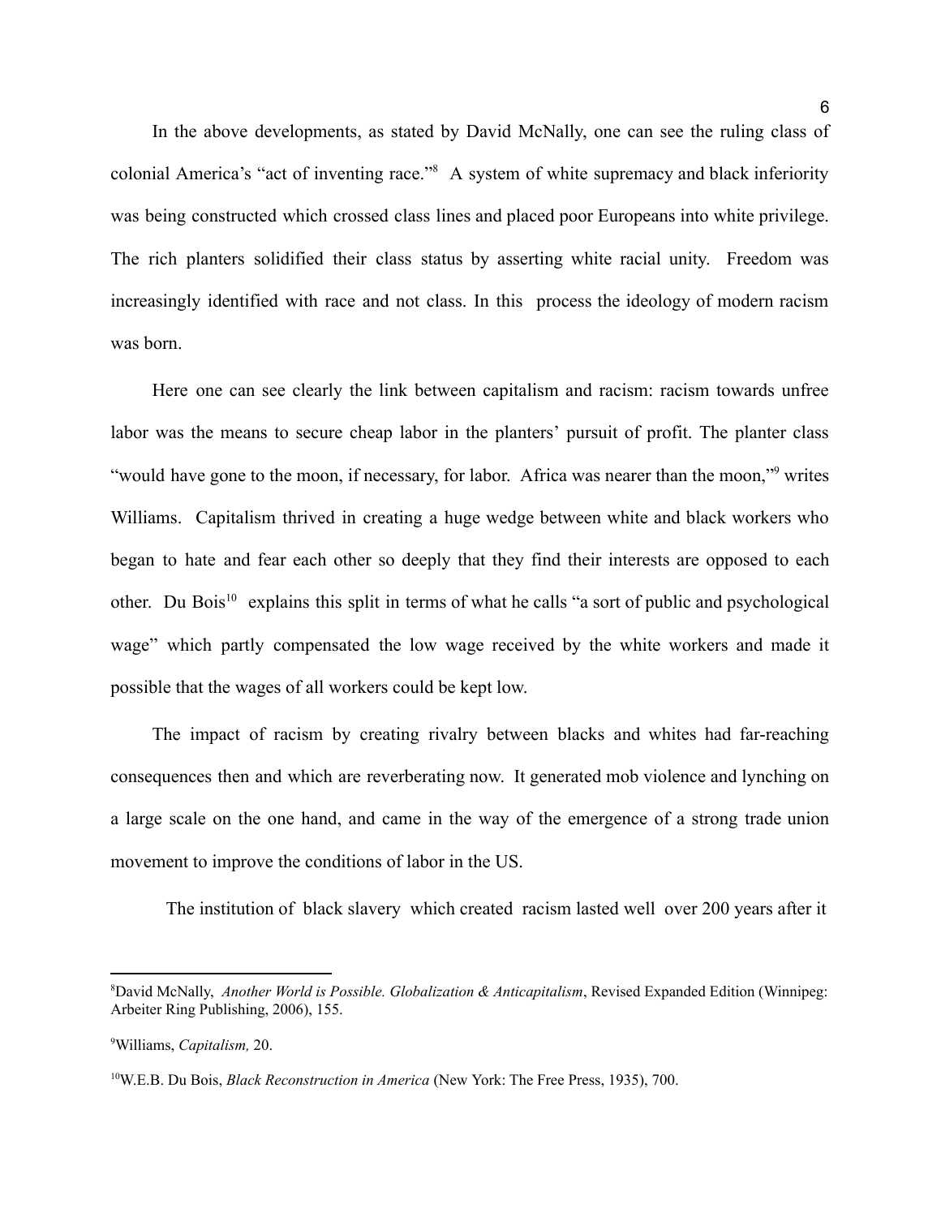In the above developments, as stated by David McNally, one can see the ruling class of colonial America's "act of inventing race."[8] A system of white supremacy and black inferiority was being constructed which crossed class lines and placed poor Europeans into white privilege. The rich planters solidified their class status by asserting white racial unity. Freedom was increasingly identified with race and not class. In this process the ideology of modern racism was born.

Here one can see clearly the link between capitalism and racism: racism towards unfree labor was the means to secure cheap labor in the planters' pursuit of profit. The planter class "would have gone to the moon, if necessary, for labor. Africa was nearer than the moon,"[9] writes Williams. Capitalism thrived in creating a huge wedge between white and black workers who began to hate and fear each other so deeply that they find their interests are opposed to each other. Du Bois[10] explains this split in terms of what he calls "a sort of public and psychological wage" which partly compensated the low wage received by the white workers and made it possible that the wages of all workers could be kept low.

The impact of racism by creating rivalry between blacks and whites had far-reaching consequences then and which are reverberating now. It generated mob violence and lynching on a large scale on the one hand, and came in the way of the emergence of a strong trade union movement to improve the conditions of labor in the US.

The institution of black slavery which created racism lasted well over 200 years after it

---

[8]David McNally, *Another World is Possible. Globalization & Anticapitalism*, Revised Expanded Edition (Winnipeg: Arbeiter Ring Publishing, 2006), 155.

[9]Williams, *Capitalism,* 20.

[10]W.E.B. Du Bois, *Black Reconstruction in America* (New York: The Free Press, 1935), 700.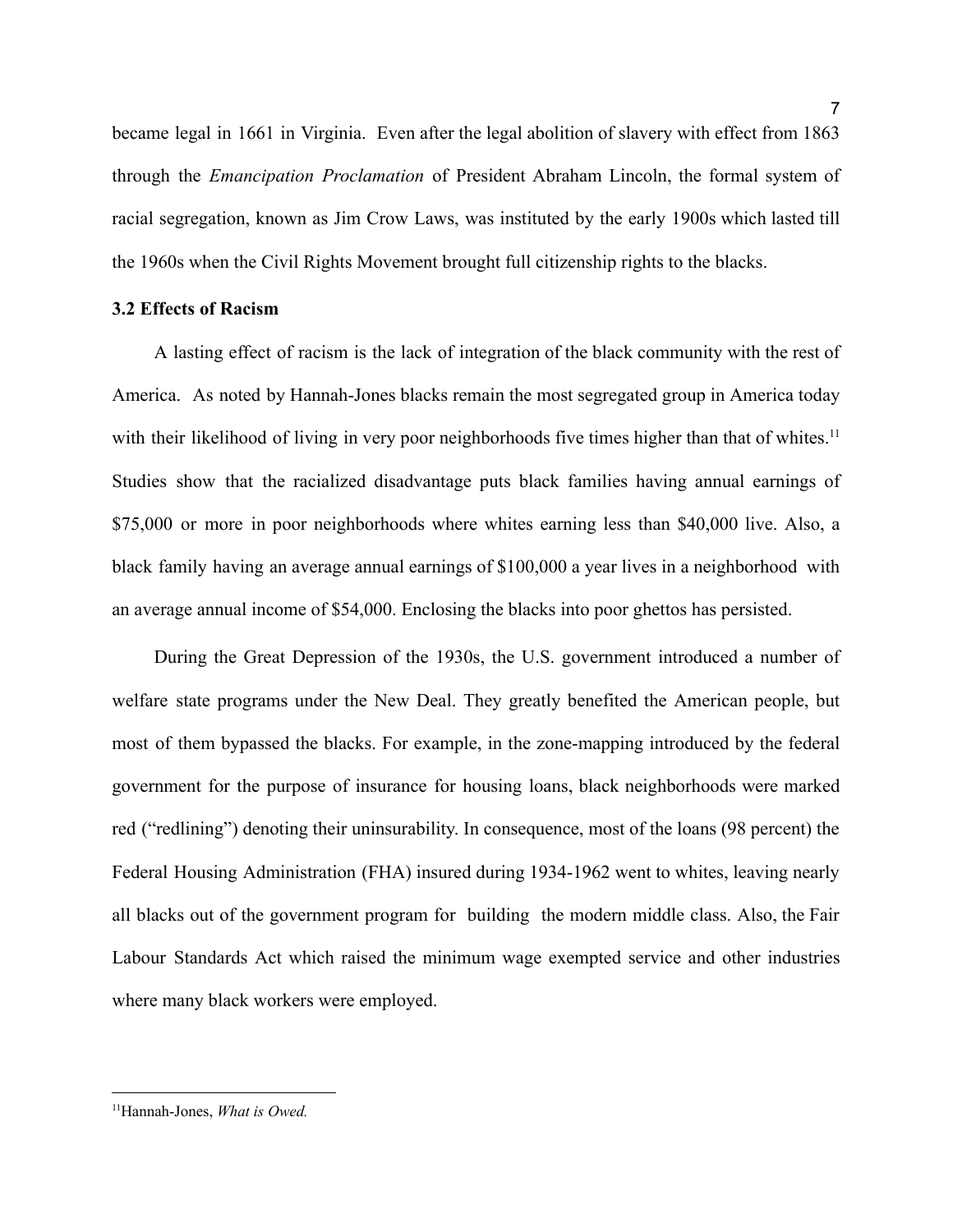became legal in 1661 in Virginia. Even after the legal abolition of slavery with effect from 1863 through the *Emancipation Proclamation* of President Abraham Lincoln, the formal system of racial segregation, known as Jim Crow Laws, was instituted by the early 1900s which lasted till the 1960s when the Civil Rights Movement brought full citizenship rights to the blacks.

### 3.2 Effects of Racism

A lasting effect of racism is the lack of integration of the black community with the rest of America. As noted by Hannah-Jones blacks remain the most segregated group in America today with their likelihood of living in very poor neighborhoods five times higher than that of whites.[11] Studies show that the racialized disadvantage puts black families having annual earnings of $75,000 or more in poor neighborhoods where whites earning less than $40,000 live. Also, a black family having an average annual earnings of $100,000 a year lives in a neighborhood with an average annual income of $54,000. Enclosing the blacks into poor ghettos has persisted.

During the Great Depression of the 1930s, the U.S. government introduced a number of welfare state programs under the New Deal. They greatly benefited the American people, but most of them bypassed the blacks. For example, in the zone-mapping introduced by the federal government for the purpose of insurance for housing loans, black neighborhoods were marked red ("redlining") denoting their uninsurability. In consequence, most of the loans (98 percent) the Federal Housing Administration (FHA) insured during 1934-1962 went to whites, leaving nearly all blacks out of the government program for building the modern middle class. Also, the Fair Labour Standards Act which raised the minimum wage exempted service and other industries where many black workers were employed.

---

[11] Hannah-Jones, *What is Owed.*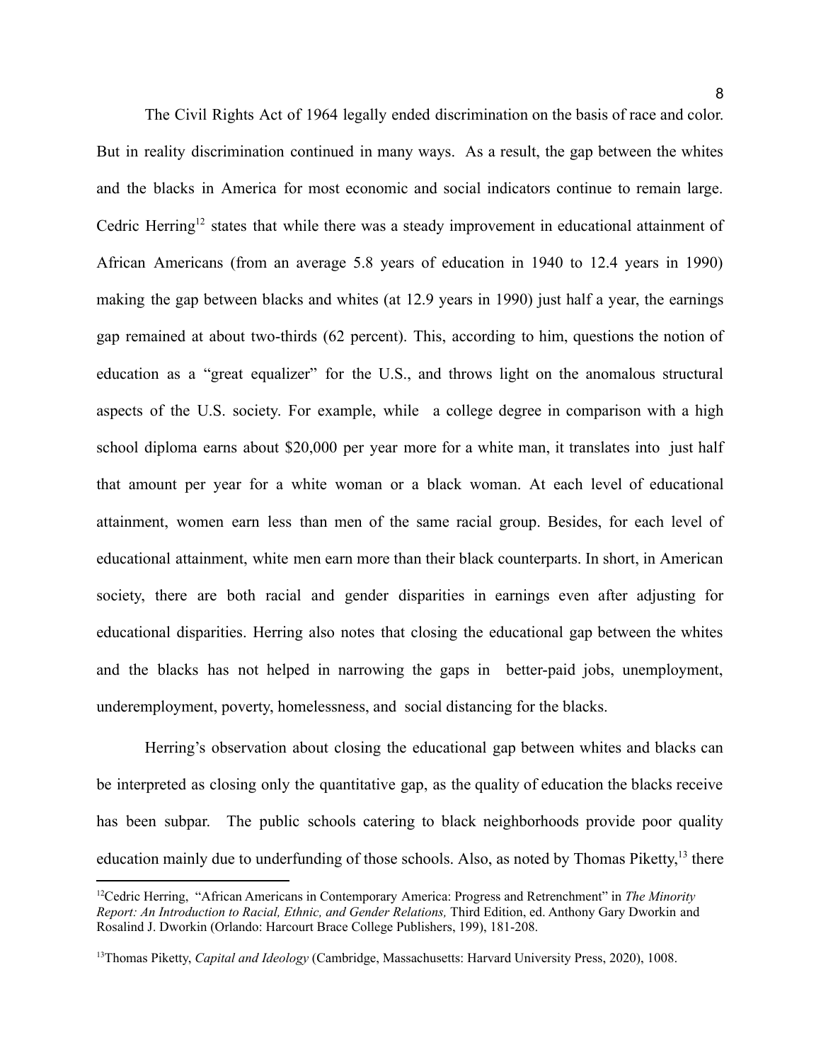The Civil Rights Act of 1964 legally ended discrimination on the basis of race and color. But in reality discrimination continued in many ways. As a result, the gap between the whites and the blacks in America for most economic and social indicators continue to remain large. Cedric Herring[12] states that while there was a steady improvement in educational attainment of African Americans (from an average 5.8 years of education in 1940 to 12.4 years in 1990) making the gap between blacks and whites (at 12.9 years in 1990) just half a year, the earnings gap remained at about two-thirds (62 percent). This, according to him, questions the notion of education as a "great equalizer" for the U.S., and throws light on the anomalous structural aspects of the U.S. society. For example, while a college degree in comparison with a high school diploma earns about $20,000 per year more for a white man, it translates into just half that amount per year for a white woman or a black woman. At each level of educational attainment, women earn less than men of the same racial group. Besides, for each level of educational attainment, white men earn more than their black counterparts. In short, in American society, there are both racial and gender disparities in earnings even after adjusting for educational disparities. Herring also notes that closing the educational gap between the whites and the blacks has not helped in narrowing the gaps in better-paid jobs, unemployment, underemployment, poverty, homelessness, and social distancing for the blacks.

Herring's observation about closing the educational gap between whites and blacks can be interpreted as closing only the quantitative gap, as the quality of education the blacks receive has been subpar. The public schools catering to black neighborhoods provide poor quality education mainly due to underfunding of those schools. Also, as noted by Thomas Piketty,[13] there

---

[12]Cedric Herring, "African Americans in Contemporary America: Progress and Retrenchment" in *The Minority Report: An Introduction to Racial, Ethnic, and Gender Relations,* Third Edition, ed. Anthony Gary Dworkin and Rosalind J. Dworkin (Orlando: Harcourt Brace College Publishers, 199), 181-208.

[13]Thomas Piketty, *Capital and Ideology* (Cambridge, Massachusetts: Harvard University Press, 2020), 1008.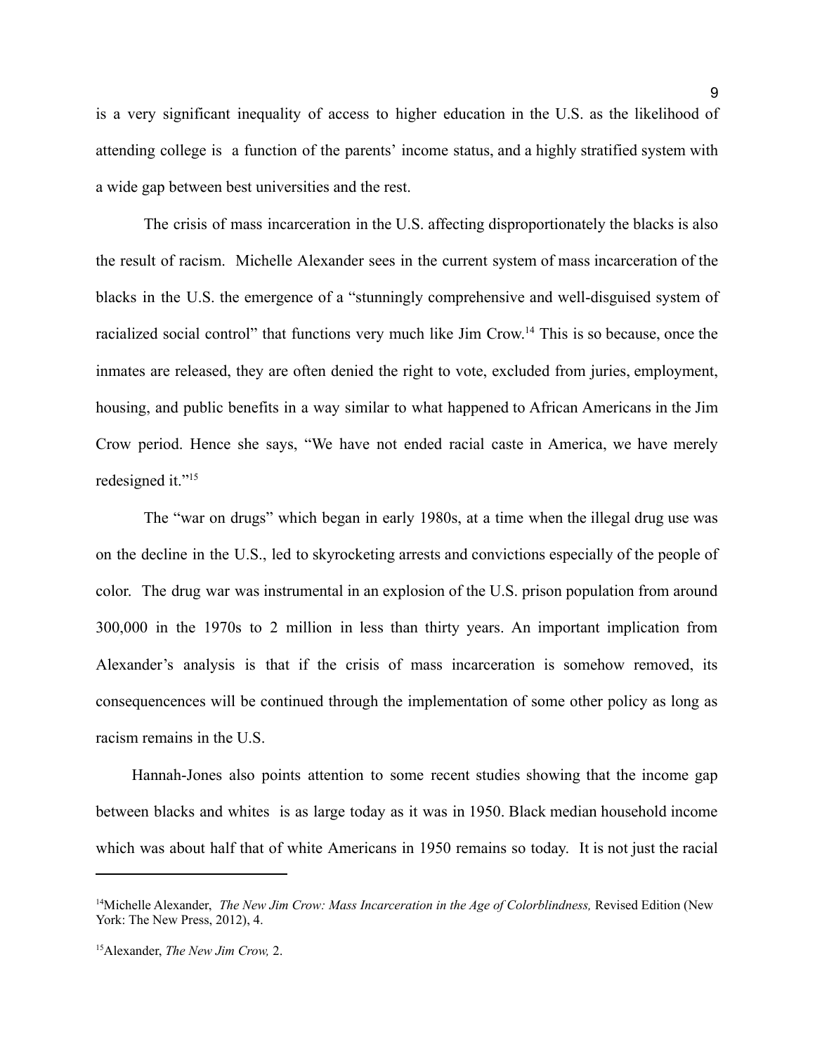is a very significant inequality of access to higher education in the U.S. as the likelihood of attending college is a function of the parents' income status, and a highly stratified system with a wide gap between best universities and the rest.

The crisis of mass incarceration in the U.S. affecting disproportionately the blacks is also the result of racism. Michelle Alexander sees in the current system of mass incarceration of the blacks in the U.S. the emergence of a "stunningly comprehensive and well-disguised system of racialized social control" that functions very much like Jim Crow.[14] This is so because, once the inmates are released, they are often denied the right to vote, excluded from juries, employment, housing, and public benefits in a way similar to what happened to African Americans in the Jim Crow period. Hence she says, "We have not ended racial caste in America, we have merely redesigned it."[15]

The "war on drugs" which began in early 1980s, at a time when the illegal drug use was on the decline in the U.S., led to skyrocketing arrests and convictions especially of the people of color. The drug war was instrumental in an explosion of the U.S. prison population from around 300,000 in the 1970s to 2 million in less than thirty years. An important implication from Alexander's analysis is that if the crisis of mass incarceration is somehow removed, its consequencences will be continued through the implementation of some other policy as long as racism remains in the U.S.

Hannah-Jones also points attention to some recent studies showing that the income gap between blacks and whites is as large today as it was in 1950. Black median household income which was about half that of white Americans in 1950 remains so today. It is not just the racial

---

[14]Michelle Alexander, *The New Jim Crow: Mass Incarceration in the Age of Colorblindness,* Revised Edition (New York: The New Press, 2012), 4.

[15]Alexander, *The New Jim Crow,* 2.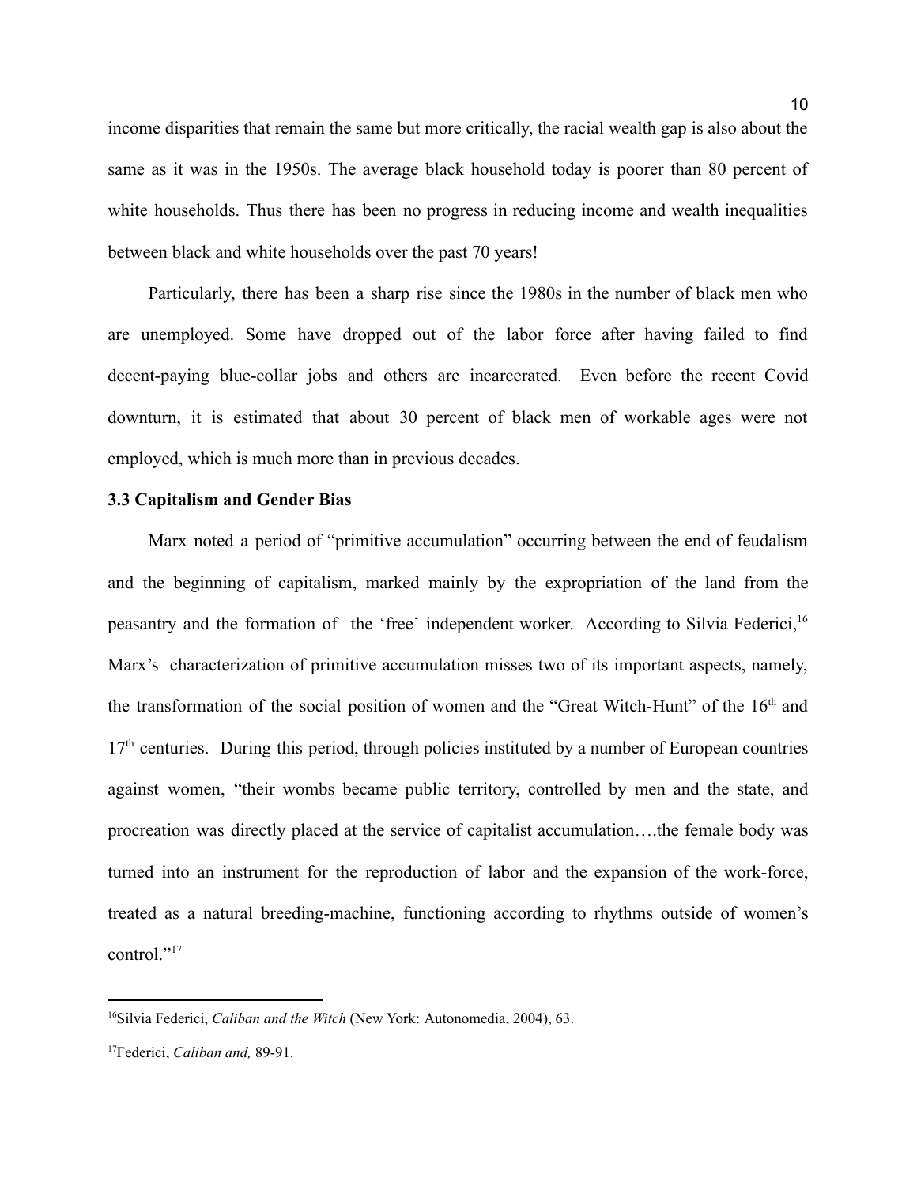income disparities that remain the same but more critically, the racial wealth gap is also about the same as it was in the 1950s. The average black household today is poorer than 80 percent of white households. Thus there has been no progress in reducing income and wealth inequalities between black and white households over the past 70 years!

Particularly, there has been a sharp rise since the 1980s in the number of black men who are unemployed. Some have dropped out of the labor force after having failed to find decent-paying blue-collar jobs and others are incarcerated. Even before the recent Covid downturn, it is estimated that about 30 percent of black men of workable ages were not employed, which is much more than in previous decades.

### 3.3 Capitalism and Gender Bias

Marx noted a period of "primitive accumulation" occurring between the end of feudalism and the beginning of capitalism, marked mainly by the expropriation of the land from the peasantry and the formation of the 'free' independent worker. According to Silvia Federici,[16] Marx's characterization of primitive accumulation misses two of its important aspects, namely, the transformation of the social position of women and the "Great Witch-Hunt" of the 16th and 17th centuries. During this period, through policies instituted by a number of European countries against women, "their wombs became public territory, controlled by men and the state, and procreation was directly placed at the service of capitalist accumulation….the female body was turned into an instrument for the reproduction of labor and the expansion of the work-force, treated as a natural breeding-machine, functioning according to rhythms outside of women's control."[17]

---

[16] Silvia Federici, *Caliban and the Witch* (New York: Autonomedia, 2004), 63.

[17] Federici, *Caliban and,* 89-91.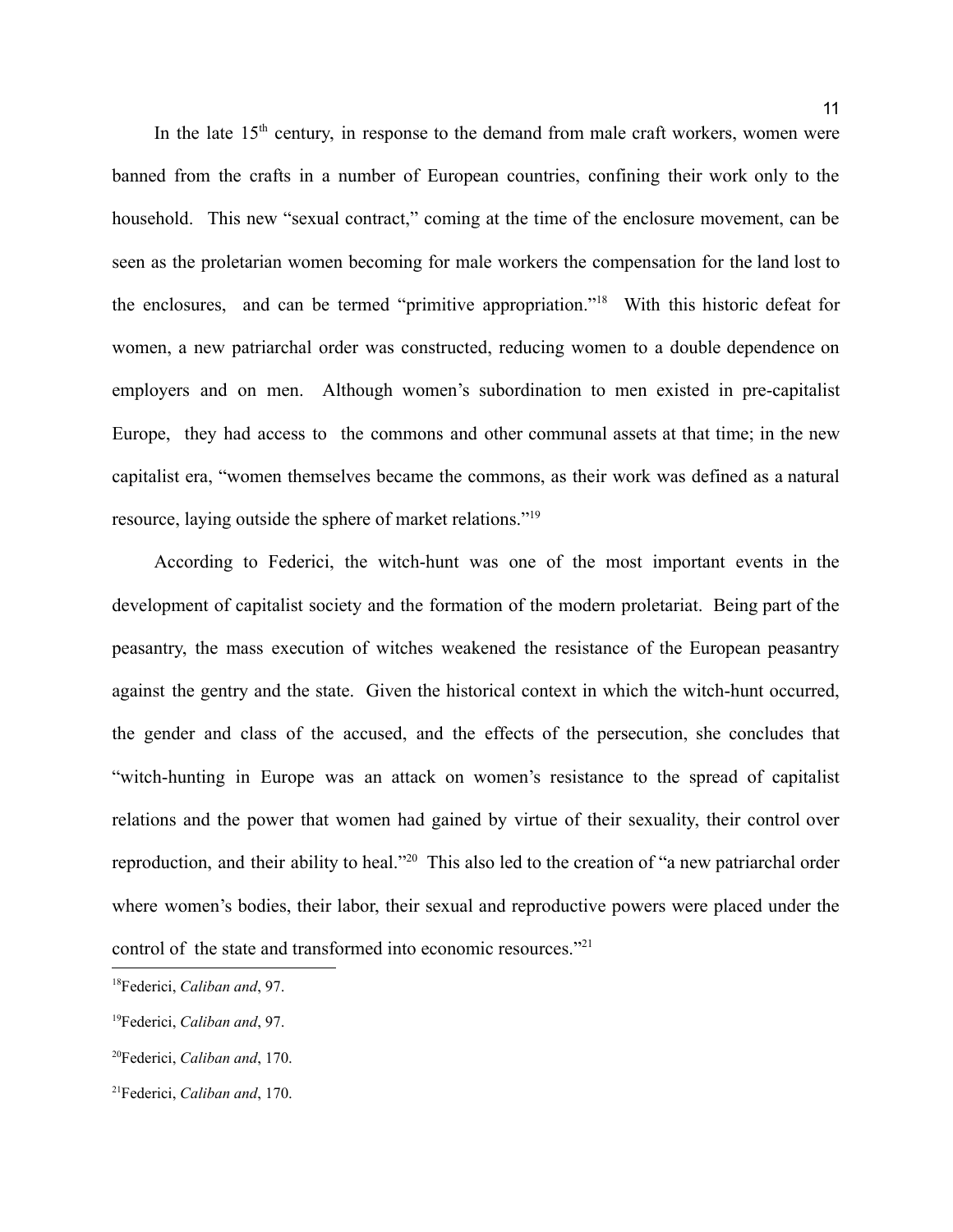In the late 15th century, in response to the demand from male craft workers, women were banned from the crafts in a number of European countries, confining their work only to the household. This new "sexual contract," coming at the time of the enclosure movement, can be seen as the proletarian women becoming for male workers the compensation for the land lost to the enclosures, and can be termed "primitive appropriation."[18] With this historic defeat for women, a new patriarchal order was constructed, reducing women to a double dependence on employers and on men. Although women's subordination to men existed in pre-capitalist Europe, they had access to the commons and other communal assets at that time; in the new capitalist era, "women themselves became the commons, as their work was defined as a natural resource, laying outside the sphere of market relations."[19]

According to Federici, the witch-hunt was one of the most important events in the development of capitalist society and the formation of the modern proletariat. Being part of the peasantry, the mass execution of witches weakened the resistance of the European peasantry against the gentry and the state. Given the historical context in which the witch-hunt occurred, the gender and class of the accused, and the effects of the persecution, she concludes that "witch-hunting in Europe was an attack on women's resistance to the spread of capitalist relations and the power that women had gained by virtue of their sexuality, their control over reproduction, and their ability to heal."[20] This also led to the creation of "a new patriarchal order where women's bodies, their labor, their sexual and reproductive powers were placed under the control of the state and transformed into economic resources."[21]

---

[18]Federici, *Caliban and*, 97.

[19]Federici, *Caliban and*, 97.

[20]Federici, *Caliban and*, 170.

[21]Federici, *Caliban and*, 170.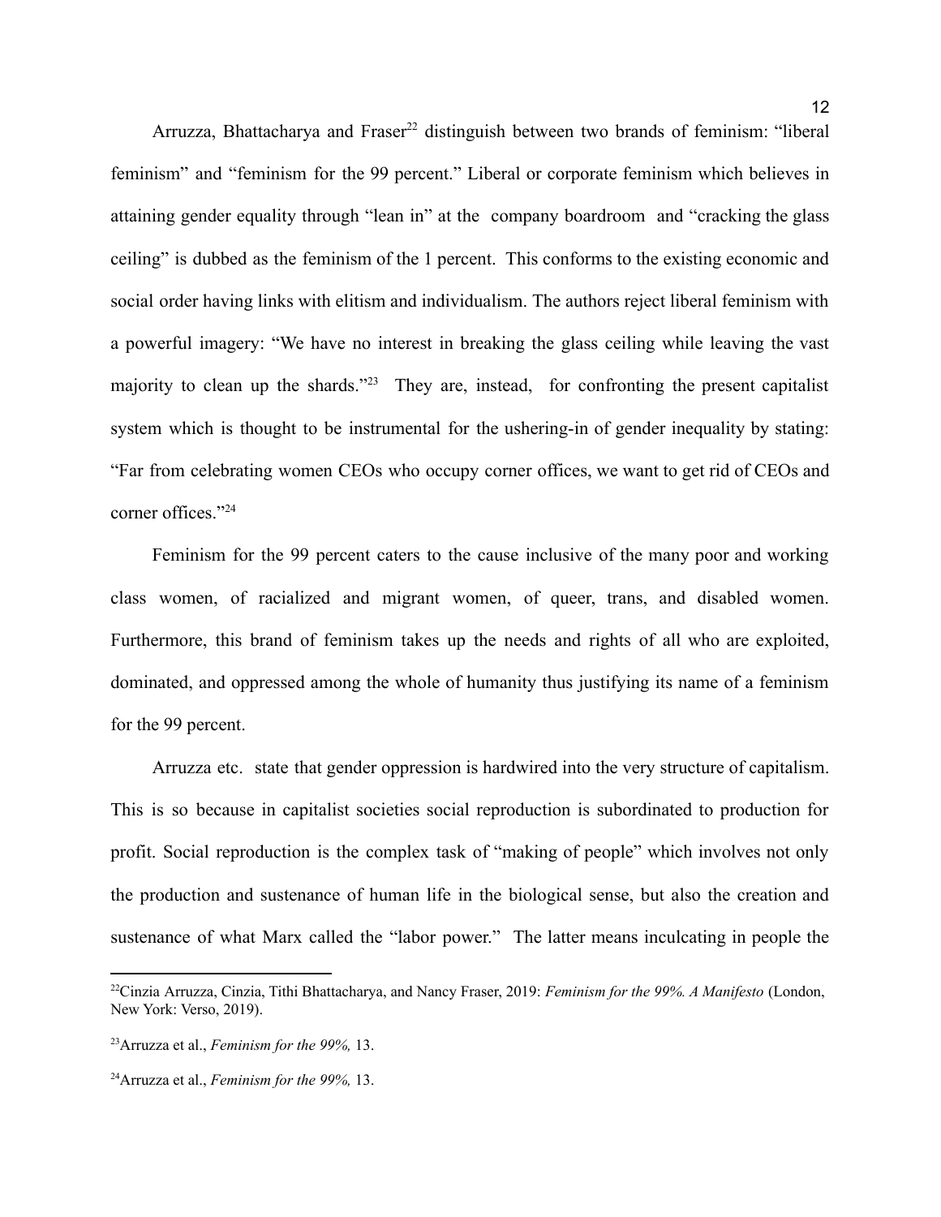Arruzza, Bhattacharya and Fraser[22] distinguish between two brands of feminism: "liberal feminism" and "feminism for the 99 percent." Liberal or corporate feminism which believes in attaining gender equality through "lean in" at the company boardroom and "cracking the glass ceiling" is dubbed as the feminism of the 1 percent. This conforms to the existing economic and social order having links with elitism and individualism. The authors reject liberal feminism with a powerful imagery: "We have no interest in breaking the glass ceiling while leaving the vast majority to clean up the shards."[23] They are, instead, for confronting the present capitalist system which is thought to be instrumental for the ushering-in of gender inequality by stating: "Far from celebrating women CEOs who occupy corner offices, we want to get rid of CEOs and corner offices."[24]

Feminism for the 99 percent caters to the cause inclusive of the many poor and working class women, of racialized and migrant women, of queer, trans, and disabled women. Furthermore, this brand of feminism takes up the needs and rights of all who are exploited, dominated, and oppressed among the whole of humanity thus justifying its name of a feminism for the 99 percent.

Arruzza etc. state that gender oppression is hardwired into the very structure of capitalism. This is so because in capitalist societies social reproduction is subordinated to production for profit. Social reproduction is the complex task of "making of people" which involves not only the production and sustenance of human life in the biological sense, but also the creation and sustenance of what Marx called the "labor power." The latter means inculcating in people the

---

[22]Cinzia Arruzza, Cinzia, Tithi Bhattacharya, and Nancy Fraser, 2019: *Feminism for the 99%. A Manifesto* (London, New York: Verso, 2019).

[23]Arruzza et al., *Feminism for the 99%,* 13.

[24]Arruzza et al., *Feminism for the 99%,* 13.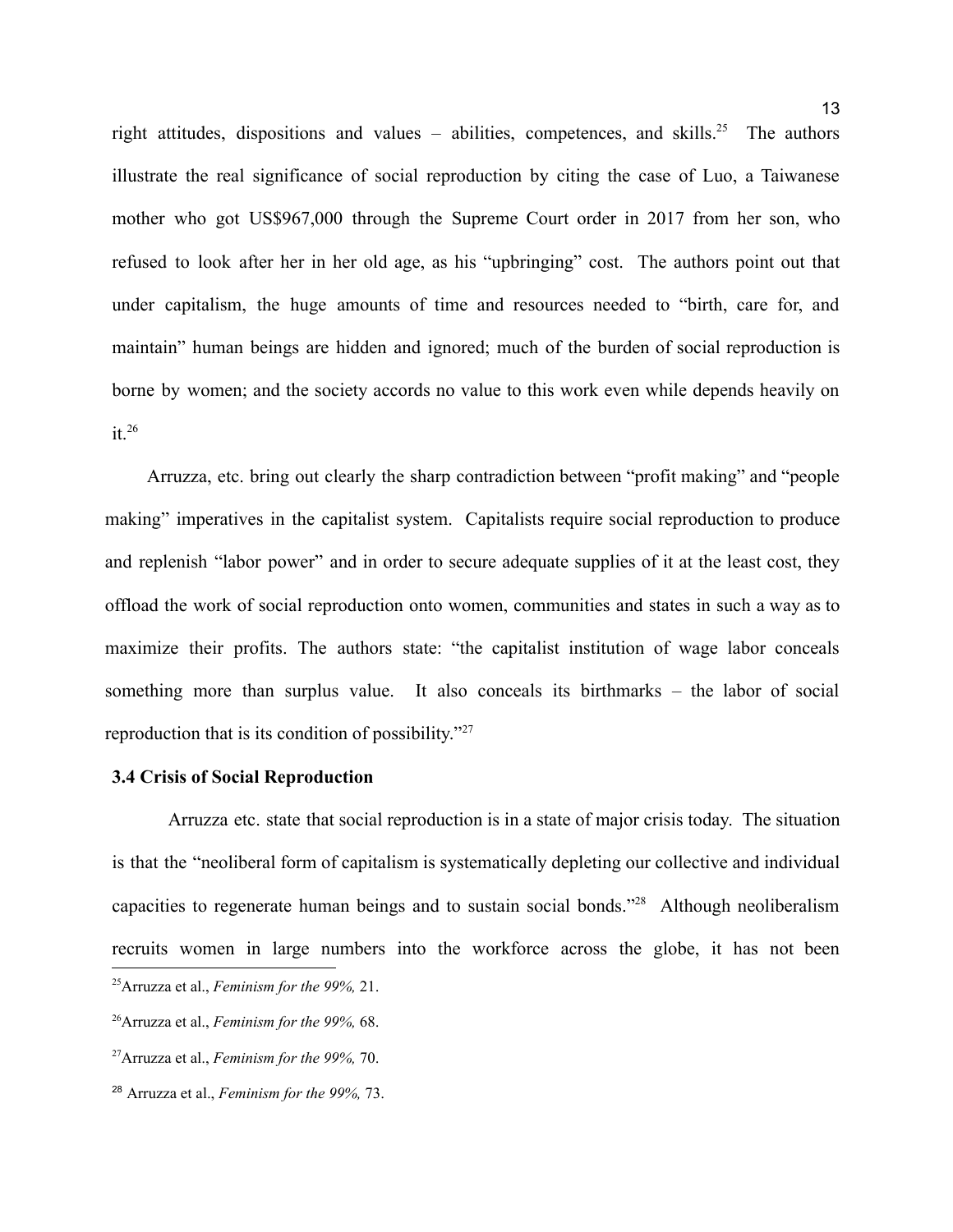right attitudes, dispositions and values – abilities, competences, and skills.[25] The authors illustrate the real significance of social reproduction by citing the case of Luo, a Taiwanese mother who got US$967,000 through the Supreme Court order in 2017 from her son, who refused to look after her in her old age, as his "upbringing" cost. The authors point out that under capitalism, the huge amounts of time and resources needed to "birth, care for, and maintain" human beings are hidden and ignored; much of the burden of social reproduction is borne by women; and the society accords no value to this work even while depends heavily on it.[26]

Arruzza, etc. bring out clearly the sharp contradiction between "profit making" and "people making" imperatives in the capitalist system. Capitalists require social reproduction to produce and replenish "labor power" and in order to secure adequate supplies of it at the least cost, they offload the work of social reproduction onto women, communities and states in such a way as to maximize their profits. The authors state: "the capitalist institution of wage labor conceals something more than surplus value. It also conceals its birthmarks – the labor of social reproduction that is its condition of possibility."[27]

### 3.4 Crisis of Social Reproduction

Arruzza etc. state that social reproduction is in a state of major crisis today. The situation is that the "neoliberal form of capitalism is systematically depleting our collective and individual capacities to regenerate human beings and to sustain social bonds."[28] Although neoliberalism recruits women in large numbers into the workforce across the globe, it has not been

---

[25] Arruzza et al., *Feminism for the 99%,* 21.

[26] Arruzza et al., *Feminism for the 99%,* 68.

[27] Arruzza et al., *Feminism for the 99%,* 70.

[28] Arruzza et al., *Feminism for the 99%,* 73.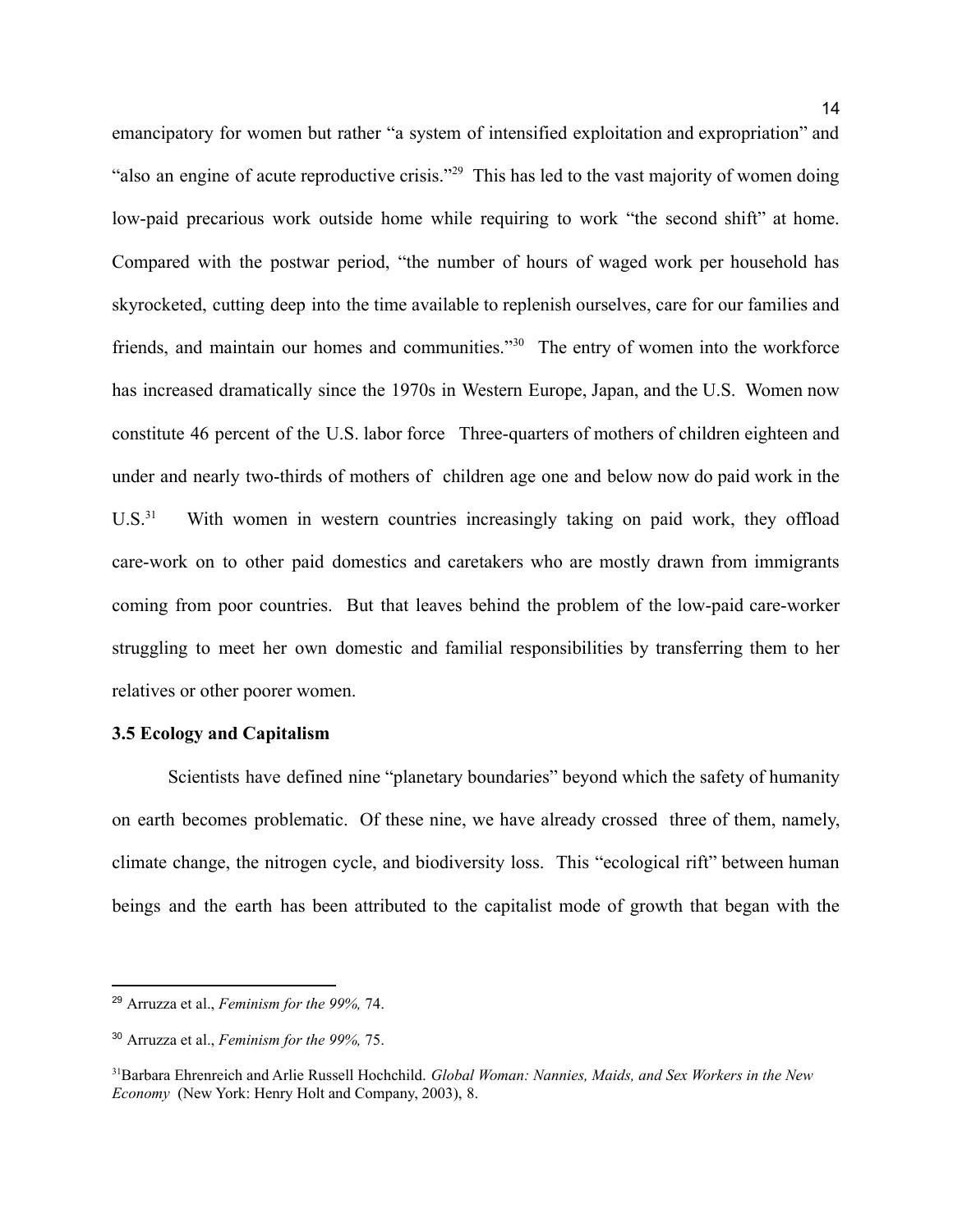emancipatory for women but rather "a system of intensified exploitation and expropriation" and "also an engine of acute reproductive crisis."[29] This has led to the vast majority of women doing low-paid precarious work outside home while requiring to work "the second shift" at home. Compared with the postwar period, "the number of hours of waged work per household has skyrocketed, cutting deep into the time available to replenish ourselves, care for our families and friends, and maintain our homes and communities."[30] The entry of women into the workforce has increased dramatically since the 1970s in Western Europe, Japan, and the U.S. Women now constitute 46 percent of the U.S. labor force Three-quarters of mothers of children eighteen and under and nearly two-thirds of mothers of children age one and below now do paid work in the U.S.[31] With women in western countries increasingly taking on paid work, they offload care-work on to other paid domestics and caretakers who are mostly drawn from immigrants coming from poor countries. But that leaves behind the problem of the low-paid care-worker struggling to meet her own domestic and familial responsibilities by transferring them to her relatives or other poorer women.

### 3.5 Ecology and Capitalism

Scientists have defined nine "planetary boundaries" beyond which the safety of humanity on earth becomes problematic. Of these nine, we have already crossed three of them, namely, climate change, the nitrogen cycle, and biodiversity loss. This "ecological rift" between human beings and the earth has been attributed to the capitalist mode of growth that began with the

---

[29] Arruzza et al., *Feminism for the 99%,* 74.

[30] Arruzza et al., *Feminism for the 99%,* 75.

[31] Barbara Ehrenreich and Arlie Russell Hochchild. *Global Woman: Nannies, Maids, and Sex Workers in the New Economy* (New York: Henry Holt and Company, 2003), 8.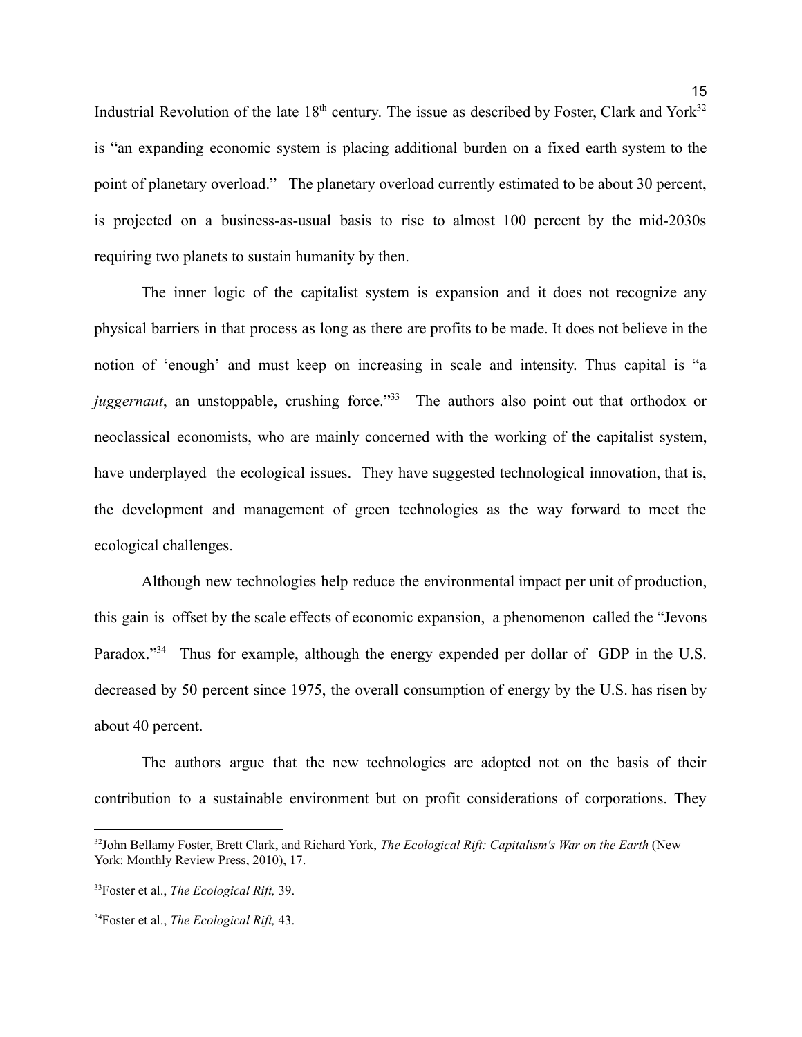Industrial Revolution of the late 18th century. The issue as described by Foster, Clark and York[32] is "an expanding economic system is placing additional burden on a fixed earth system to the point of planetary overload." The planetary overload currently estimated to be about 30 percent, is projected on a business-as-usual basis to rise to almost 100 percent by the mid-2030s requiring two planets to sustain humanity by then.

The inner logic of the capitalist system is expansion and it does not recognize any physical barriers in that process as long as there are profits to be made. It does not believe in the notion of 'enough' and must keep on increasing in scale and intensity. Thus capital is "a *juggernaut*, an unstoppable, crushing force."[33] The authors also point out that orthodox or neoclassical economists, who are mainly concerned with the working of the capitalist system, have underplayed the ecological issues. They have suggested technological innovation, that is, the development and management of green technologies as the way forward to meet the ecological challenges.

Although new technologies help reduce the environmental impact per unit of production, this gain is offset by the scale effects of economic expansion, a phenomenon called the "Jevons Paradox."[34] Thus for example, although the energy expended per dollar of GDP in the U.S. decreased by 50 percent since 1975, the overall consumption of energy by the U.S. has risen by about 40 percent.

The authors argue that the new technologies are adopted not on the basis of their contribution to a sustainable environment but on profit considerations of corporations. They

---

[32]John Bellamy Foster, Brett Clark, and Richard York, *The Ecological Rift: Capitalism's War on the Earth* (New York: Monthly Review Press, 2010), 17.

[33]Foster et al., *The Ecological Rift,* 39.

[34]Foster et al., *The Ecological Rift,* 43.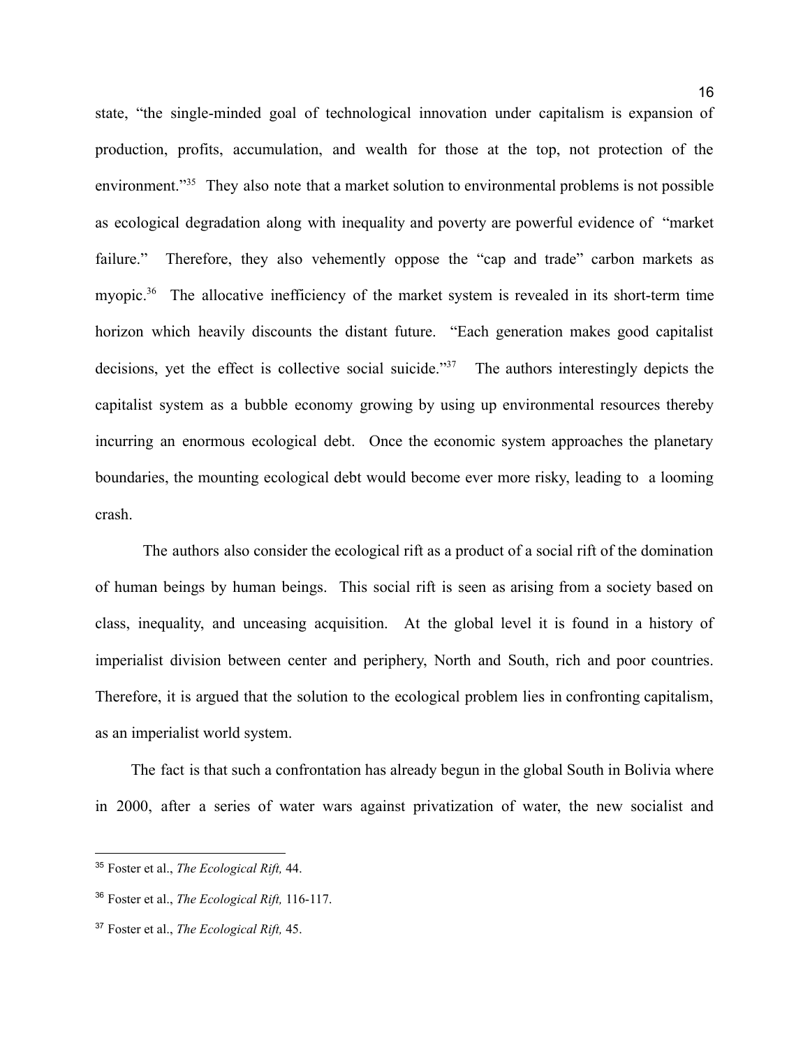state, "the single-minded goal of technological innovation under capitalism is expansion of production, profits, accumulation, and wealth for those at the top, not protection of the environment."[35] They also note that a market solution to environmental problems is not possible as ecological degradation along with inequality and poverty are powerful evidence of "market failure." Therefore, they also vehemently oppose the "cap and trade" carbon markets as myopic.[36] The allocative inefficiency of the market system is revealed in its short-term time horizon which heavily discounts the distant future. "Each generation makes good capitalist decisions, yet the effect is collective social suicide."[37] The authors interestingly depicts the capitalist system as a bubble economy growing by using up environmental resources thereby incurring an enormous ecological debt. Once the economic system approaches the planetary boundaries, the mounting ecological debt would become ever more risky, leading to a looming crash.

The authors also consider the ecological rift as a product of a social rift of the domination of human beings by human beings. This social rift is seen as arising from a society based on class, inequality, and unceasing acquisition. At the global level it is found in a history of imperialist division between center and periphery, North and South, rich and poor countries. Therefore, it is argued that the solution to the ecological problem lies in confronting capitalism, as an imperialist world system.

The fact is that such a confrontation has already begun in the global South in Bolivia where in 2000, after a series of water wars against privatization of water, the new socialist and

---

[35] Foster et al., *The Ecological Rift,* 44.

[36] Foster et al., *The Ecological Rift,* 116-117.

[37] Foster et al., *The Ecological Rift,* 45.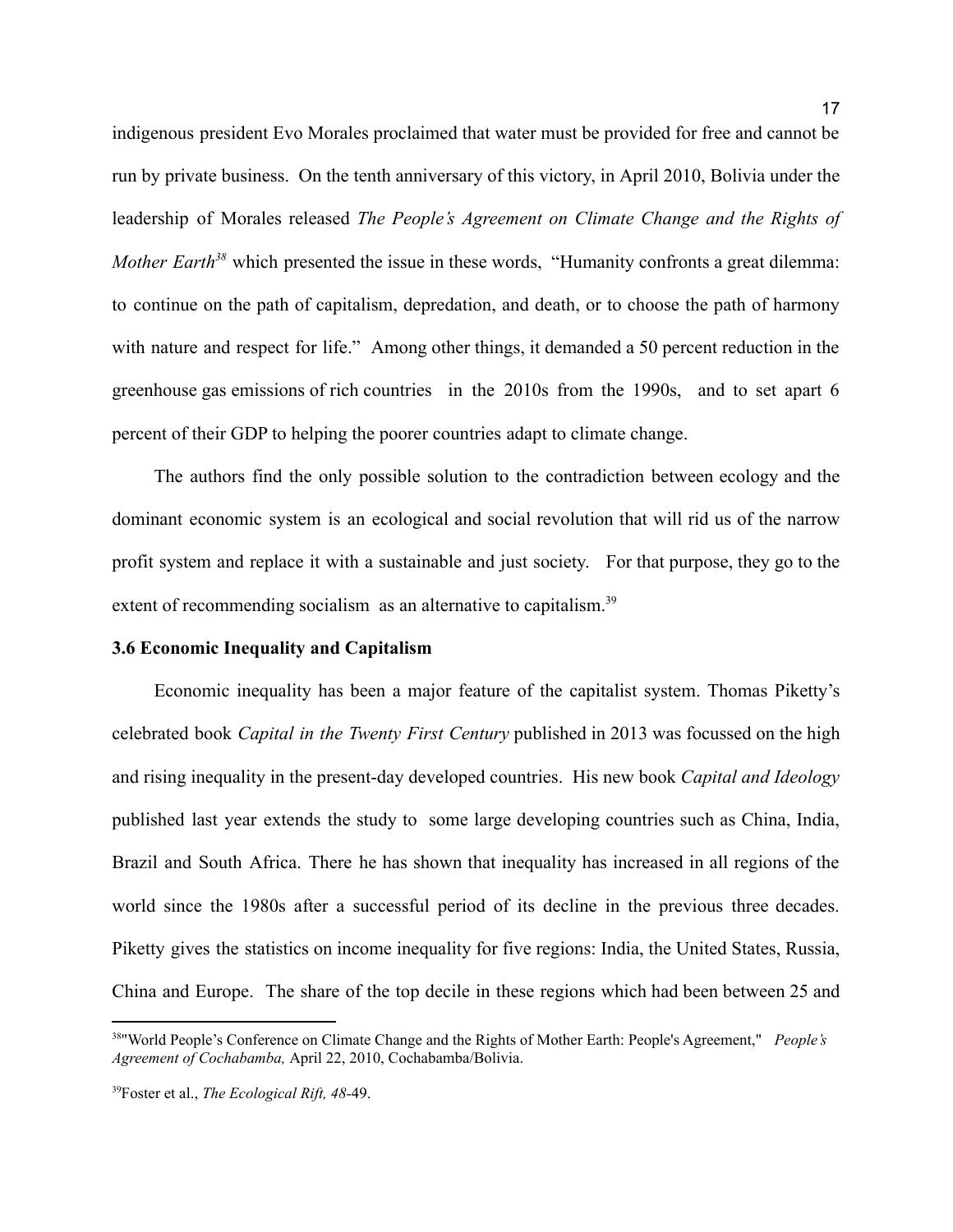indigenous president Evo Morales proclaimed that water must be provided for free and cannot be run by private business. On the tenth anniversary of this victory, in April 2010, Bolivia under the leadership of Morales released *The People's Agreement on Climate Change and the Rights of Mother Earth*[38] which presented the issue in these words, "Humanity confronts a great dilemma: to continue on the path of capitalism, depredation, and death, or to choose the path of harmony with nature and respect for life." Among other things, it demanded a 50 percent reduction in the greenhouse gas emissions of rich countries in the 2010s from the 1990s, and to set apart 6 percent of their GDP to helping the poorer countries adapt to climate change.

The authors find the only possible solution to the contradiction between ecology and the dominant economic system is an ecological and social revolution that will rid us of the narrow profit system and replace it with a sustainable and just society. For that purpose, they go to the extent of recommending socialism as an alternative to capitalism.[39]

### 3.6 Economic Inequality and Capitalism

Economic inequality has been a major feature of the capitalist system. Thomas Piketty's celebrated book *Capital in the Twenty First Century* published in 2013 was focussed on the high and rising inequality in the present-day developed countries. His new book *Capital and Ideology* published last year extends the study to some large developing countries such as China, India, Brazil and South Africa. There he has shown that inequality has increased in all regions of the world since the 1980s after a successful period of its decline in the previous three decades. Piketty gives the statistics on income inequality for five regions: India, the United States, Russia, China and Europe. The share of the top decile in these regions which had been between 25 and

---

[38] "World People's Conference on Climate Change and the Rights of Mother Earth: People's Agreement," *People's Agreement of Cochabamba,* April 22, 2010, Cochabamba/Bolivia.

[39] Foster et al., *The Ecological Rift, 48*-49.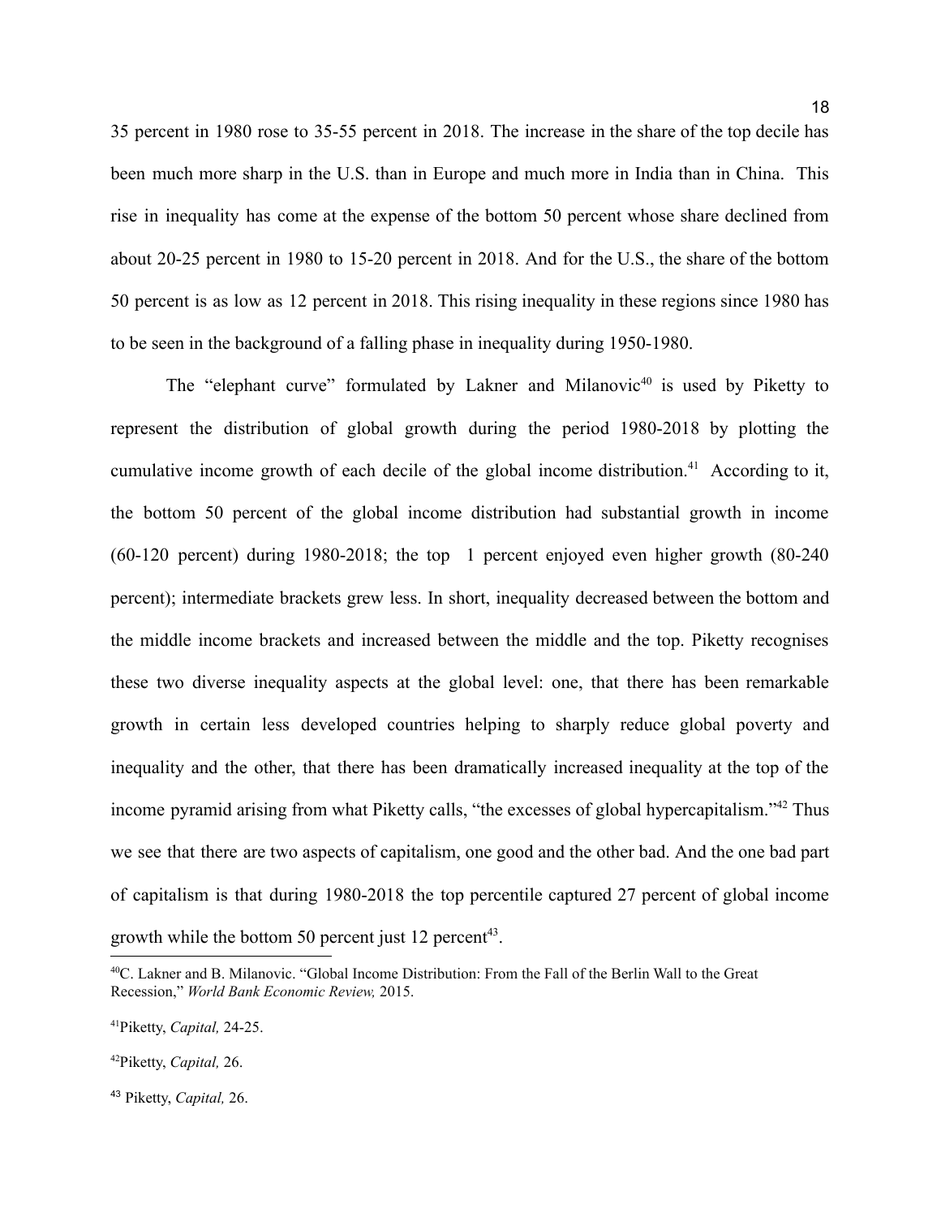35 percent in 1980 rose to 35-55 percent in 2018. The increase in the share of the top decile has been much more sharp in the U.S. than in Europe and much more in India than in China. This rise in inequality has come at the expense of the bottom 50 percent whose share declined from about 20-25 percent in 1980 to 15-20 percent in 2018. And for the U.S., the share of the bottom 50 percent is as low as 12 percent in 2018. This rising inequality in these regions since 1980 has to be seen in the background of a falling phase in inequality during 1950-1980.

The "elephant curve" formulated by Lakner and Milanovic[40] is used by Piketty to represent the distribution of global growth during the period 1980-2018 by plotting the cumulative income growth of each decile of the global income distribution.[41] According to it, the bottom 50 percent of the global income distribution had substantial growth in income (60-120 percent) during 1980-2018; the top 1 percent enjoyed even higher growth (80-240 percent); intermediate brackets grew less. In short, inequality decreased between the bottom and the middle income brackets and increased between the middle and the top. Piketty recognises these two diverse inequality aspects at the global level: one, that there has been remarkable growth in certain less developed countries helping to sharply reduce global poverty and inequality and the other, that there has been dramatically increased inequality at the top of the income pyramid arising from what Piketty calls, "the excesses of global hypercapitalism."[42] Thus we see that there are two aspects of capitalism, one good and the other bad. And the one bad part of capitalism is that during 1980-2018 the top percentile captured 27 percent of global income growth while the bottom 50 percent just 12 percent[43].

---

[40] C. Lakner and B. Milanovic. "Global Income Distribution: From the Fall of the Berlin Wall to the Great Recession," *World Bank Economic Review,* 2015.

[41] Piketty, *Capital,* 24-25.

[42] Piketty, *Capital,* 26.

[43] Piketty, *Capital,* 26.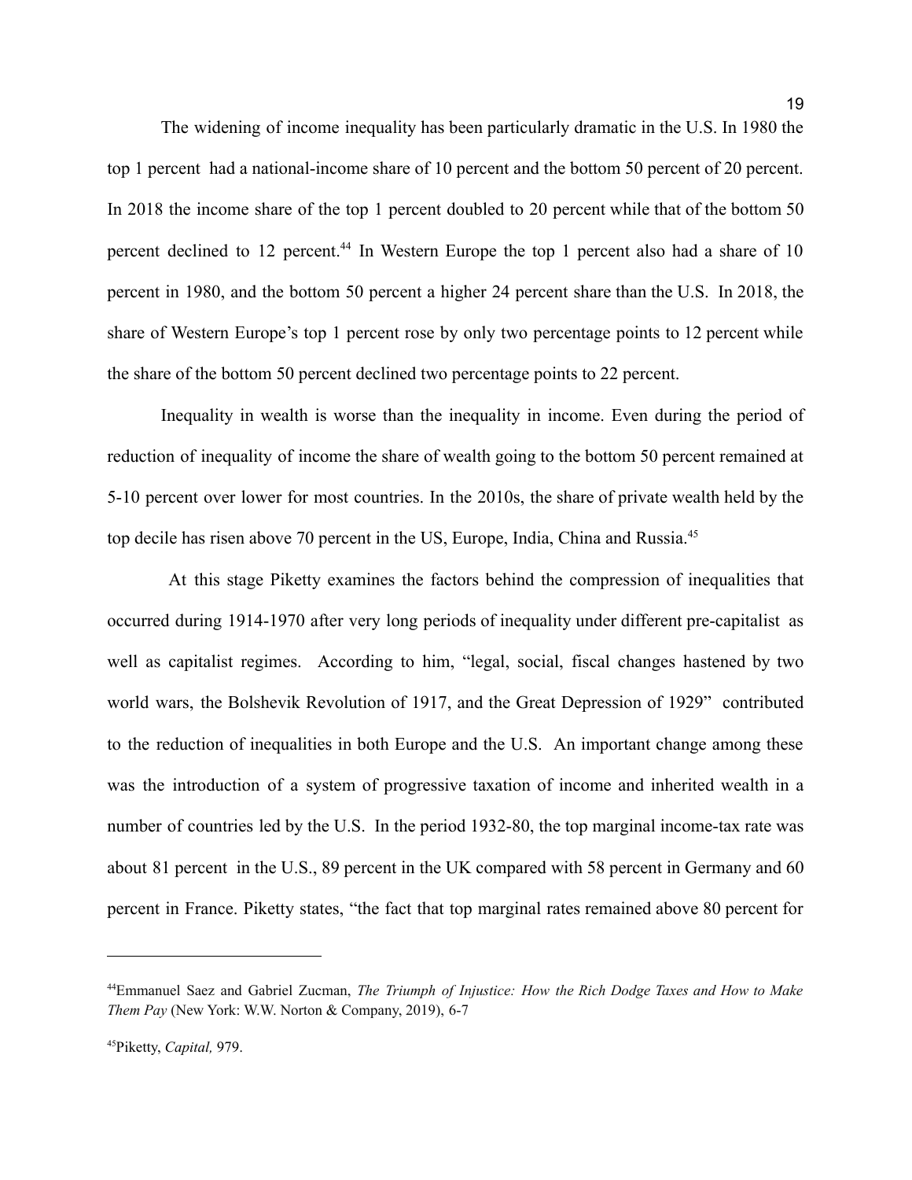The widening of income inequality has been particularly dramatic in the U.S. In 1980 the top 1 percent had a national-income share of 10 percent and the bottom 50 percent of 20 percent. In 2018 the income share of the top 1 percent doubled to 20 percent while that of the bottom 50 percent declined to 12 percent.[44] In Western Europe the top 1 percent also had a share of 10 percent in 1980, and the bottom 50 percent a higher 24 percent share than the U.S. In 2018, the share of Western Europe's top 1 percent rose by only two percentage points to 12 percent while the share of the bottom 50 percent declined two percentage points to 22 percent.

Inequality in wealth is worse than the inequality in income. Even during the period of reduction of inequality of income the share of wealth going to the bottom 50 percent remained at 5-10 percent over lower for most countries. In the 2010s, the share of private wealth held by the top decile has risen above 70 percent in the US, Europe, India, China and Russia.[45]

At this stage Piketty examines the factors behind the compression of inequalities that occurred during 1914-1970 after very long periods of inequality under different pre-capitalist as well as capitalist regimes. According to him, "legal, social, fiscal changes hastened by two world wars, the Bolshevik Revolution of 1917, and the Great Depression of 1929" contributed to the reduction of inequalities in both Europe and the U.S. An important change among these was the introduction of a system of progressive taxation of income and inherited wealth in a number of countries led by the U.S. In the period 1932-80, the top marginal income-tax rate was about 81 percent in the U.S., 89 percent in the UK compared with 58 percent in Germany and 60 percent in France. Piketty states, "the fact that top marginal rates remained above 80 percent for

---

[44] Emmanuel Saez and Gabriel Zucman, *The Triumph of Injustice: How the Rich Dodge Taxes and How to Make Them Pay* (New York: W.W. Norton & Company, 2019), 6-7

[45] Piketty, *Capital,* 979.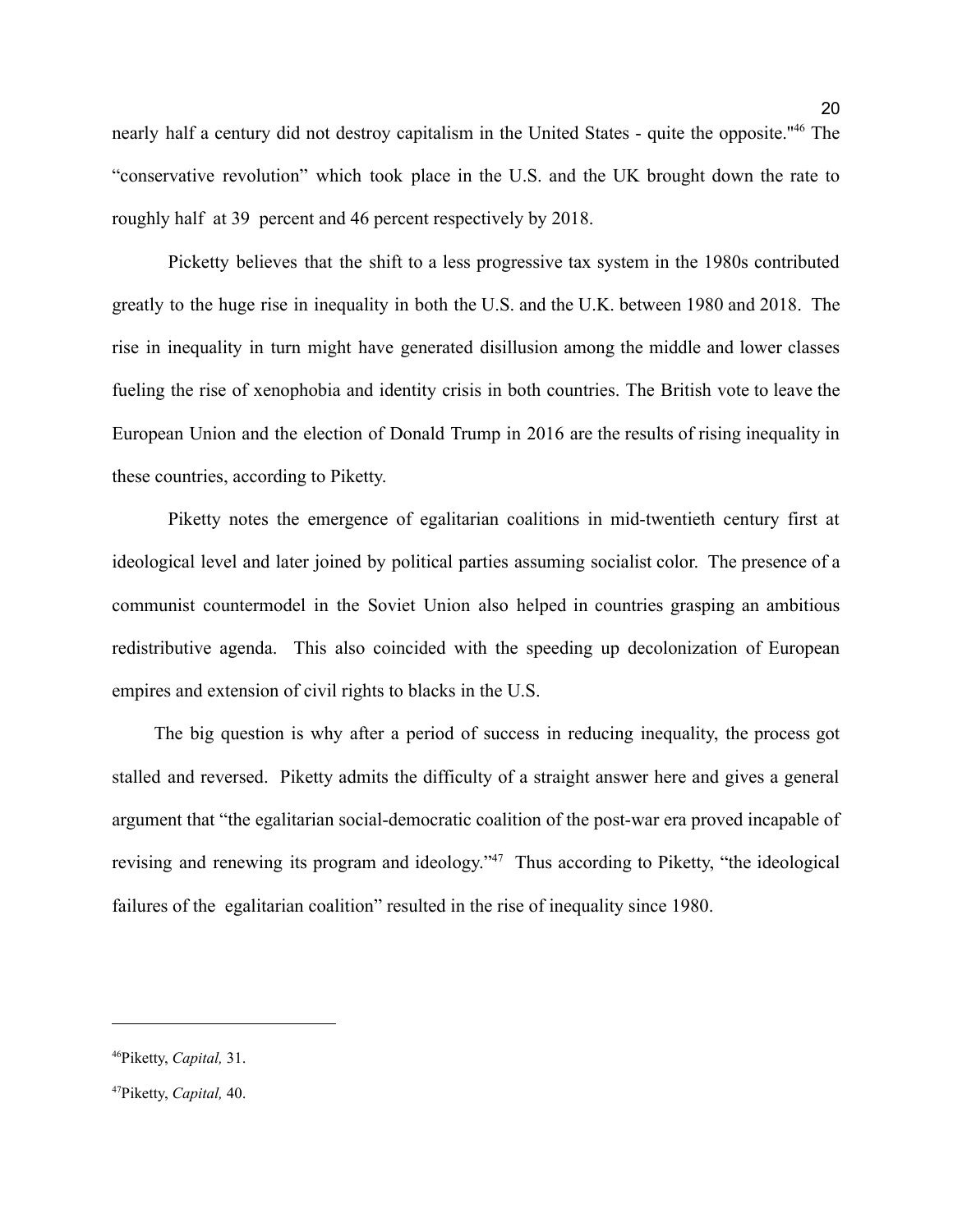nearly half a century did not destroy capitalism in the United States - quite the opposite."[46] The "conservative revolution" which took place in the U.S. and the UK brought down the rate to roughly half at 39 percent and 46 percent respectively by 2018.

Picketty believes that the shift to a less progressive tax system in the 1980s contributed greatly to the huge rise in inequality in both the U.S. and the U.K. between 1980 and 2018. The rise in inequality in turn might have generated disillusion among the middle and lower classes fueling the rise of xenophobia and identity crisis in both countries. The British vote to leave the European Union and the election of Donald Trump in 2016 are the results of rising inequality in these countries, according to Piketty.

Piketty notes the emergence of egalitarian coalitions in mid-twentieth century first at ideological level and later joined by political parties assuming socialist color. The presence of a communist countermodel in the Soviet Union also helped in countries grasping an ambitious redistributive agenda. This also coincided with the speeding up decolonization of European empires and extension of civil rights to blacks in the U.S.

The big question is why after a period of success in reducing inequality, the process got stalled and reversed. Piketty admits the difficulty of a straight answer here and gives a general argument that "the egalitarian social-democratic coalition of the post-war era proved incapable of revising and renewing its program and ideology."[47] Thus according to Piketty, "the ideological failures of the egalitarian coalition" resulted in the rise of inequality since 1980.

---

[46] Piketty, *Capital,* 31.

[47] Piketty, *Capital,* 40.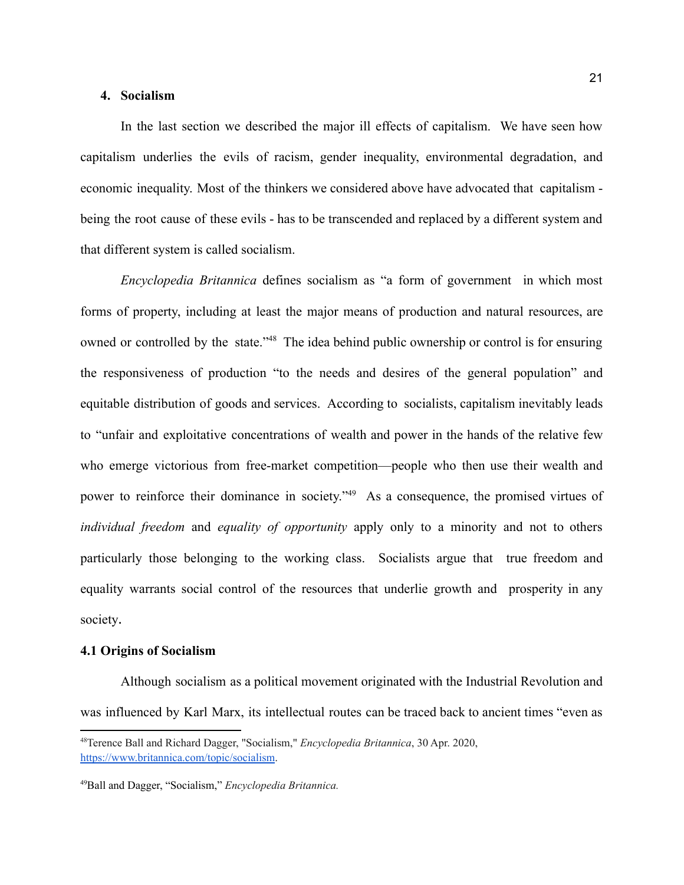## 4. Socialism

In the last section we described the major ill effects of capitalism. We have seen how capitalism underlies the evils of racism, gender inequality, environmental degradation, and economic inequality. Most of the thinkers we considered above have advocated that capitalism - being the root cause of these evils - has to be transcended and replaced by a different system and that different system is called socialism.

*Encyclopedia Britannica* defines socialism as "a form of government in which most forms of property, including at least the major means of production and natural resources, are owned or controlled by the state."[48] The idea behind public ownership or control is for ensuring the responsiveness of production "to the needs and desires of the general population" and equitable distribution of goods and services. According to socialists, capitalism inevitably leads to "unfair and exploitative concentrations of wealth and power in the hands of the relative few who emerge victorious from free-market competition—people who then use their wealth and power to reinforce their dominance in society."[49] As a consequence, the promised virtues of *individual freedom* and *equality of opportunity* apply only to a minority and not to others particularly those belonging to the working class. Socialists argue that true freedom and equality warrants social control of the resources that underlie growth and prosperity in any society.

### 4.1 Origins of Socialism

Although socialism as a political movement originated with the Industrial Revolution and was influenced by Karl Marx, its intellectual routes can be traced back to ancient times "even as

---

[48]Terence Ball and Richard Dagger, "Socialism," *Encyclopedia Britannica*, 30 Apr. 2020, https://www.britannica.com/topic/socialism.

[49]Ball and Dagger, "Socialism," *Encyclopedia Britannica.*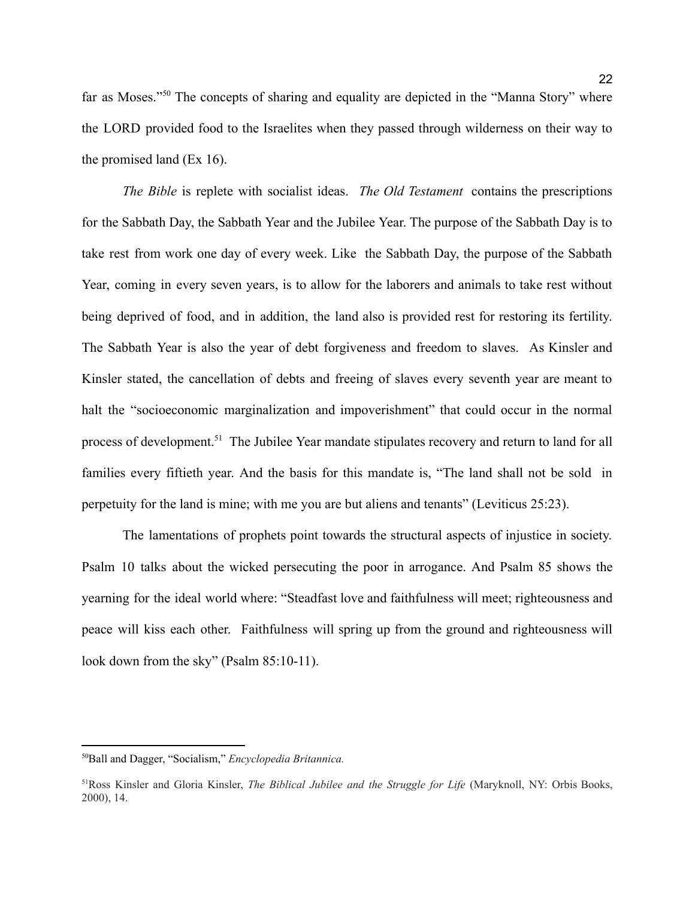far as Moses."[50] The concepts of sharing and equality are depicted in the "Manna Story" where the LORD provided food to the Israelites when they passed through wilderness on their way to the promised land (Ex 16).

*The Bible* is replete with socialist ideas. *The Old Testament* contains the prescriptions for the Sabbath Day, the Sabbath Year and the Jubilee Year. The purpose of the Sabbath Day is to take rest from work one day of every week. Like the Sabbath Day, the purpose of the Sabbath Year, coming in every seven years, is to allow for the laborers and animals to take rest without being deprived of food, and in addition, the land also is provided rest for restoring its fertility. The Sabbath Year is also the year of debt forgiveness and freedom to slaves. As Kinsler and Kinsler stated, the cancellation of debts and freeing of slaves every seventh year are meant to halt the "socioeconomic marginalization and impoverishment" that could occur in the normal process of development.[51] The Jubilee Year mandate stipulates recovery and return to land for all families every fiftieth year. And the basis for this mandate is, "The land shall not be sold in perpetuity for the land is mine; with me you are but aliens and tenants" (Leviticus 25:23).

The lamentations of prophets point towards the structural aspects of injustice in society. Psalm 10 talks about the wicked persecuting the poor in arrogance. And Psalm 85 shows the yearning for the ideal world where: "Steadfast love and faithfulness will meet; righteousness and peace will kiss each other. Faithfulness will spring up from the ground and righteousness will look down from the sky" (Psalm 85:10-11).

---

[50]Ball and Dagger, "Socialism," *Encyclopedia Britannica.*

[51]Ross Kinsler and Gloria Kinsler, *The Biblical Jubilee and the Struggle for Life* (Maryknoll, NY: Orbis Books, 2000), 14.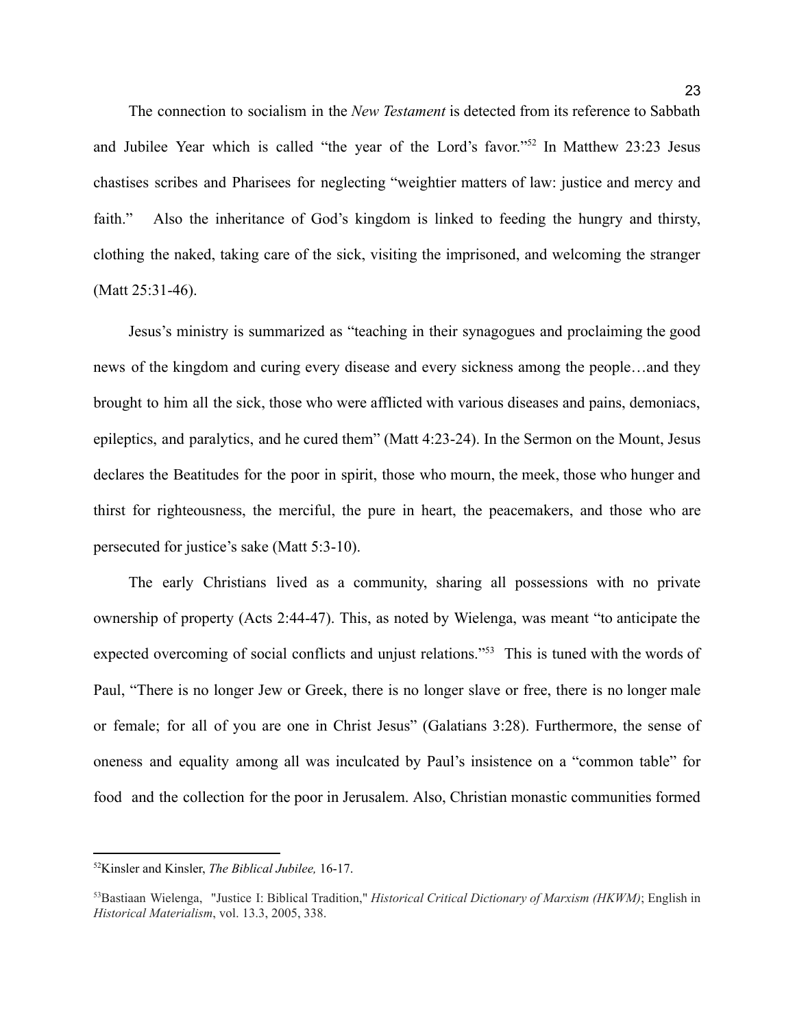The connection to socialism in the *New Testament* is detected from its reference to Sabbath and Jubilee Year which is called "the year of the Lord's favor."[52] In Matthew 23:23 Jesus chastises scribes and Pharisees for neglecting "weightier matters of law: justice and mercy and faith." Also the inheritance of God's kingdom is linked to feeding the hungry and thirsty, clothing the naked, taking care of the sick, visiting the imprisoned, and welcoming the stranger (Matt 25:31-46).

Jesus's ministry is summarized as "teaching in their synagogues and proclaiming the good news of the kingdom and curing every disease and every sickness among the people…and they brought to him all the sick, those who were afflicted with various diseases and pains, demoniacs, epileptics, and paralytics, and he cured them" (Matt 4:23-24). In the Sermon on the Mount, Jesus declares the Beatitudes for the poor in spirit, those who mourn, the meek, those who hunger and thirst for righteousness, the merciful, the pure in heart, the peacemakers, and those who are persecuted for justice's sake (Matt 5:3-10).

The early Christians lived as a community, sharing all possessions with no private ownership of property (Acts 2:44-47). This, as noted by Wielenga, was meant "to anticipate the expected overcoming of social conflicts and unjust relations."[53] This is tuned with the words of Paul, "There is no longer Jew or Greek, there is no longer slave or free, there is no longer male or female; for all of you are one in Christ Jesus" (Galatians 3:28). Furthermore, the sense of oneness and equality among all was inculcated by Paul's insistence on a "common table" for food and the collection for the poor in Jerusalem. Also, Christian monastic communities formed

---

[52]Kinsler and Kinsler, *The Biblical Jubilee,* 16-17.

[53]Bastiaan Wielenga, "Justice I: Biblical Tradition," *Historical Critical Dictionary of Marxism (HKWM)*; English in *Historical Materialism*, vol. 13.3, 2005, 338.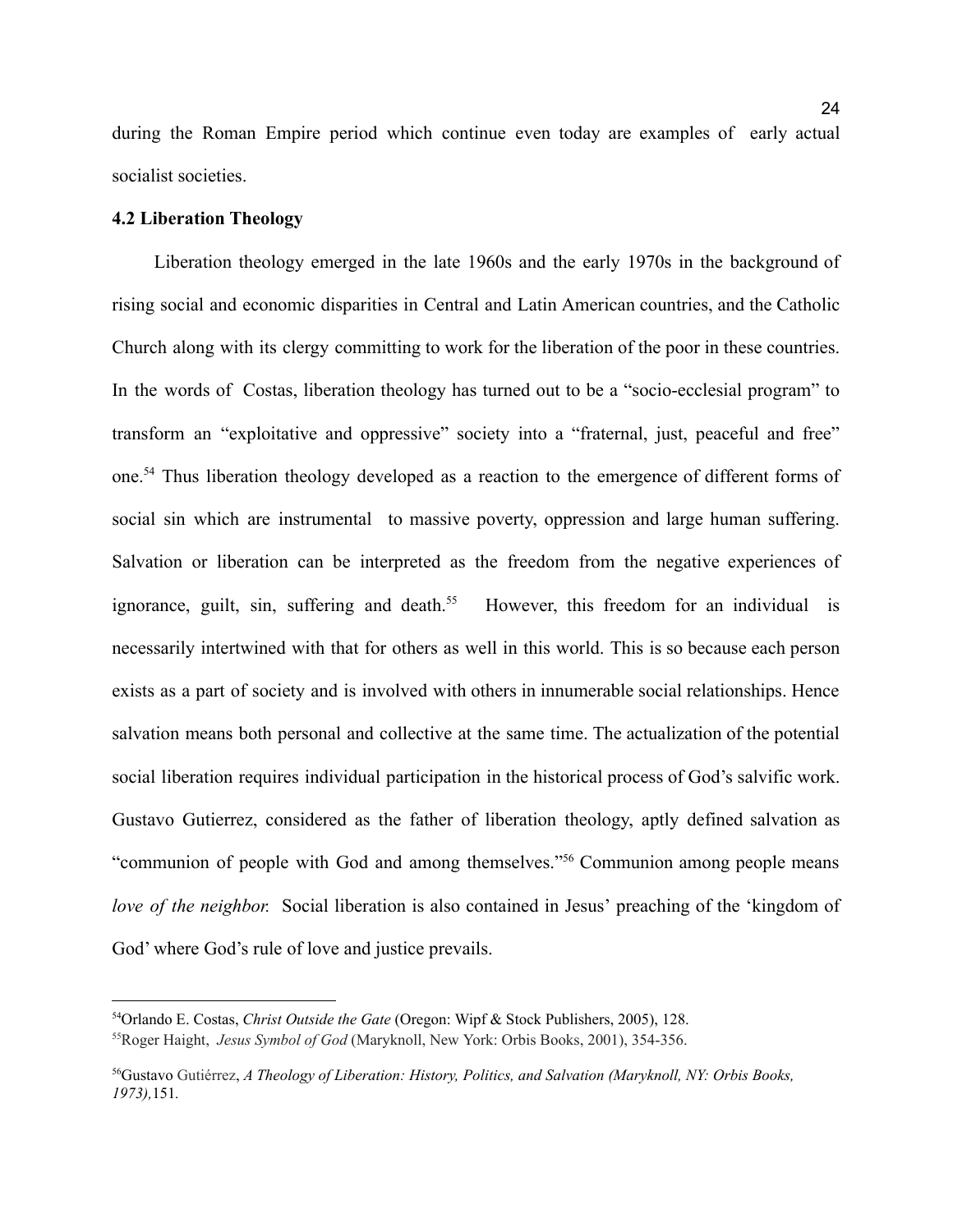during the Roman Empire period which continue even today are examples of early actual socialist societies.

**4.2 Liberation Theology**

Liberation theology emerged in the late 1960s and the early 1970s in the background of rising social and economic disparities in Central and Latin American countries, and the Catholic Church along with its clergy committing to work for the liberation of the poor in these countries. In the words of Costas, liberation theology has turned out to be a "socio-ecclesial program" to transform an "exploitative and oppressive" society into a "fraternal, just, peaceful and free" one.[54] Thus liberation theology developed as a reaction to the emergence of different forms of social sin which are instrumental to massive poverty, oppression and large human suffering. Salvation or liberation can be interpreted as the freedom from the negative experiences of ignorance, guilt, sin, suffering and death.[55] However, this freedom for an individual is necessarily intertwined with that for others as well in this world. This is so because each person exists as a part of society and is involved with others in innumerable social relationships. Hence salvation means both personal and collective at the same time. The actualization of the potential social liberation requires individual participation in the historical process of God's salvific work. Gustavo Gutierrez, considered as the father of liberation theology, aptly defined salvation as "communion of people with God and among themselves."[56] Communion among people means *love of the neighbor.* Social liberation is also contained in Jesus' preaching of the 'kingdom of God' where God's rule of love and justice prevails.

---

[54]Orlando E. Costas, *Christ Outside the Gate* (Oregon: Wipf & Stock Publishers, 2005), 128.

[55]Roger Haight, *Jesus Symbol of God* (Maryknoll, New York: Orbis Books, 2001), 354-356.

[56]Gustavo Gutiérrez, *A Theology of Liberation: History, Politics, and Salvation (Maryknoll, NY: Orbis Books, 1973),*151.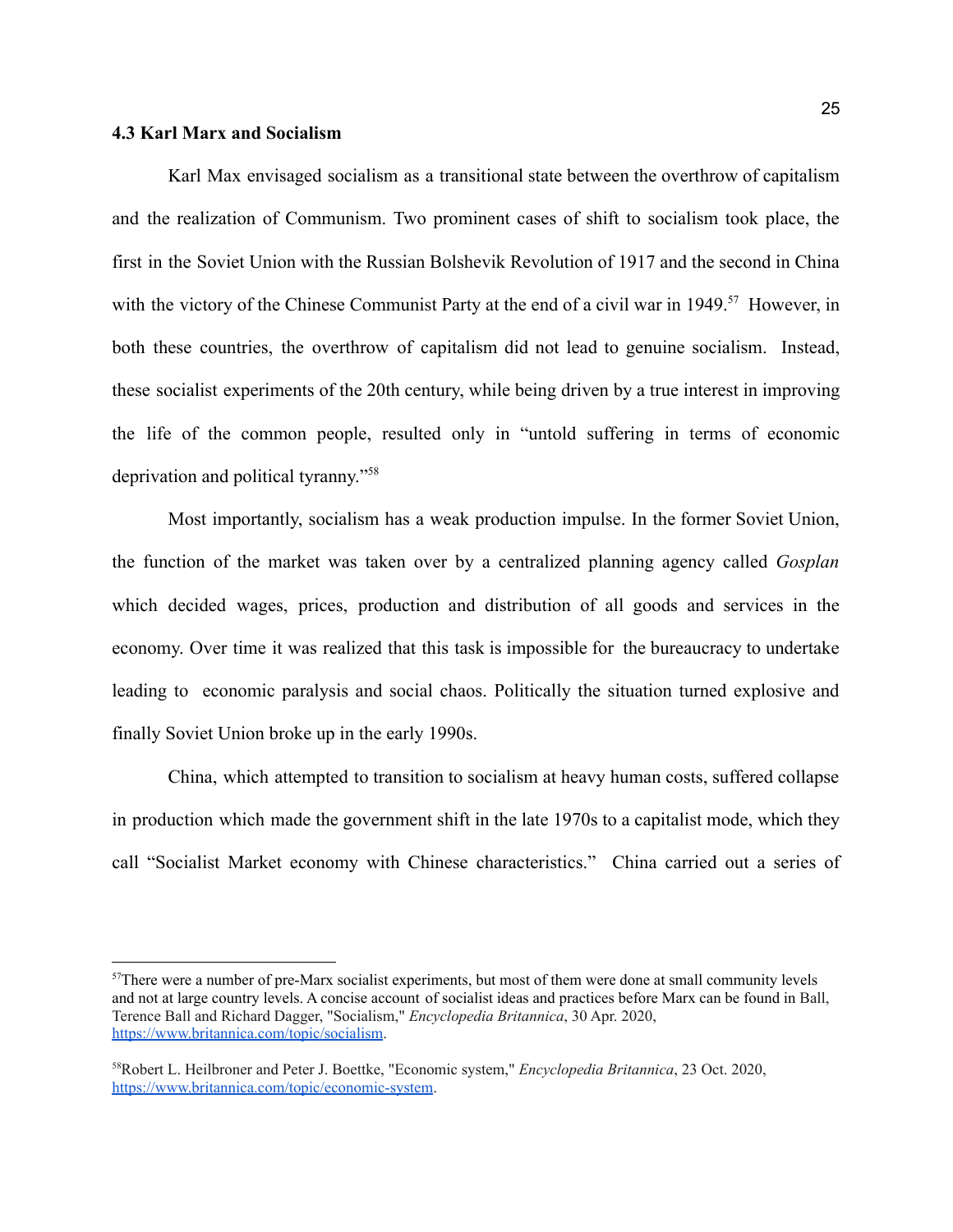### 4.3 Karl Marx and Socialism

Karl Max envisaged socialism as a transitional state between the overthrow of capitalism and the realization of Communism. Two prominent cases of shift to socialism took place, the first in the Soviet Union with the Russian Bolshevik Revolution of 1917 and the second in China with the victory of the Chinese Communist Party at the end of a civil war in 1949.[57] However, in both these countries, the overthrow of capitalism did not lead to genuine socialism. Instead, these socialist experiments of the 20th century, while being driven by a true interest in improving the life of the common people, resulted only in "untold suffering in terms of economic deprivation and political tyranny."[58]

Most importantly, socialism has a weak production impulse. In the former Soviet Union, the function of the market was taken over by a centralized planning agency called *Gosplan* which decided wages, prices, production and distribution of all goods and services in the economy. Over time it was realized that this task is impossible for the bureaucracy to undertake leading to economic paralysis and social chaos. Politically the situation turned explosive and finally Soviet Union broke up in the early 1990s.

China, which attempted to transition to socialism at heavy human costs, suffered collapse in production which made the government shift in the late 1970s to a capitalist mode, which they call "Socialist Market economy with Chinese characteristics." China carried out a series of

---

[57] There were a number of pre-Marx socialist experiments, but most of them were done at small community levels and not at large country levels. A concise account of socialist ideas and practices before Marx can be found in Ball, Terence Ball and Richard Dagger, "Socialism," *Encyclopedia Britannica*, 30 Apr. 2020, https://www.britannica.com/topic/socialism.

[58] Robert L. Heilbroner and Peter J. Boettke, "Economic system," *Encyclopedia Britannica*, 23 Oct. 2020, https://www.britannica.com/topic/economic-system.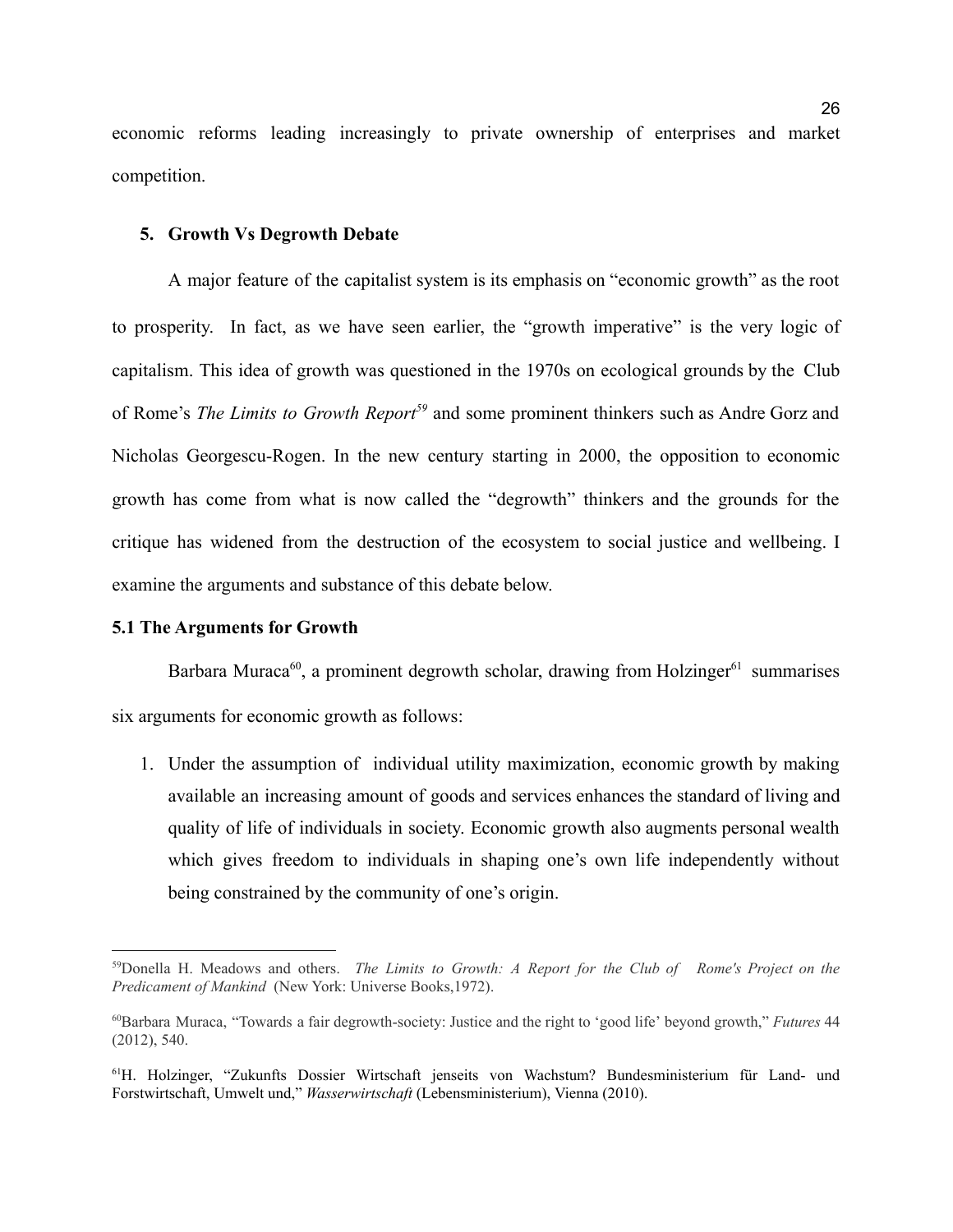economic reforms leading increasingly to private ownership of enterprises and market competition.

## 5. Growth Vs Degrowth Debate

A major feature of the capitalist system is its emphasis on “economic growth” as the root to prosperity.  In fact, as we have seen earlier, the “growth imperative” is the very logic of capitalism. This idea of growth was questioned in the 1970s on ecological grounds by the  Club of Rome’s *The Limits to Growth Report*[59] and some prominent thinkers such as Andre Gorz and Nicholas Georgescu-Rogen. In the new century starting in 2000, the opposition to economic growth has come from what is now called the “degrowth” thinkers and the grounds for the critique has widened from the destruction of the ecosystem to social justice and wellbeing. I examine the arguments and substance of this debate below.

### 5.1 The Arguments for Growth

Barbara Muraca[60], a prominent degrowth scholar, drawing from Holzinger[61] summarises six arguments for economic growth as follows:

1. Under the assumption of  individual utility maximization, economic growth by making available an increasing amount of goods and services enhances the standard of living and quality of life of individuals in society. Economic growth also augments personal wealth which gives freedom to individuals in shaping one’s own life independently without being constrained by the community of one’s origin.

---

[59]Donella H. Meadows and others.  *The Limits to Growth: A Report for the Club of  Rome's Project on the Predicament of Mankind*  (New York: Universe Books,1972).

[60]Barbara Muraca, “Towards a fair degrowth-society: Justice and the right to ‘good life’ beyond growth,” *Futures* 44 (2012), 540.

[61]H. Holzinger, “Zukunfts Dossier Wirtschaft jenseits von Wachstum? Bundesministerium für Land- und Forstwirtschaft, Umwelt und,” *Wasserwirtschaft* (Lebensministerium), Vienna (2010).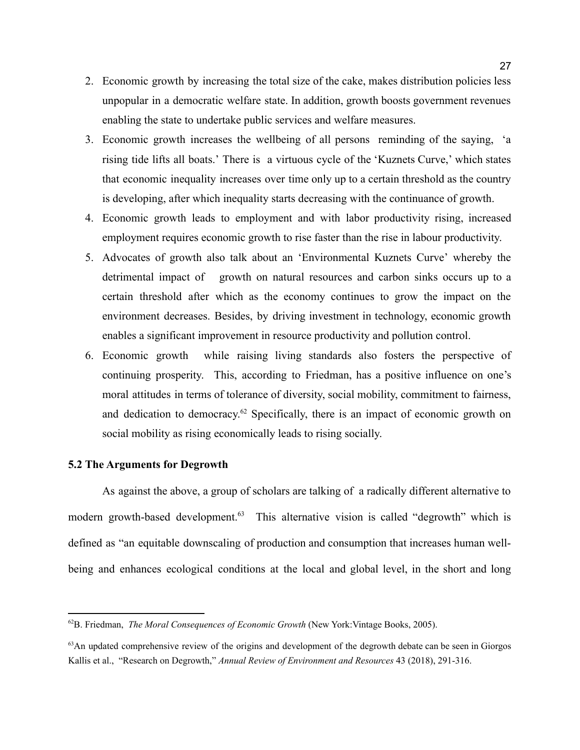2. Economic growth by increasing the total size of the cake, makes distribution policies less unpopular in a democratic welfare state. In addition, growth boosts government revenues enabling the state to undertake public services and welfare measures.
3. Economic growth increases the wellbeing of all persons reminding of the saying, 'a rising tide lifts all boats.' There is a virtuous cycle of the 'Kuznets Curve,' which states that economic inequality increases over time only up to a certain threshold as the country is developing, after which inequality starts decreasing with the continuance of growth.
4. Economic growth leads to employment and with labor productivity rising, increased employment requires economic growth to rise faster than the rise in labour productivity.
5. Advocates of growth also talk about an 'Environmental Kuznets Curve' whereby the detrimental impact of growth on natural resources and carbon sinks occurs up to a certain threshold after which as the economy continues to grow the impact on the environment decreases. Besides, by driving investment in technology, economic growth enables a significant improvement in resource productivity and pollution control.
6. Economic growth while raising living standards also fosters the perspective of continuing prosperity. This, according to Friedman, has a positive influence on one's moral attitudes in terms of tolerance of diversity, social mobility, commitment to fairness, and dedication to democracy.[62] Specifically, there is an impact of economic growth on social mobility as rising economically leads to rising socially.

**5.2 The Arguments for Degrowth**

As against the above, a group of scholars are talking of a radically different alternative to modern growth-based development.[63] This alternative vision is called "degrowth" which is defined as "an equitable downscaling of production and consumption that increases human well-being and enhances ecological conditions at the local and global level, in the short and long

---

[62] B. Friedman, *The Moral Consequences of Economic Growth* (New York:Vintage Books, 2005).

[63] An updated comprehensive review of the origins and development of the degrowth debate can be seen in Giorgos Kallis et al., "Research on Degrowth," *Annual Review of Environment and Resources* 43 (2018), 291-316.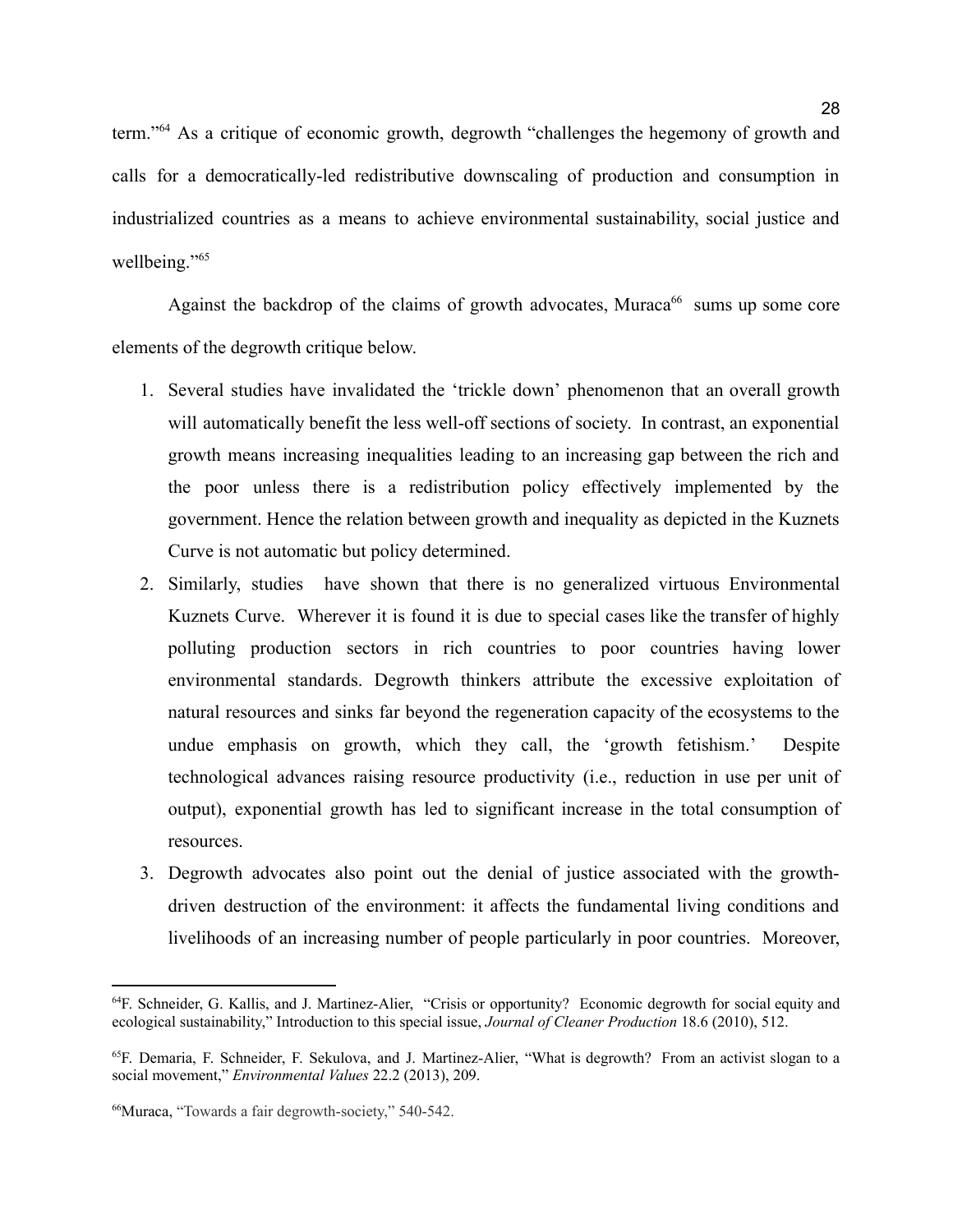term."[64] As a critique of economic growth, degrowth "challenges the hegemony of growth and calls for a democratically-led redistributive downscaling of production and consumption in industrialized countries as a means to achieve environmental sustainability, social justice and wellbeing."[65]

Against the backdrop of the claims of growth advocates, Muraca[66] sums up some core elements of the degrowth critique below.

1. Several studies have invalidated the 'trickle down' phenomenon that an overall growth will automatically benefit the less well-off sections of society. In contrast, an exponential growth means increasing inequalities leading to an increasing gap between the rich and the poor unless there is a redistribution policy effectively implemented by the government. Hence the relation between growth and inequality as depicted in the Kuznets Curve is not automatic but policy determined.
2. Similarly, studies have shown that there is no generalized virtuous Environmental Kuznets Curve. Wherever it is found it is due to special cases like the transfer of highly polluting production sectors in rich countries to poor countries having lower environmental standards. Degrowth thinkers attribute the excessive exploitation of natural resources and sinks far beyond the regeneration capacity of the ecosystems to the undue emphasis on growth, which they call, the 'growth fetishism.' Despite technological advances raising resource productivity (i.e., reduction in use per unit of output), exponential growth has led to significant increase in the total consumption of resources.
3. Degrowth advocates also point out the denial of justice associated with the growth-driven destruction of the environment: it affects the fundamental living conditions and livelihoods of an increasing number of people particularly in poor countries. Moreover,

---

[64] F. Schneider, G. Kallis, and J. Martinez-Alier, "Crisis or opportunity? Economic degrowth for social equity and ecological sustainability," Introduction to this special issue, *Journal of Cleaner Production* 18.6 (2010), 512.

[65] F. Demaria, F. Schneider, F. Sekulova, and J. Martinez-Alier, "What is degrowth? From an activist slogan to a social movement," *Environmental Values* 22.2 (2013), 209.

[66] Muraca, "Towards a fair degrowth-society," 540-542.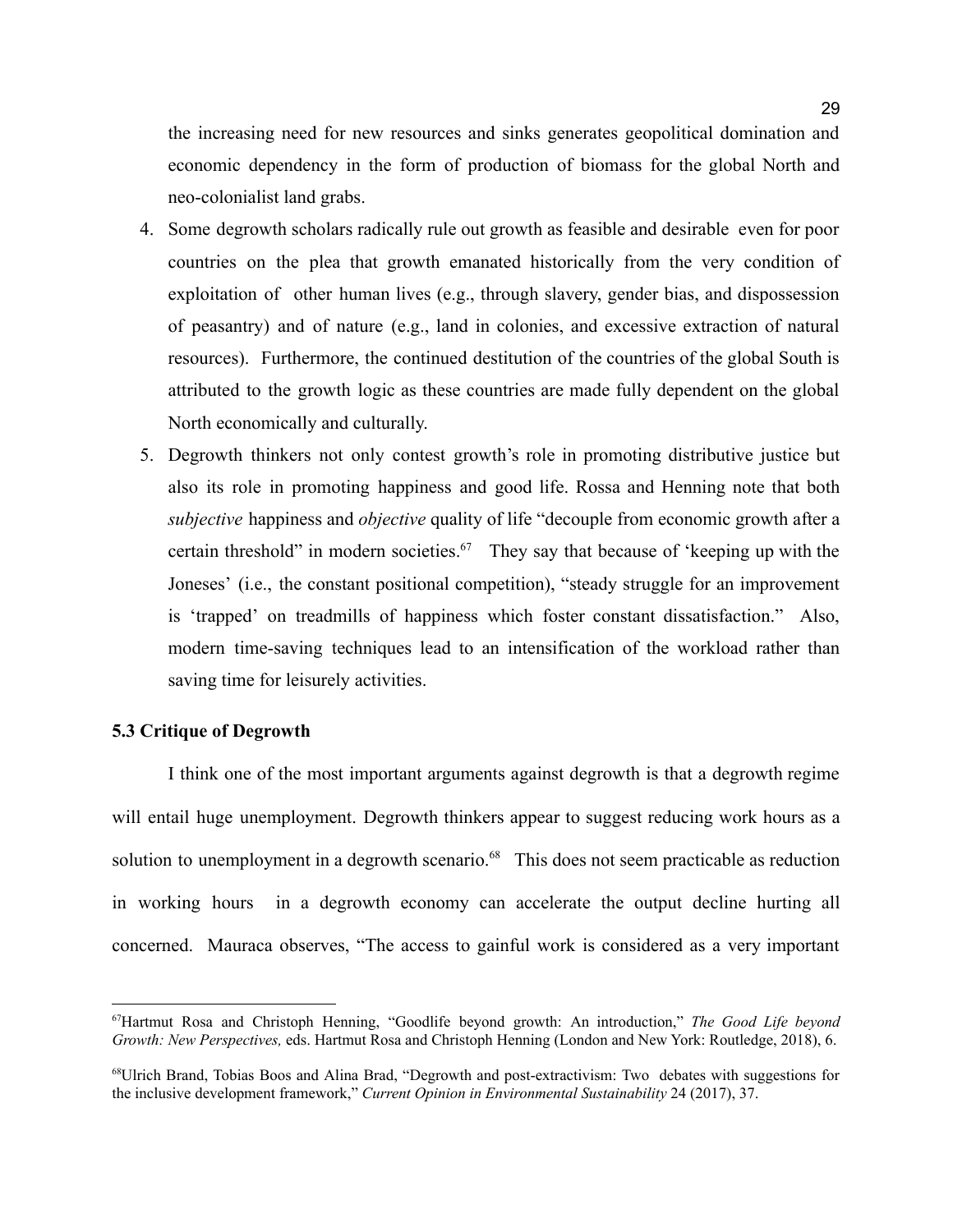the increasing need for new resources and sinks generates geopolitical domination and economic dependency in the form of production of biomass for the global North and neo-colonialist land grabs.

4. Some degrowth scholars radically rule out growth as feasible and desirable even for poor countries on the plea that growth emanated historically from the very condition of exploitation of other human lives (e.g., through slavery, gender bias, and dispossession of peasantry) and of nature (e.g., land in colonies, and excessive extraction of natural resources). Furthermore, the continued destitution of the countries of the global South is attributed to the growth logic as these countries are made fully dependent on the global North economically and culturally.
5. Degrowth thinkers not only contest growth's role in promoting distributive justice but also its role in promoting happiness and good life. Rossa and Henning note that both *subjective* happiness and *objective* quality of life "decouple from economic growth after a certain threshold" in modern societies.[67] They say that because of 'keeping up with the Joneses' (i.e., the constant positional competition), "steady struggle for an improvement is 'trapped' on treadmills of happiness which foster constant dissatisfaction." Also, modern time-saving techniques lead to an intensification of the workload rather than saving time for leisurely activities.

### 5.3 Critique of Degrowth

I think one of the most important arguments against degrowth is that a degrowth regime will entail huge unemployment. Degrowth thinkers appear to suggest reducing work hours as a solution to unemployment in a degrowth scenario.[68] This does not seem practicable as reduction in working hours in a degrowth economy can accelerate the output decline hurting all concerned. Mauraca observes, "The access to gainful work is considered as a very important

---

[67]Hartmut Rosa and Christoph Henning, "Goodlife beyond growth: An introduction," *The Good Life beyond Growth: New Perspectives,* eds. Hartmut Rosa and Christoph Henning (London and New York: Routledge, 2018), 6.

[68]Ulrich Brand, Tobias Boos and Alina Brad, "Degrowth and post-extractivism: Two debates with suggestions for the inclusive development framework," *Current Opinion in Environmental Sustainability* 24 (2017), 37.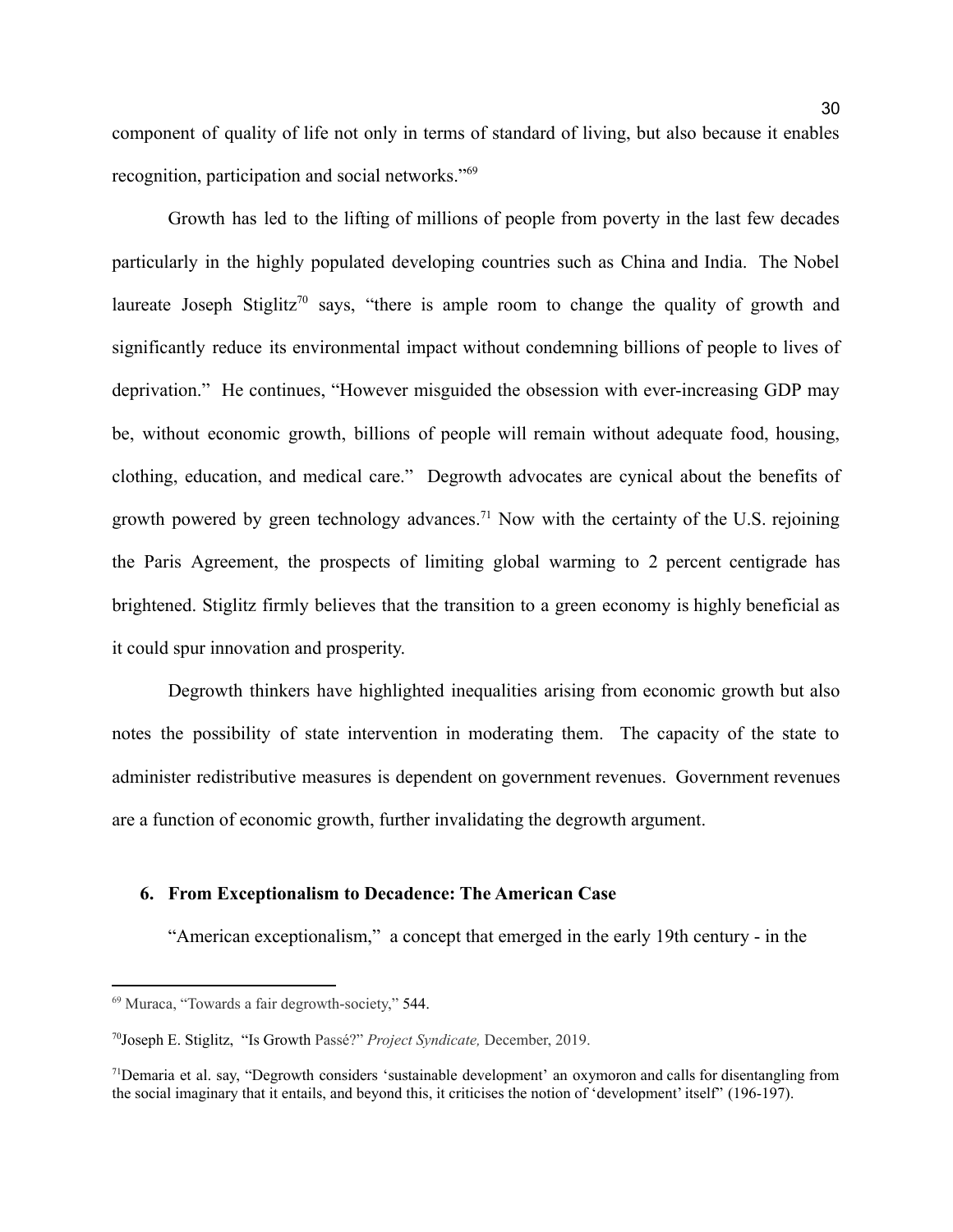component of quality of life not only in terms of standard of living, but also because it enables recognition, participation and social networks."[69]

Growth has led to the lifting of millions of people from poverty in the last few decades particularly in the highly populated developing countries such as China and India. The Nobel laureate Joseph Stiglitz[70] says, "there is ample room to change the quality of growth and significantly reduce its environmental impact without condemning billions of people to lives of deprivation." He continues, "However misguided the obsession with ever-increasing GDP may be, without economic growth, billions of people will remain without adequate food, housing, clothing, education, and medical care." Degrowth advocates are cynical about the benefits of growth powered by green technology advances.[71] Now with the certainty of the U.S. rejoining the Paris Agreement, the prospects of limiting global warming to 2 percent centigrade has brightened. Stiglitz firmly believes that the transition to a green economy is highly beneficial as it could spur innovation and prosperity.

Degrowth thinkers have highlighted inequalities arising from economic growth but also notes the possibility of state intervention in moderating them. The capacity of the state to administer redistributive measures is dependent on government revenues. Government revenues are a function of economic growth, further invalidating the degrowth argument.

## 6. From Exceptionalism to Decadence: The American Case

"American exceptionalism," a concept that emerged in the early 19th century - in the

---

[69] Muraca, "Towards a fair degrowth-society," 544.

[70] Joseph E. Stiglitz, "Is Growth Passé?" *Project Syndicate,* December, 2019.

[71] Demaria et al. say, "Degrowth considers 'sustainable development' an oxymoron and calls for disentangling from the social imaginary that it entails, and beyond this, it criticises the notion of 'development' itself" (196-197).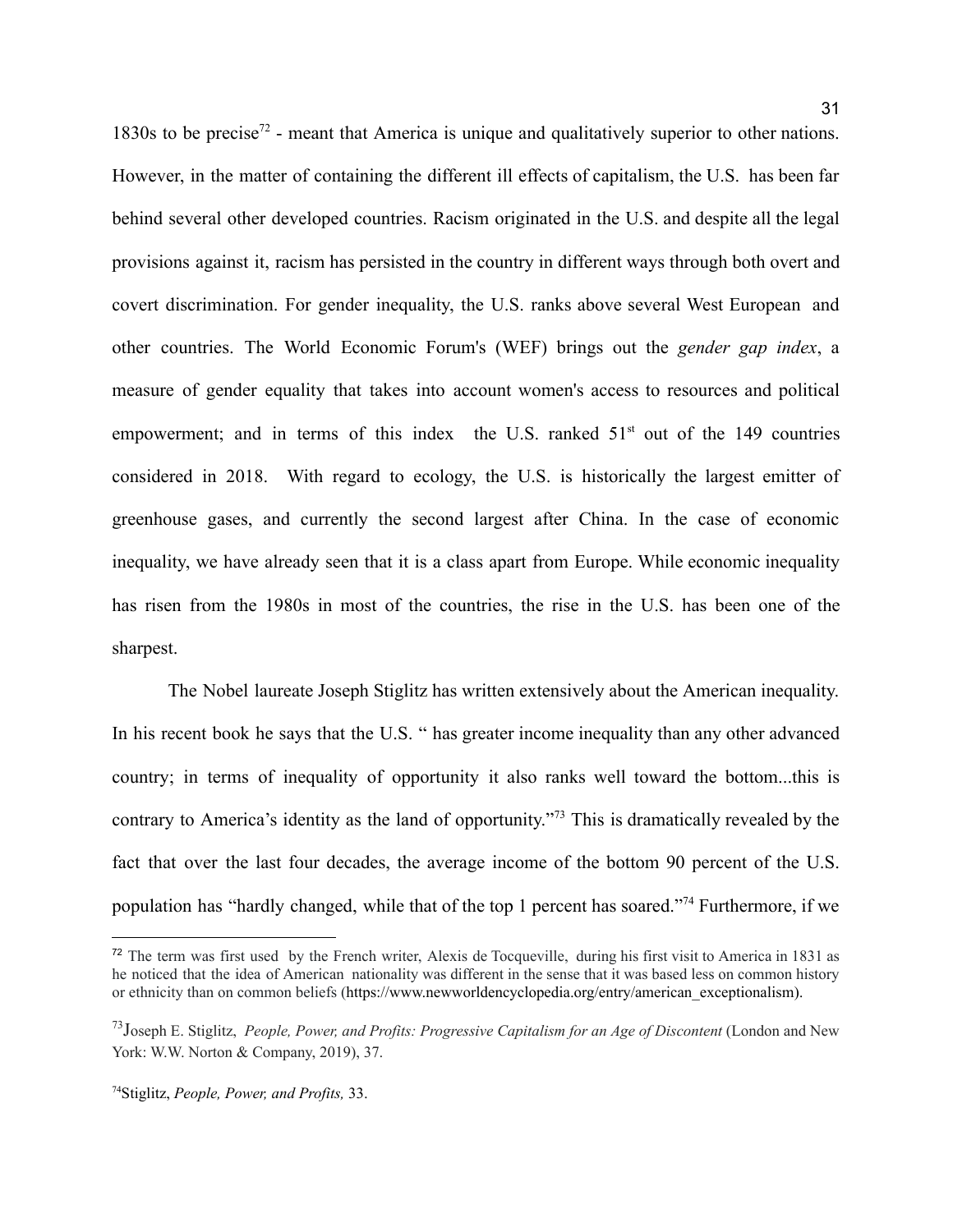1830s to be precise[72] - meant that America is unique and qualitatively superior to other nations. However, in the matter of containing the different ill effects of capitalism, the U.S. has been far behind several other developed countries. Racism originated in the U.S. and despite all the legal provisions against it, racism has persisted in the country in different ways through both overt and covert discrimination. For gender inequality, the U.S. ranks above several West European and other countries. The World Economic Forum's (WEF) brings out the *gender gap index*, a measure of gender equality that takes into account women's access to resources and political empowerment; and in terms of this index the U.S. ranked 51st out of the 149 countries considered in 2018. With regard to ecology, the U.S. is historically the largest emitter of greenhouse gases, and currently the second largest after China. In the case of economic inequality, we have already seen that it is a class apart from Europe. While economic inequality has risen from the 1980s in most of the countries, the rise in the U.S. has been one of the sharpest.

The Nobel laureate Joseph Stiglitz has written extensively about the American inequality. In his recent book he says that the U.S. " has greater income inequality than any other advanced country; in terms of inequality of opportunity it also ranks well toward the bottom...this is contrary to America's identity as the land of opportunity."[73] This is dramatically revealed by the fact that over the last four decades, the average income of the bottom 90 percent of the U.S. population has "hardly changed, while that of the top 1 percent has soared."[74] Furthermore, if we

---

[72] The term was first used by the French writer, Alexis de Tocqueville, during his first visit to America in 1831 as he noticed that the idea of American nationality was different in the sense that it was based less on common history or ethnicity than on common beliefs (https://www.newworldencyclopedia.org/entry/american_exceptionalism).

[73] Joseph E. Stiglitz, *People, Power, and Profits: Progressive Capitalism for an Age of Discontent* (London and New York: W.W. Norton & Company, 2019), 37.

[74] Stiglitz, *People, Power, and Profits,* 33.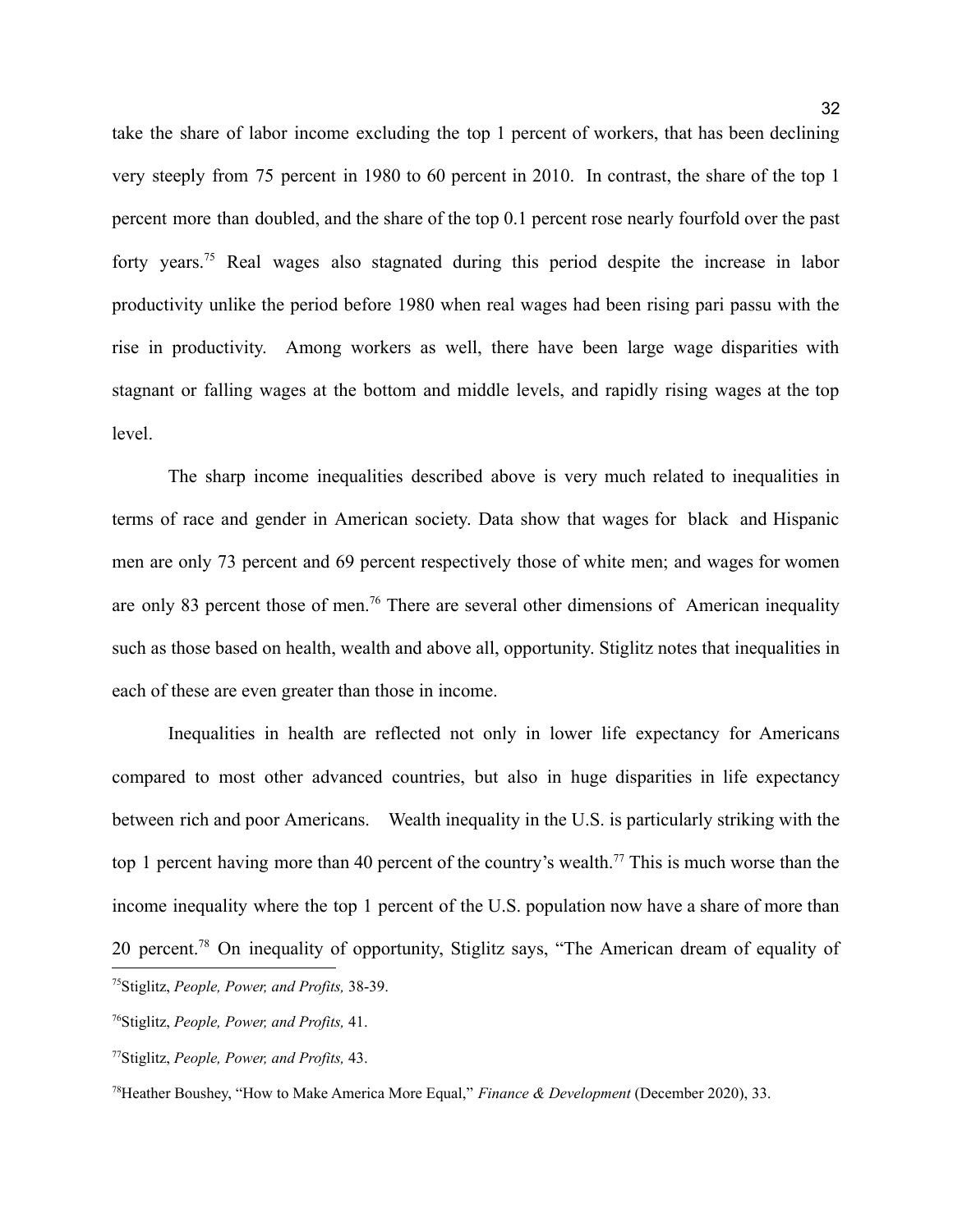take the share of labor income excluding the top 1 percent of workers, that has been declining very steeply from 75 percent in 1980 to 60 percent in 2010. In contrast, the share of the top 1 percent more than doubled, and the share of the top 0.1 percent rose nearly fourfold over the past forty years.[75] Real wages also stagnated during this period despite the increase in labor productivity unlike the period before 1980 when real wages had been rising pari passu with the rise in productivity. Among workers as well, there have been large wage disparities with stagnant or falling wages at the bottom and middle levels, and rapidly rising wages at the top level.

The sharp income inequalities described above is very much related to inequalities in terms of race and gender in American society. Data show that wages for black and Hispanic men are only 73 percent and 69 percent respectively those of white men; and wages for women are only 83 percent those of men.[76] There are several other dimensions of American inequality such as those based on health, wealth and above all, opportunity. Stiglitz notes that inequalities in each of these are even greater than those in income.

Inequalities in health are reflected not only in lower life expectancy for Americans compared to most other advanced countries, but also in huge disparities in life expectancy between rich and poor Americans. Wealth inequality in the U.S. is particularly striking with the top 1 percent having more than 40 percent of the country's wealth.[77] This is much worse than the income inequality where the top 1 percent of the U.S. population now have a share of more than 20 percent.[78] On inequality of opportunity, Stiglitz says, "The American dream of equality of

---

[75]Stiglitz, *People, Power, and Profits,* 38-39.

[76]Stiglitz, *People, Power, and Profits,* 41.

[77]Stiglitz, *People, Power, and Profits,* 43.

[78]Heather Boushey, "How to Make America More Equal," *Finance & Development* (December 2020), 33.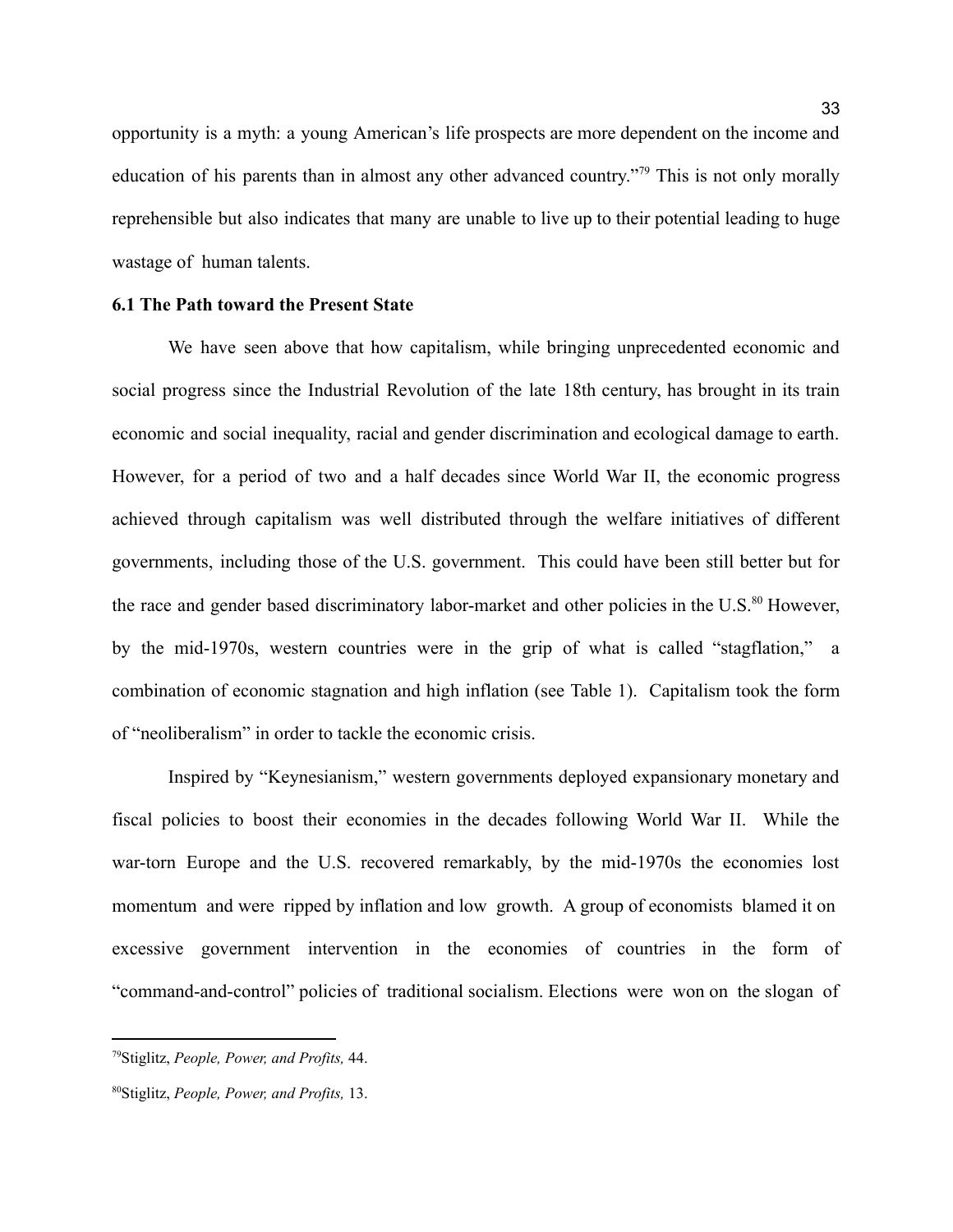opportunity is a myth: a young American's life prospects are more dependent on the income and education of his parents than in almost any other advanced country."[79] This is not only morally reprehensible but also indicates that many are unable to live up to their potential leading to huge wastage of human talents.

**6.1 The Path toward the Present State**

We have seen above that how capitalism, while bringing unprecedented economic and social progress since the Industrial Revolution of the late 18th century, has brought in its train economic and social inequality, racial and gender discrimination and ecological damage to earth. However, for a period of two and a half decades since World War II, the economic progress achieved through capitalism was well distributed through the welfare initiatives of different governments, including those of the U.S. government. This could have been still better but for the race and gender based discriminatory labor-market and other policies in the U.S.[80] However, by the mid-1970s, western countries were in the grip of what is called "stagflation," a combination of economic stagnation and high inflation (see Table 1). Capitalism took the form of "neoliberalism" in order to tackle the economic crisis.

Inspired by "Keynesianism," western governments deployed expansionary monetary and fiscal policies to boost their economies in the decades following World War II. While the war-torn Europe and the U.S. recovered remarkably, by the mid-1970s the economies lost momentum and were ripped by inflation and low growth. A group of economists blamed it on excessive government intervention in the economies of countries in the form of "command-and-control" policies of traditional socialism. Elections were won on the slogan of

---

[79] Stiglitz, *People, Power, and Profits,* 44.

[80] Stiglitz, *People, Power, and Profits,* 13.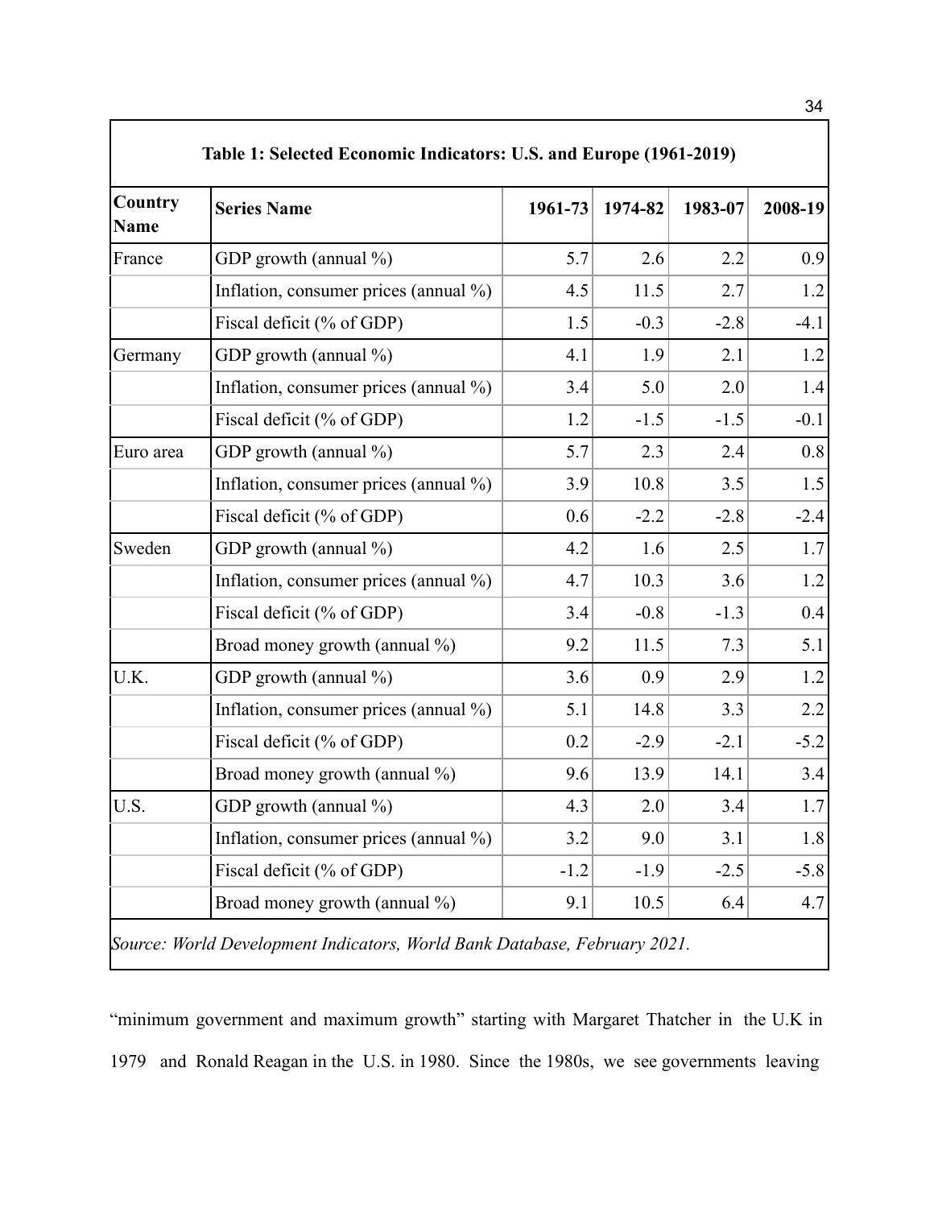**Table 1: Selected Economic Indicators: U.S. and Europe (1961-2019)**

| Country Name | Series Name | 1961-73 | 1974-82 | 1983-07 | 2008-19 |
|---|---|---|---|---|---|
| France | GDP growth (annual %) | 5.7 | 2.6 | 2.2 | 0.9 |
| | Inflation, consumer prices (annual %) | 4.5 | 11.5 | 2.7 | 1.2 |
| | Fiscal deficit (% of GDP) | 1.5 | -0.3 | -2.8 | -4.1 |
| Germany | GDP growth (annual %) | 4.1 | 1.9 | 2.1 | 1.2 |
| | Inflation, consumer prices (annual %) | 3.4 | 5.0 | 2.0 | 1.4 |
| | Fiscal deficit (% of GDP) | 1.2 | -1.5 | -1.5 | -0.1 |
| Euro area | GDP growth (annual %) | 5.7 | 2.3 | 2.4 | 0.8 |
| | Inflation, consumer prices (annual %) | 3.9 | 10.8 | 3.5 | 1.5 |
| | Fiscal deficit (% of GDP) | 0.6 | -2.2 | -2.8 | -2.4 |
| Sweden | GDP growth (annual %) | 4.2 | 1.6 | 2.5 | 1.7 |
| | Inflation, consumer prices (annual %) | 4.7 | 10.3 | 3.6 | 1.2 |
| | Fiscal deficit (% of GDP) | 3.4 | -0.8 | -1.3 | 0.4 |
| | Broad money growth (annual %) | 9.2 | 11.5 | 7.3 | 5.1 |
| U.K. | GDP growth (annual %) | 3.6 | 0.9 | 2.9 | 1.2 |
| | Inflation, consumer prices (annual %) | 5.1 | 14.8 | 3.3 | 2.2 |
| | Fiscal deficit (% of GDP) | 0.2 | -2.9 | -2.1 | -5.2 |
| | Broad money growth (annual %) | 9.6 | 13.9 | 14.1 | 3.4 |
| U.S. | GDP growth (annual %) | 4.3 | 2.0 | 3.4 | 1.7 |
| | Inflation, consumer prices (annual %) | 3.2 | 9.0 | 3.1 | 1.8 |
| | Fiscal deficit (% of GDP) | -1.2 | -1.9 | -2.5 | -5.8 |
| | Broad money growth (annual %) | 9.1 | 10.5 | 6.4 | 4.7 |

*Source: World Development Indicators, World Bank Database, February 2021.*

"minimum government and maximum growth" starting with Margaret Thatcher in the U.K in 1979 and Ronald Reagan in the U.S. in 1980. Since the 1980s, we see governments leaving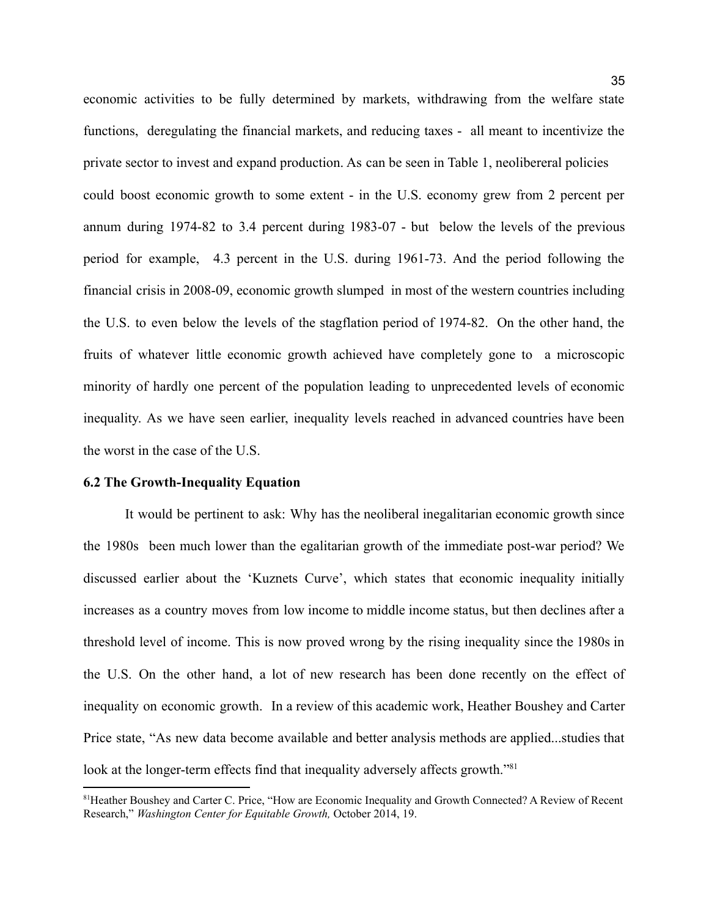economic activities to be fully determined by markets, withdrawing from the welfare state functions, deregulating the financial markets, and reducing taxes - all meant to incentivize the private sector to invest and expand production. As can be seen in Table 1, neolibereral policies could boost economic growth to some extent - in the U.S. economy grew from 2 percent per annum during 1974-82 to 3.4 percent during 1983-07 - but below the levels of the previous period for example, 4.3 percent in the U.S. during 1961-73. And the period following the financial crisis in 2008-09, economic growth slumped in most of the western countries including the U.S. to even below the levels of the stagflation period of 1974-82. On the other hand, the fruits of whatever little economic growth achieved have completely gone to a microscopic minority of hardly one percent of the population leading to unprecedented levels of economic inequality. As we have seen earlier, inequality levels reached in advanced countries have been the worst in the case of the U.S.

### 6.2 The Growth-Inequality Equation

It would be pertinent to ask: Why has the neoliberal inegalitarian economic growth since the 1980s been much lower than the egalitarian growth of the immediate post-war period? We discussed earlier about the 'Kuznets Curve', which states that economic inequality initially increases as a country moves from low income to middle income status, but then declines after a threshold level of income. This is now proved wrong by the rising inequality since the 1980s in the U.S. On the other hand, a lot of new research has been done recently on the effect of inequality on economic growth. In a review of this academic work, Heather Boushey and Carter Price state, "As new data become available and better analysis methods are applied...studies that look at the longer-term effects find that inequality adversely affects growth."[81]

---

[81] Heather Boushey and Carter C. Price, "How are Economic Inequality and Growth Connected? A Review of Recent Research," *Washington Center for Equitable Growth,* October 2014, 19.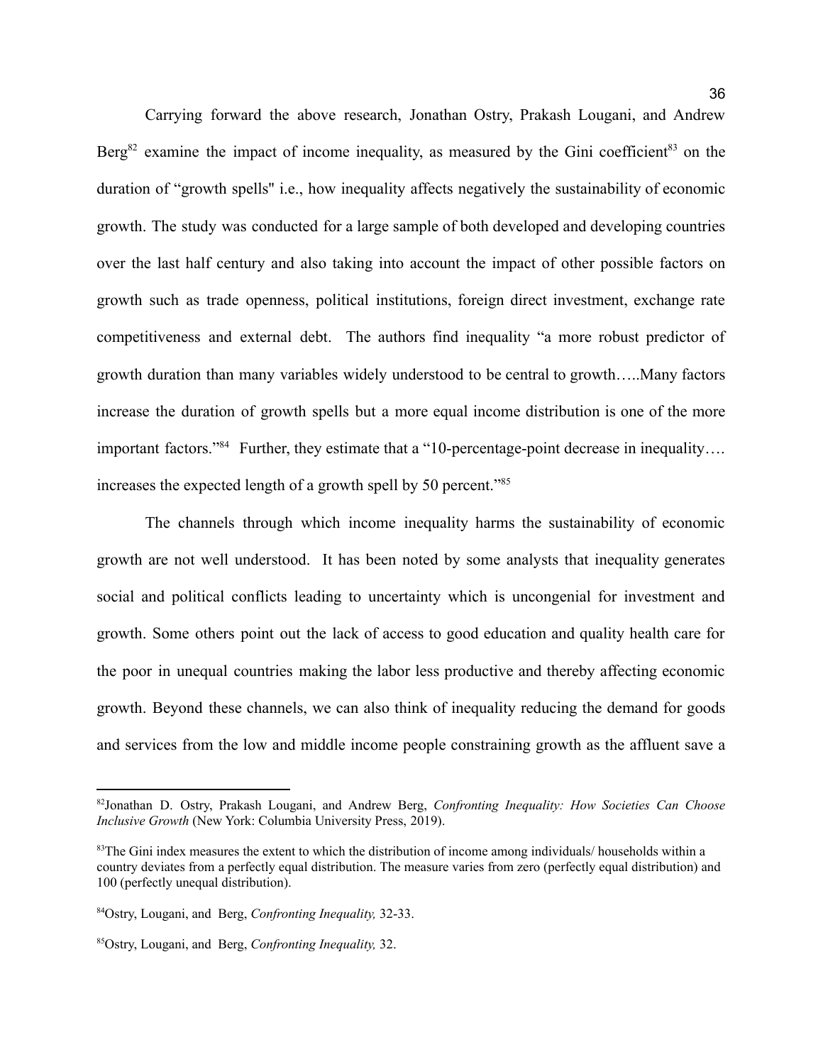Carrying forward the above research, Jonathan Ostry, Prakash Lougani, and Andrew Berg[82] examine the impact of income inequality, as measured by the Gini coefficient[83] on the duration of "growth spells" i.e., how inequality affects negatively the sustainability of economic growth. The study was conducted for a large sample of both developed and developing countries over the last half century and also taking into account the impact of other possible factors on growth such as trade openness, political institutions, foreign direct investment, exchange rate competitiveness and external debt. The authors find inequality "a more robust predictor of growth duration than many variables widely understood to be central to growth…..Many factors increase the duration of growth spells but a more equal income distribution is one of the more important factors."[84] Further, they estimate that a "10-percentage-point decrease in inequality…. increases the expected length of a growth spell by 50 percent."[85]

The channels through which income inequality harms the sustainability of economic growth are not well understood. It has been noted by some analysts that inequality generates social and political conflicts leading to uncertainty which is uncongenial for investment and growth. Some others point out the lack of access to good education and quality health care for the poor in unequal countries making the labor less productive and thereby affecting economic growth. Beyond these channels, we can also think of inequality reducing the demand for goods and services from the low and middle income people constraining growth as the affluent save a

---

[82]Jonathan D. Ostry, Prakash Lougani, and Andrew Berg, *Confronting Inequality: How Societies Can Choose Inclusive Growth* (New York: Columbia University Press, 2019).

[83]The Gini index measures the extent to which the distribution of income among individuals/ households within a country deviates from a perfectly equal distribution. The measure varies from zero (perfectly equal distribution) and 100 (perfectly unequal distribution).

[84]Ostry, Lougani, and Berg, *Confronting Inequality,* 32-33.

[85]Ostry, Lougani, and Berg, *Confronting Inequality,* 32.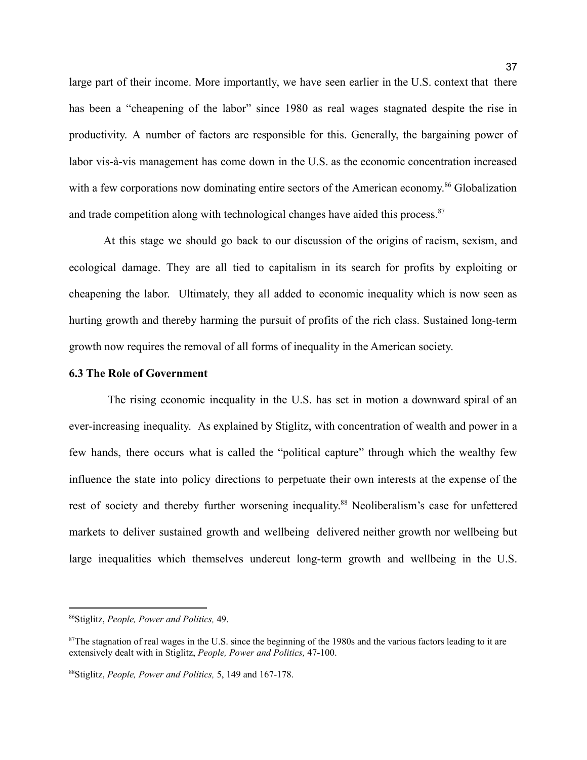large part of their income. More importantly, we have seen earlier in the U.S. context that there has been a "cheapening of the labor" since 1980 as real wages stagnated despite the rise in productivity. A number of factors are responsible for this. Generally, the bargaining power of labor vis-à-vis management has come down in the U.S. as the economic concentration increased with a few corporations now dominating entire sectors of the American economy.[86] Globalization and trade competition along with technological changes have aided this process.[87]

At this stage we should go back to our discussion of the origins of racism, sexism, and ecological damage. They are all tied to capitalism in its search for profits by exploiting or cheapening the labor. Ultimately, they all added to economic inequality which is now seen as hurting growth and thereby harming the pursuit of profits of the rich class. Sustained long-term growth now requires the removal of all forms of inequality in the American society.

**6.3 The Role of Government**

The rising economic inequality in the U.S. has set in motion a downward spiral of an ever-increasing inequality. As explained by Stiglitz, with concentration of wealth and power in a few hands, there occurs what is called the "political capture" through which the wealthy few influence the state into policy directions to perpetuate their own interests at the expense of the rest of society and thereby further worsening inequality.[88] Neoliberalism's case for unfettered markets to deliver sustained growth and wellbeing delivered neither growth nor wellbeing but large inequalities which themselves undercut long-term growth and wellbeing in the U.S.

---

[86] Stiglitz, *People, Power and Politics,* 49.

[87] The stagnation of real wages in the U.S. since the beginning of the 1980s and the various factors leading to it are extensively dealt with in Stiglitz, *People, Power and Politics,* 47-100.

[88] Stiglitz, *People, Power and Politics,* 5, 149 and 167-178.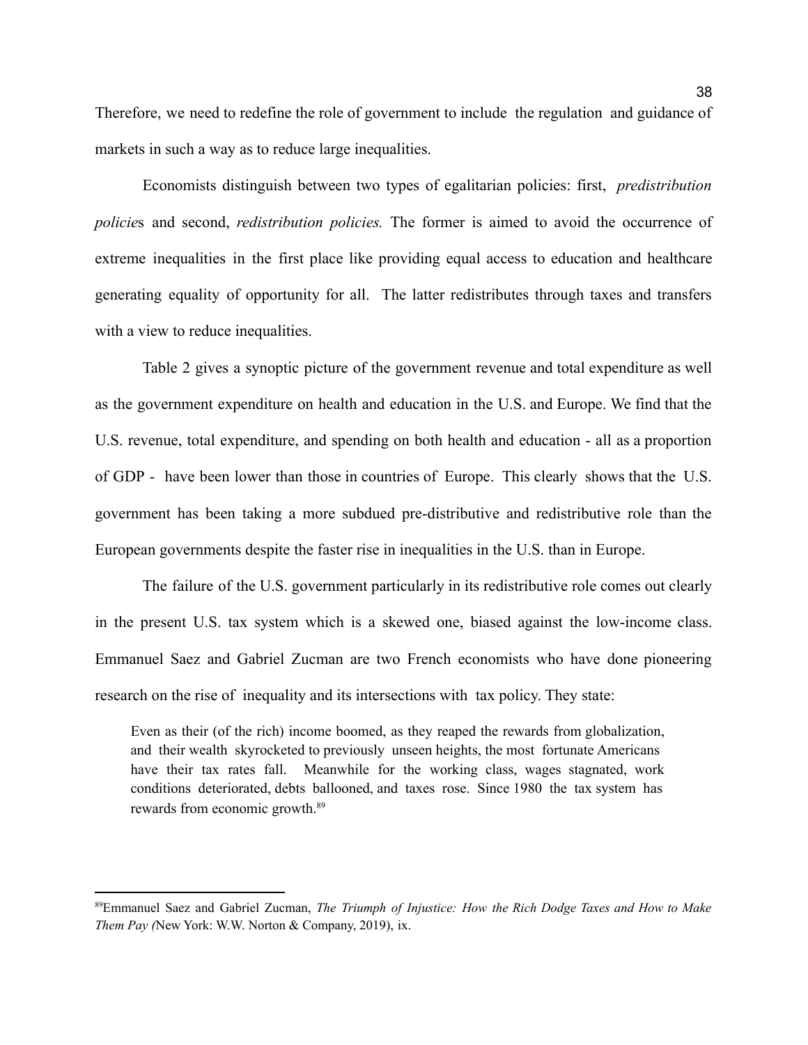Therefore, we need to redefine the role of government to include the regulation and guidance of markets in such a way as to reduce large inequalities.

Economists distinguish between two types of egalitarian policies: first, *predistribution policies* and second, *redistribution policies.* The former is aimed to avoid the occurrence of extreme inequalities in the first place like providing equal access to education and healthcare generating equality of opportunity for all. The latter redistributes through taxes and transfers with a view to reduce inequalities.

Table 2 gives a synoptic picture of the government revenue and total expenditure as well as the government expenditure on health and education in the U.S. and Europe. We find that the U.S. revenue, total expenditure, and spending on both health and education - all as a proportion of GDP - have been lower than those in countries of Europe. This clearly shows that the U.S. government has been taking a more subdued pre-distributive and redistributive role than the European governments despite the faster rise in inequalities in the U.S. than in Europe.

The failure of the U.S. government particularly in its redistributive role comes out clearly in the present U.S. tax system which is a skewed one, biased against the low-income class. Emmanuel Saez and Gabriel Zucman are two French economists who have done pioneering research on the rise of inequality and its intersections with tax policy. They state:

> Even as their (of the rich) income boomed, as they reaped the rewards from globalization, and their wealth skyrocketed to previously unseen heights, the most fortunate Americans have their tax rates fall. Meanwhile for the working class, wages stagnated, work conditions deteriorated, debts ballooned, and taxes rose. Since 1980 the tax system has rewards from economic growth.[89]

[89]Emmanuel Saez and Gabriel Zucman, *The Triumph of Injustice: How the Rich Dodge Taxes and How to Make Them Pay (*New York: W.W. Norton & Company, 2019), ix.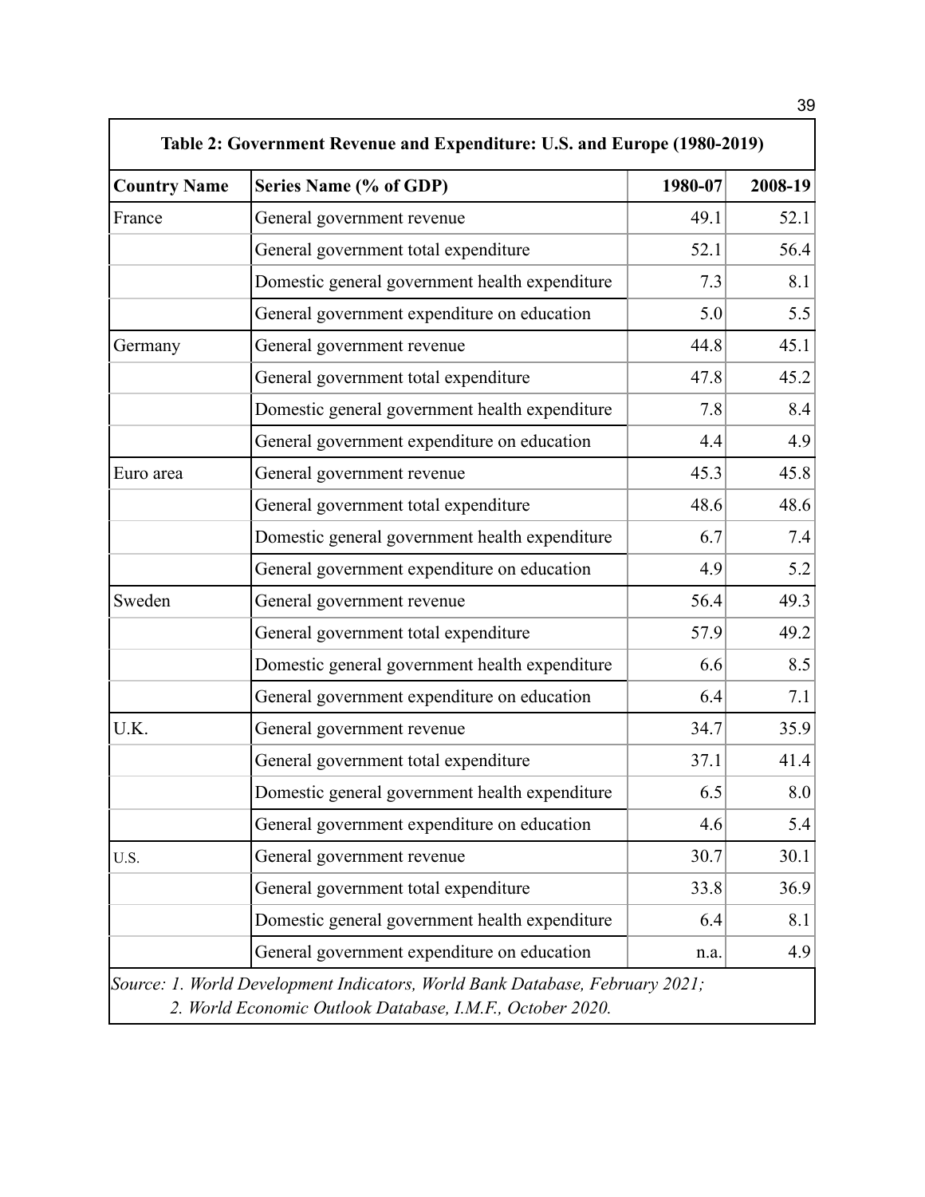**Table 2: Government Revenue and Expenditure: U.S. and Europe (1980-2019)**

| Country Name | Series Name (% of GDP) | 1980-07 | 2008-19 |
|---|---|---|---|
| France | General government revenue | 49.1 | 52.1 |
| | General government total expenditure | 52.1 | 56.4 |
| | Domestic general government health expenditure | 7.3 | 8.1 |
| | General government expenditure on education | 5.0 | 5.5 |
| Germany | General government revenue | 44.8 | 45.1 |
| | General government total expenditure | 47.8 | 45.2 |
| | Domestic general government health expenditure | 7.8 | 8.4 |
| | General government expenditure on education | 4.4 | 4.9 |
| Euro area | General government revenue | 45.3 | 45.8 |
| | General government total expenditure | 48.6 | 48.6 |
| | Domestic general government health expenditure | 6.7 | 7.4 |
| | General government expenditure on education | 4.9 | 5.2 |
| Sweden | General government revenue | 56.4 | 49.3 |
| | General government total expenditure | 57.9 | 49.2 |
| | Domestic general government health expenditure | 6.6 | 8.5 |
| | General government expenditure on education | 6.4 | 7.1 |
| U.K. | General government revenue | 34.7 | 35.9 |
| | General government total expenditure | 37.1 | 41.4 |
| | Domestic general government health expenditure | 6.5 | 8.0 |
| | General government expenditure on education | 4.6 | 5.4 |
| U.S. | General government revenue | 30.7 | 30.1 |
| | General government total expenditure | 33.8 | 36.9 |
| | Domestic general government health expenditure | 6.4 | 8.1 |
| | General government expenditure on education | n.a. | 4.9 |

*Source: 1. World Development Indicators, World Bank Database, February 2021;*
*2. World Economic Outlook Database, I.M.F., October 2020.*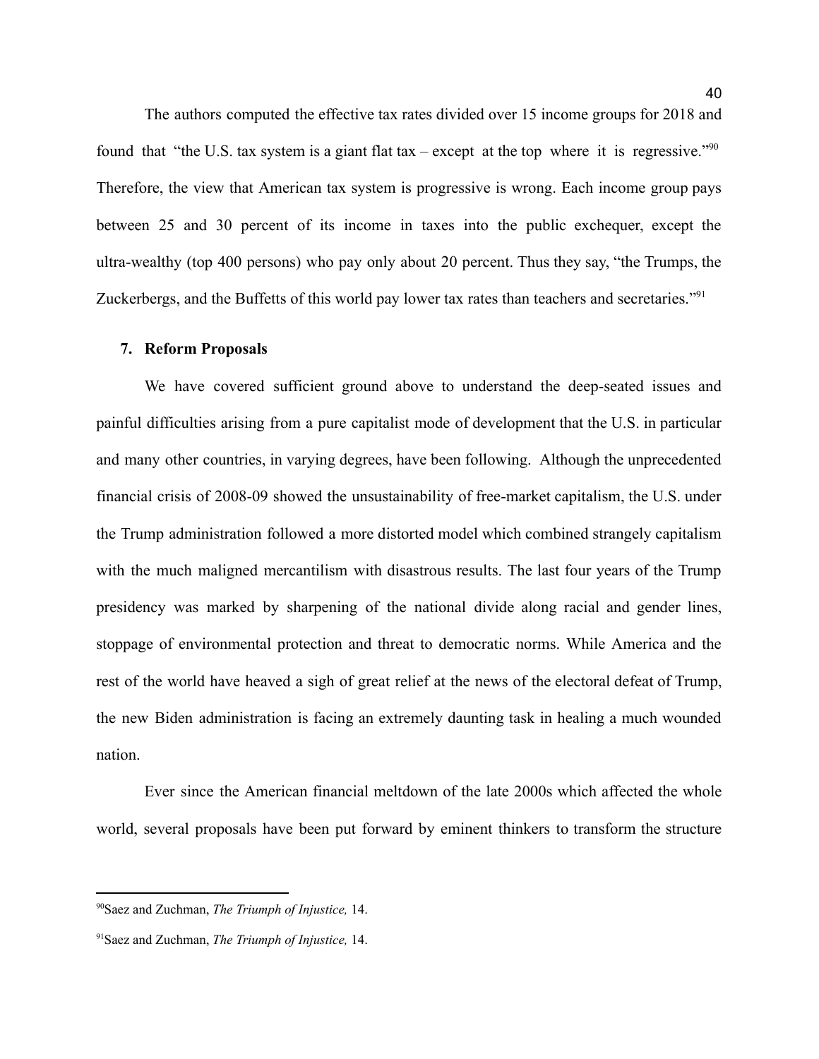The authors computed the effective tax rates divided over 15 income groups for 2018 and found that "the U.S. tax system is a giant flat tax – except at the top where it is regressive."[90] Therefore, the view that American tax system is progressive is wrong. Each income group pays between 25 and 30 percent of its income in taxes into the public exchequer, except the ultra-wealthy (top 400 persons) who pay only about 20 percent. Thus they say, "the Trumps, the Zuckerbergs, and the Buffetts of this world pay lower tax rates than teachers and secretaries."[91]

## 7. Reform Proposals

We have covered sufficient ground above to understand the deep-seated issues and painful difficulties arising from a pure capitalist mode of development that the U.S. in particular and many other countries, in varying degrees, have been following. Although the unprecedented financial crisis of 2008-09 showed the unsustainability of free-market capitalism, the U.S. under the Trump administration followed a more distorted model which combined strangely capitalism with the much maligned mercantilism with disastrous results. The last four years of the Trump presidency was marked by sharpening of the national divide along racial and gender lines, stoppage of environmental protection and threat to democratic norms. While America and the rest of the world have heaved a sigh of great relief at the news of the electoral defeat of Trump, the new Biden administration is facing an extremely daunting task in healing a much wounded nation.

Ever since the American financial meltdown of the late 2000s which affected the whole world, several proposals have been put forward by eminent thinkers to transform the structure

---

[90] Saez and Zuchman, *The Triumph of Injustice,* 14.

[91] Saez and Zuchman, *The Triumph of Injustice,* 14.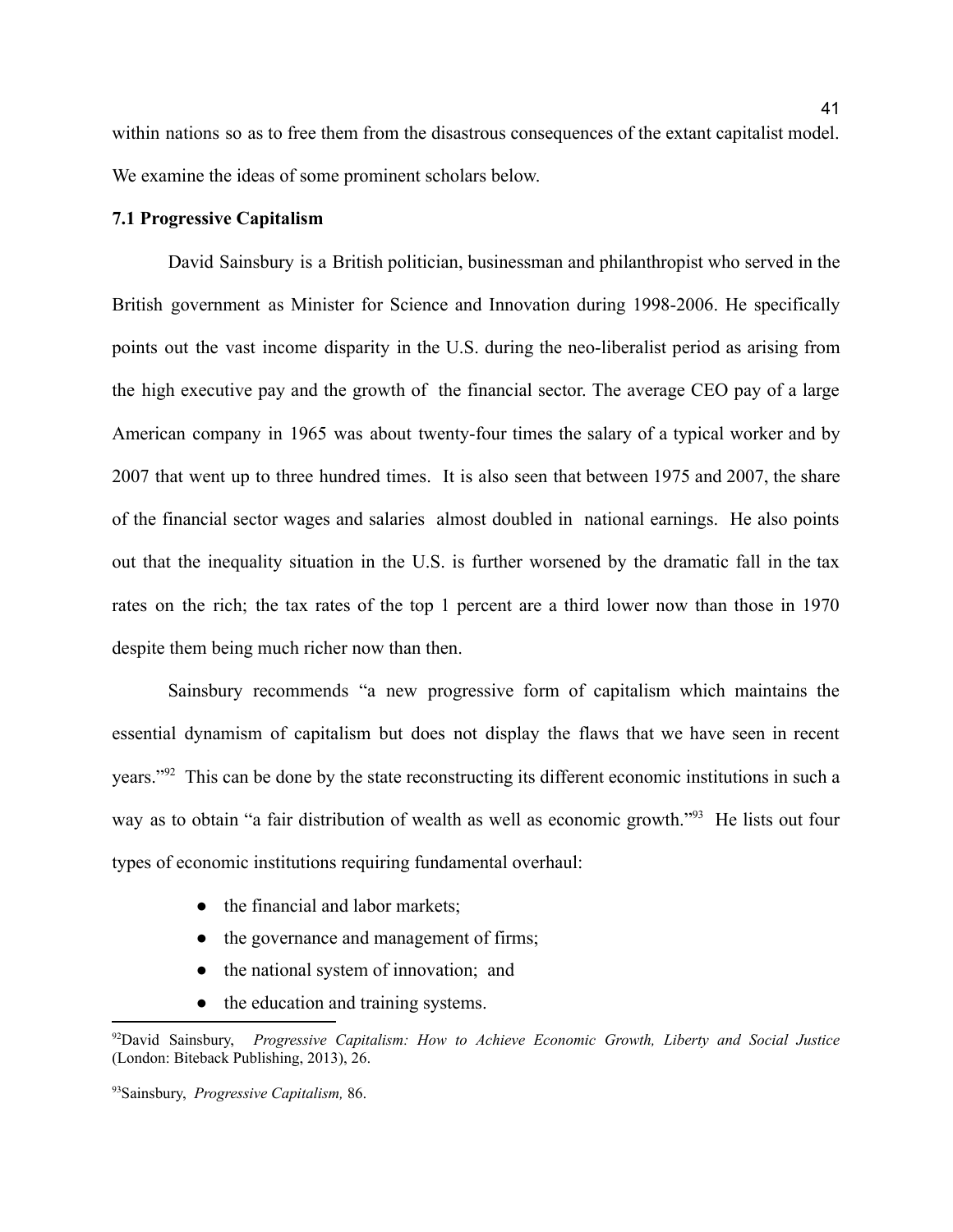within nations so as to free them from the disastrous consequences of the extant capitalist model. We examine the ideas of some prominent scholars below.

### 7.1 Progressive Capitalism

David Sainsbury is a British politician, businessman and philanthropist who served in the British government as Minister for Science and Innovation during 1998-2006. He specifically points out the vast income disparity in the U.S. during the neo-liberalist period as arising from the high executive pay and the growth of the financial sector. The average CEO pay of a large American company in 1965 was about twenty-four times the salary of a typical worker and by 2007 that went up to three hundred times. It is also seen that between 1975 and 2007, the share of the financial sector wages and salaries almost doubled in national earnings. He also points out that the inequality situation in the U.S. is further worsened by the dramatic fall in the tax rates on the rich; the tax rates of the top 1 percent are a third lower now than those in 1970 despite them being much richer now than then.

Sainsbury recommends "a new progressive form of capitalism which maintains the essential dynamism of capitalism but does not display the flaws that we have seen in recent years."[92] This can be done by the state reconstructing its different economic institutions in such a way as to obtain "a fair distribution of wealth as well as economic growth."[93] He lists out four types of economic institutions requiring fundamental overhaul:

- the financial and labor markets;
- the governance and management of firms;
- the national system of innovation; and
- the education and training systems.

---

[92] David Sainsbury, *Progressive Capitalism: How to Achieve Economic Growth, Liberty and Social Justice* (London: Biteback Publishing, 2013), 26.

[93] Sainsbury, *Progressive Capitalism,* 86.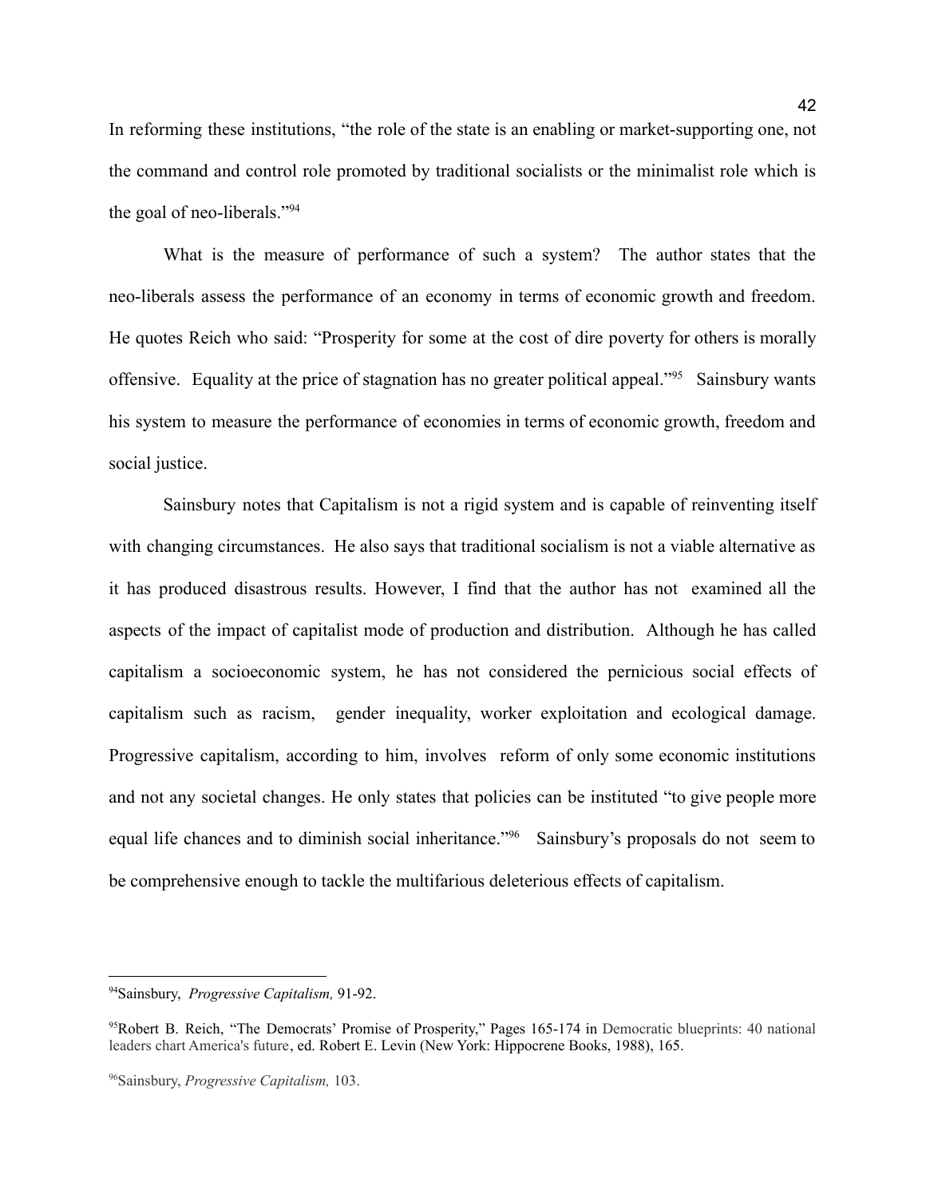In reforming these institutions, "the role of the state is an enabling or market-supporting one, not the command and control role promoted by traditional socialists or the minimalist role which is the goal of neo-liberals."[94]

What is the measure of performance of such a system? The author states that the neo-liberals assess the performance of an economy in terms of economic growth and freedom. He quotes Reich who said: "Prosperity for some at the cost of dire poverty for others is morally offensive. Equality at the price of stagnation has no greater political appeal."[95] Sainsbury wants his system to measure the performance of economies in terms of economic growth, freedom and social justice.

Sainsbury notes that Capitalism is not a rigid system and is capable of reinventing itself with changing circumstances. He also says that traditional socialism is not a viable alternative as it has produced disastrous results. However, I find that the author has not examined all the aspects of the impact of capitalist mode of production and distribution. Although he has called capitalism a socioeconomic system, he has not considered the pernicious social effects of capitalism such as racism, gender inequality, worker exploitation and ecological damage. Progressive capitalism, according to him, involves reform of only some economic institutions and not any societal changes. He only states that policies can be instituted "to give people more equal life chances and to diminish social inheritance."[96] Sainsbury's proposals do not seem to be comprehensive enough to tackle the multifarious deleterious effects of capitalism.

---

[94]Sainsbury, *Progressive Capitalism,* 91-92.

[95]Robert B. Reich, "The Democrats' Promise of Prosperity," Pages 165-174 in Democratic blueprints: 40 national leaders chart America's future, ed. Robert E. Levin (New York: Hippocrene Books, 1988), 165.

[96]Sainsbury, *Progressive Capitalism,* 103.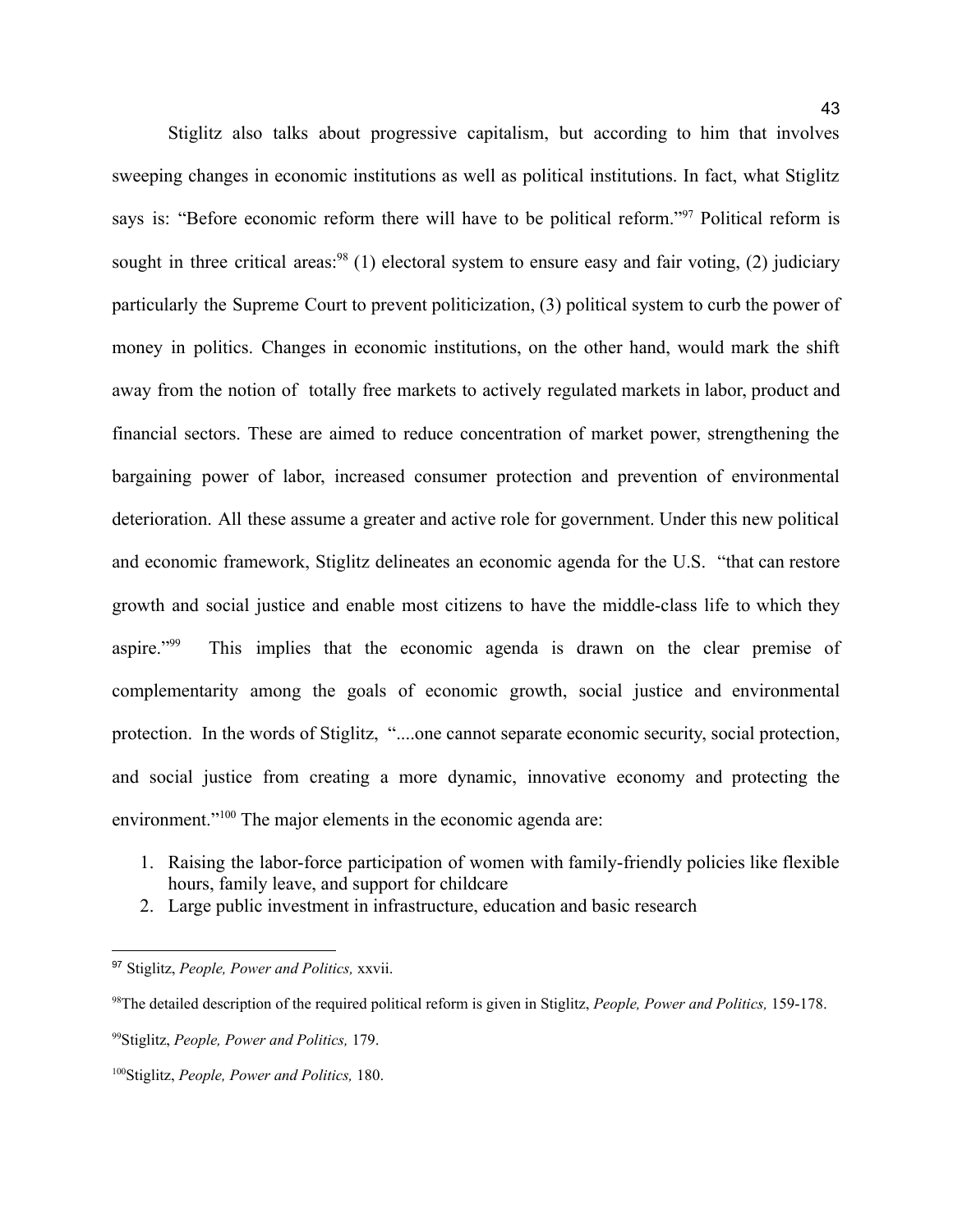Stiglitz also talks about progressive capitalism, but according to him that involves sweeping changes in economic institutions as well as political institutions. In fact, what Stiglitz says is: "Before economic reform there will have to be political reform."[97] Political reform is sought in three critical areas:[98] (1) electoral system to ensure easy and fair voting, (2) judiciary particularly the Supreme Court to prevent politicization, (3) political system to curb the power of money in politics. Changes in economic institutions, on the other hand, would mark the shift away from the notion of totally free markets to actively regulated markets in labor, product and financial sectors. These are aimed to reduce concentration of market power, strengthening the bargaining power of labor, increased consumer protection and prevention of environmental deterioration. All these assume a greater and active role for government. Under this new political and economic framework, Stiglitz delineates an economic agenda for the U.S. "that can restore growth and social justice and enable most citizens to have the middle-class life to which they aspire."[99] This implies that the economic agenda is drawn on the clear premise of complementarity among the goals of economic growth, social justice and environmental protection. In the words of Stiglitz, "....one cannot separate economic security, social protection, and social justice from creating a more dynamic, innovative economy and protecting the environment."[100] The major elements in the economic agenda are:

1. Raising the labor-force participation of women with family-friendly policies like flexible hours, family leave, and support for childcare
2. Large public investment in infrastructure, education and basic research

---

[97] Stiglitz, *People, Power and Politics,* xxvii.

[98] The detailed description of the required political reform is given in Stiglitz, *People, Power and Politics,* 159-178.

[99] Stiglitz, *People, Power and Politics,* 179.

[100] Stiglitz, *People, Power and Politics,* 180.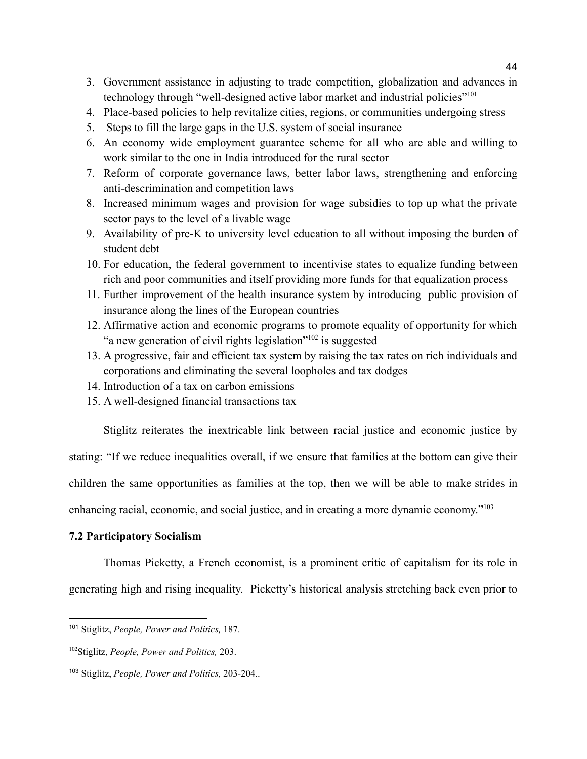3. Government assistance in adjusting to trade competition, globalization and advances in technology through "well-designed active labor market and industrial policies"[101]
4. Place-based policies to help revitalize cities, regions, or communities undergoing stress
5. Steps to fill the large gaps in the U.S. system of social insurance
6. An economy wide employment guarantee scheme for all who are able and willing to work similar to the one in India introduced for the rural sector
7. Reform of corporate governance laws, better labor laws, strengthening and enforcing anti-descrimination and competition laws
8. Increased minimum wages and provision for wage subsidies to top up what the private sector pays to the level of a livable wage
9. Availability of pre-K to university level education to all without imposing the burden of student debt
10. For education, the federal government to incentivise states to equalize funding between rich and poor communities and itself providing more funds for that equalization process
11. Further improvement of the health insurance system by introducing public provision of insurance along the lines of the European countries
12. Affirmative action and economic programs to promote equality of opportunity for which "a new generation of civil rights legislation"[102] is suggested
13. A progressive, fair and efficient tax system by raising the tax rates on rich individuals and corporations and eliminating the several loopholes and tax dodges
14. Introduction of a tax on carbon emissions
15. A well-designed financial transactions tax

Stiglitz reiterates the inextricable link between racial justice and economic justice by stating: "If we reduce inequalities overall, if we ensure that families at the bottom can give their children the same opportunities as families at the top, then we will be able to make strides in enhancing racial, economic, and social justice, and in creating a more dynamic economy."[103]

**7.2 Participatory Socialism**

Thomas Picketty, a French economist, is a prominent critic of capitalism for its role in generating high and rising inequality. Picketty's historical analysis stretching back even prior to

---

[101] Stiglitz, *People, Power and Politics,* 187.

[102] Stiglitz, *People, Power and Politics,* 203.

[103] Stiglitz, *People, Power and Politics,* 203-204..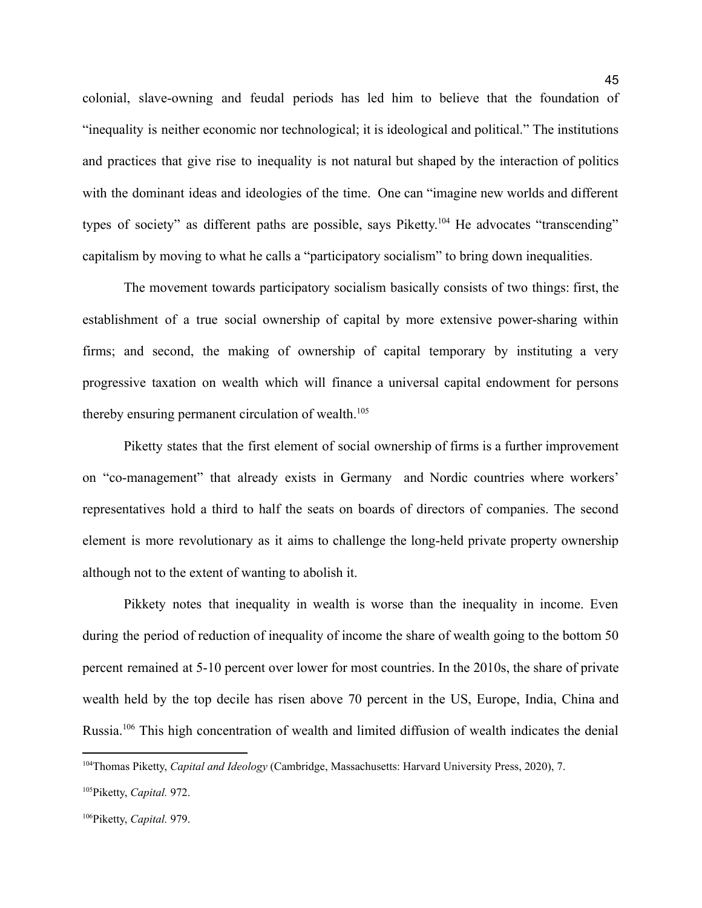colonial, slave-owning and feudal periods has led him to believe that the foundation of "inequality is neither economic nor technological; it is ideological and political." The institutions and practices that give rise to inequality is not natural but shaped by the interaction of politics with the dominant ideas and ideologies of the time. One can "imagine new worlds and different types of society" as different paths are possible, says Piketty.[104] He advocates "transcending" capitalism by moving to what he calls a "participatory socialism" to bring down inequalities.

The movement towards participatory socialism basically consists of two things: first, the establishment of a true social ownership of capital by more extensive power-sharing within firms; and second, the making of ownership of capital temporary by instituting a very progressive taxation on wealth which will finance a universal capital endowment for persons thereby ensuring permanent circulation of wealth.[105]

Piketty states that the first element of social ownership of firms is a further improvement on "co-management" that already exists in Germany and Nordic countries where workers' representatives hold a third to half the seats on boards of directors of companies. The second element is more revolutionary as it aims to challenge the long-held private property ownership although not to the extent of wanting to abolish it.

Pikkety notes that inequality in wealth is worse than the inequality in income. Even during the period of reduction of inequality of income the share of wealth going to the bottom 50 percent remained at 5-10 percent over lower for most countries. In the 2010s, the share of private wealth held by the top decile has risen above 70 percent in the US, Europe, India, China and Russia.[106] This high concentration of wealth and limited diffusion of wealth indicates the denial

---

[104]Thomas Piketty, *Capital and Ideology* (Cambridge, Massachusetts: Harvard University Press, 2020), 7.

[105]Piketty, *Capital.* 972.

[106]Piketty, *Capital.* 979.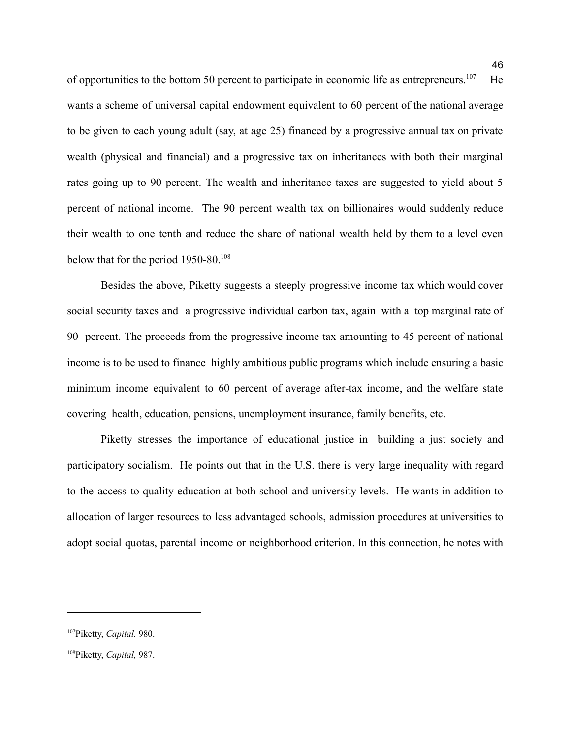of opportunities to the bottom 50 percent to participate in economic life as entrepreneurs.[107] He wants a scheme of universal capital endowment equivalent to 60 percent of the national average to be given to each young adult (say, at age 25) financed by a progressive annual tax on private wealth (physical and financial) and a progressive tax on inheritances with both their marginal rates going up to 90 percent. The wealth and inheritance taxes are suggested to yield about 5 percent of national income. The 90 percent wealth tax on billionaires would suddenly reduce their wealth to one tenth and reduce the share of national wealth held by them to a level even below that for the period 1950-80.[108]

Besides the above, Piketty suggests a steeply progressive income tax which would cover social security taxes and a progressive individual carbon tax, again with a top marginal rate of 90 percent. The proceeds from the progressive income tax amounting to 45 percent of national income is to be used to finance highly ambitious public programs which include ensuring a basic minimum income equivalent to 60 percent of average after-tax income, and the welfare state covering health, education, pensions, unemployment insurance, family benefits, etc.

Piketty stresses the importance of educational justice in building a just society and participatory socialism. He points out that in the U.S. there is very large inequality with regard to the access to quality education at both school and university levels. He wants in addition to allocation of larger resources to less advantaged schools, admission procedures at universities to adopt social quotas, parental income or neighborhood criterion. In this connection, he notes with

---

[107] Piketty, *Capital.* 980.

[108] Piketty, *Capital,* 987.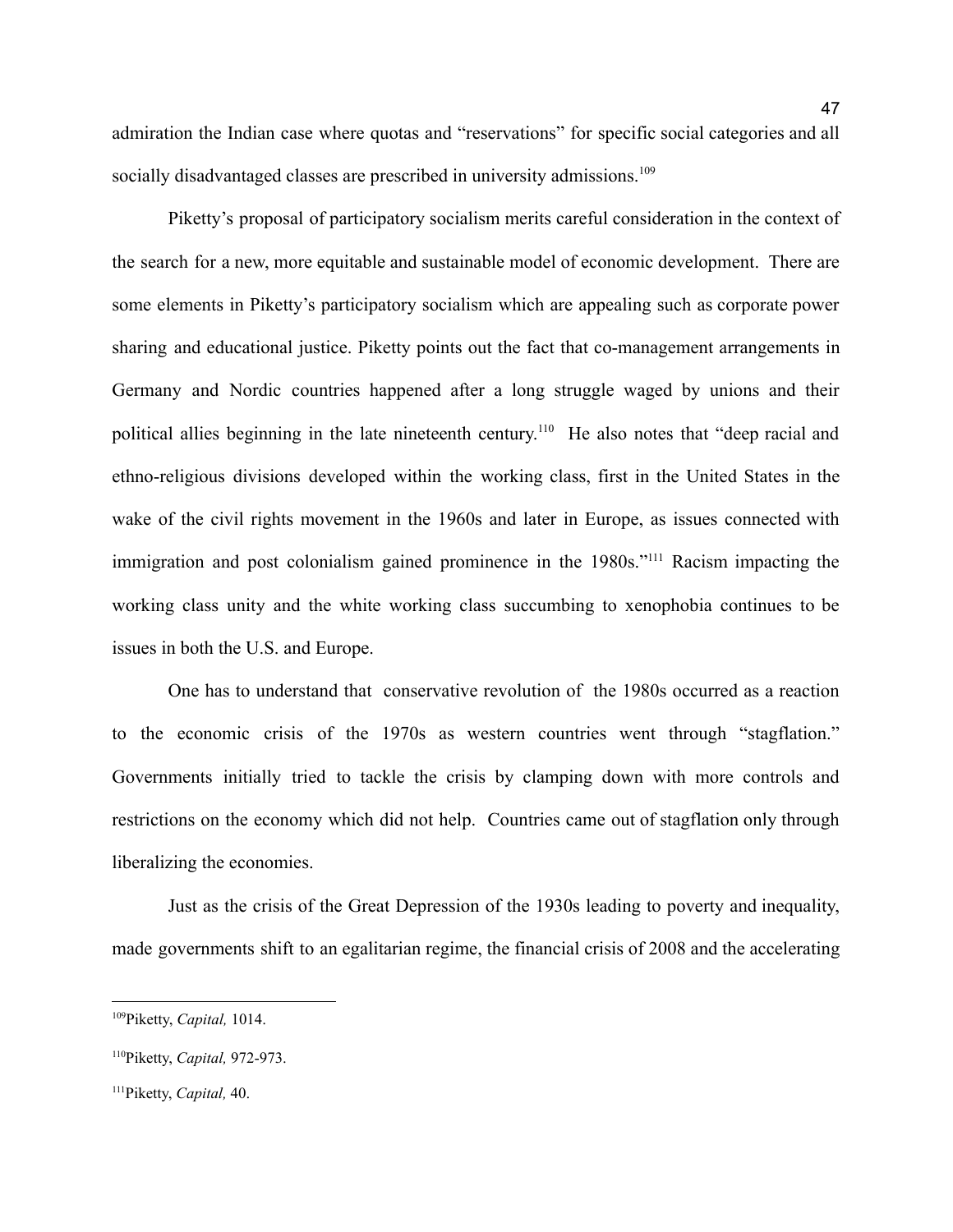admiration the Indian case where quotas and "reservations" for specific social categories and all socially disadvantaged classes are prescribed in university admissions.[109]

Piketty's proposal of participatory socialism merits careful consideration in the context of the search for a new, more equitable and sustainable model of economic development. There are some elements in Piketty's participatory socialism which are appealing such as corporate power sharing and educational justice. Piketty points out the fact that co-management arrangements in Germany and Nordic countries happened after a long struggle waged by unions and their political allies beginning in the late nineteenth century.[110] He also notes that "deep racial and ethno-religious divisions developed within the working class, first in the United States in the wake of the civil rights movement in the 1960s and later in Europe, as issues connected with immigration and post colonialism gained prominence in the 1980s."[111] Racism impacting the working class unity and the white working class succumbing to xenophobia continues to be issues in both the U.S. and Europe.

One has to understand that conservative revolution of the 1980s occurred as a reaction to the economic crisis of the 1970s as western countries went through "stagflation." Governments initially tried to tackle the crisis by clamping down with more controls and restrictions on the economy which did not help. Countries came out of stagflation only through liberalizing the economies.

Just as the crisis of the Great Depression of the 1930s leading to poverty and inequality, made governments shift to an egalitarian regime, the financial crisis of 2008 and the accelerating

---

[109] Piketty, *Capital,* 1014.

[110] Piketty, *Capital,* 972-973.

[111] Piketty, *Capital,* 40.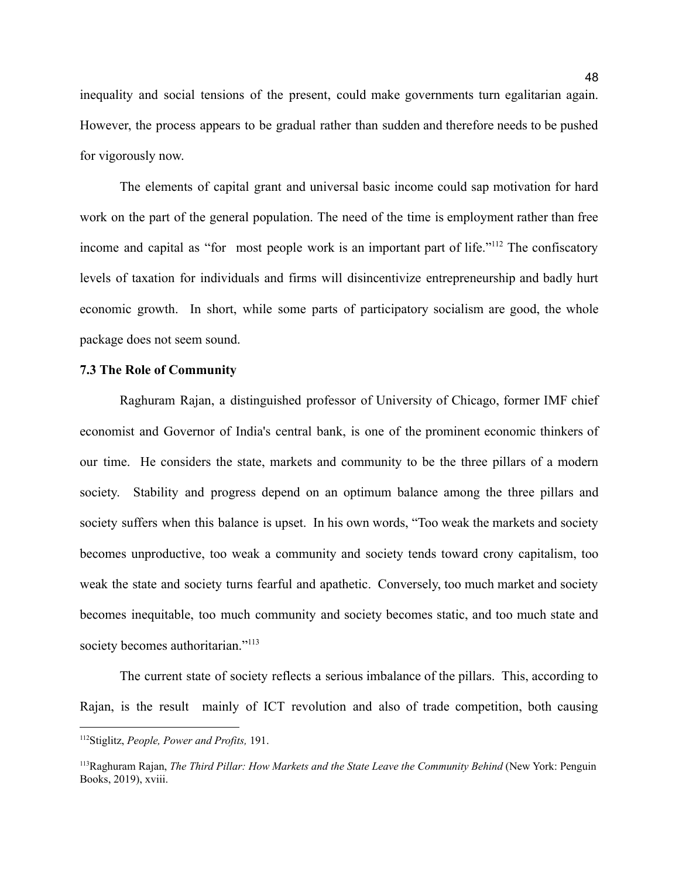inequality and social tensions of the present, could make governments turn egalitarian again. However, the process appears to be gradual rather than sudden and therefore needs to be pushed for vigorously now.

The elements of capital grant and universal basic income could sap motivation for hard work on the part of the general population. The need of the time is employment rather than free income and capital as "for most people work is an important part of life."[112] The confiscatory levels of taxation for individuals and firms will disincentivize entrepreneurship and badly hurt economic growth. In short, while some parts of participatory socialism are good, the whole package does not seem sound.

**7.3 The Role of Community**

Raghuram Rajan, a distinguished professor of University of Chicago, former IMF chief economist and Governor of India's central bank, is one of the prominent economic thinkers of our time. He considers the state, markets and community to be the three pillars of a modern society. Stability and progress depend on an optimum balance among the three pillars and society suffers when this balance is upset. In his own words, "Too weak the markets and society becomes unproductive, too weak a community and society tends toward crony capitalism, too weak the state and society turns fearful and apathetic. Conversely, too much market and society becomes inequitable, too much community and society becomes static, and too much state and society becomes authoritarian."[113]

The current state of society reflects a serious imbalance of the pillars. This, according to Rajan, is the result mainly of ICT revolution and also of trade competition, both causing

---

[112] Stiglitz, *People, Power and Profits,* 191.

[113] Raghuram Rajan, *The Third Pillar: How Markets and the State Leave the Community Behind* (New York: Penguin Books, 2019), xviii.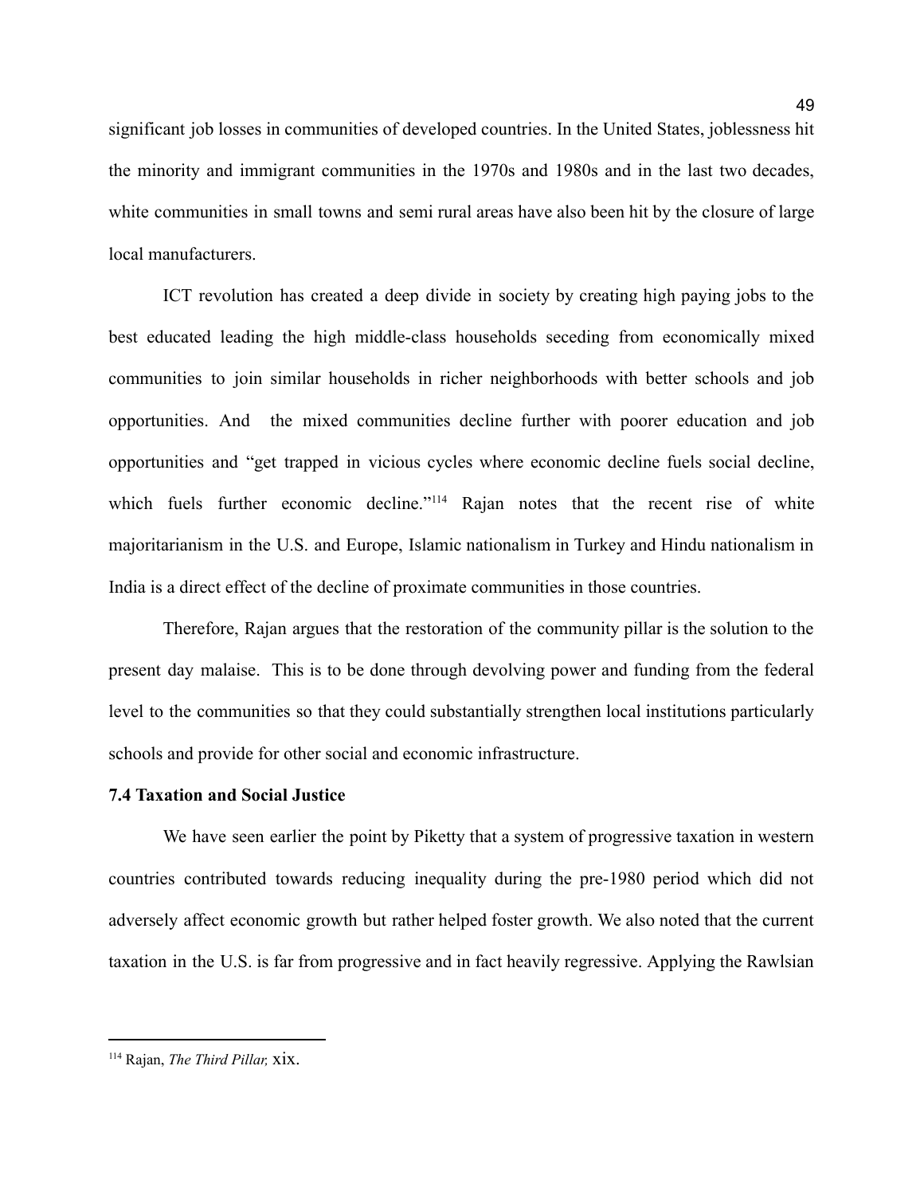significant job losses in communities of developed countries. In the United States, joblessness hit the minority and immigrant communities in the 1970s and 1980s and in the last two decades, white communities in small towns and semi rural areas have also been hit by the closure of large local manufacturers.

ICT revolution has created a deep divide in society by creating high paying jobs to the best educated leading the high middle-class households seceding from economically mixed communities to join similar households in richer neighborhoods with better schools and job opportunities. And  the mixed communities decline further with poorer education and job opportunities and "get trapped in vicious cycles where economic decline fuels social decline, which fuels further economic decline."[114] Rajan notes that the recent rise of white majoritarianism in the U.S. and Europe, Islamic nationalism in Turkey and Hindu nationalism in India is a direct effect of the decline of proximate communities in those countries.

Therefore, Rajan argues that the restoration of the community pillar is the solution to the present day malaise.  This is to be done through devolving power and funding from the federal level to the communities so that they could substantially strengthen local institutions particularly schools and provide for other social and economic infrastructure.

**7.4 Taxation and Social Justice**

We have seen earlier the point by Piketty that a system of progressive taxation in western countries contributed towards reducing inequality during the pre-1980 period which did not adversely affect economic growth but rather helped foster growth. We also noted that the current taxation in the U.S. is far from progressive and in fact heavily regressive. Applying the Rawlsian

---

[114] Rajan, *The Third Pillar,* xix.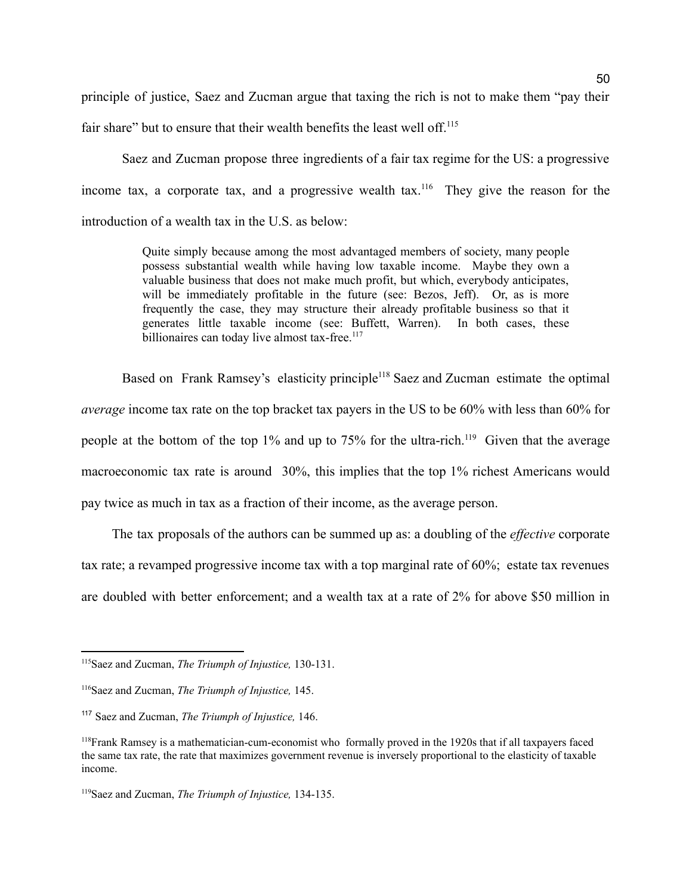principle of justice, Saez and Zucman argue that taxing the rich is not to make them "pay their fair share" but to ensure that their wealth benefits the least well off.[115]

Saez and Zucman propose three ingredients of a fair tax regime for the US: a progressive income tax, a corporate tax, and a progressive wealth tax.[116] They give the reason for the introduction of a wealth tax in the U.S. as below:

> Quite simply because among the most advantaged members of society, many people possess substantial wealth while having low taxable income. Maybe they own a valuable business that does not make much profit, but which, everybody anticipates, will be immediately profitable in the future (see: Bezos, Jeff). Or, as is more frequently the case, they may structure their already profitable business so that it generates little taxable income (see: Buffett, Warren). In both cases, these billionaires can today live almost tax-free.[117]

Based on Frank Ramsey's elasticity principle[118] Saez and Zucman estimate the optimal *average* income tax rate on the top bracket tax payers in the US to be 60% with less than 60% for people at the bottom of the top 1% and up to 75% for the ultra-rich.[119] Given that the average macroeconomic tax rate is around 30%, this implies that the top 1% richest Americans would pay twice as much in tax as a fraction of their income, as the average person.

The tax proposals of the authors can be summed up as: a doubling of the *effective* corporate tax rate; a revamped progressive income tax with a top marginal rate of 60%; estate tax revenues are doubled with better enforcement; and a wealth tax at a rate of 2% for above $50 million in

---

[115] Saez and Zucman, *The Triumph of Injustice,* 130-131.

[116] Saez and Zucman, *The Triumph of Injustice,* 145.

[117] Saez and Zucman, *The Triumph of Injustice,* 146.

[118] Frank Ramsey is a mathematician-cum-economist who formally proved in the 1920s that if all taxpayers faced the same tax rate, the rate that maximizes government revenue is inversely proportional to the elasticity of taxable income.

[119] Saez and Zucman, *The Triumph of Injustice,* 134-135.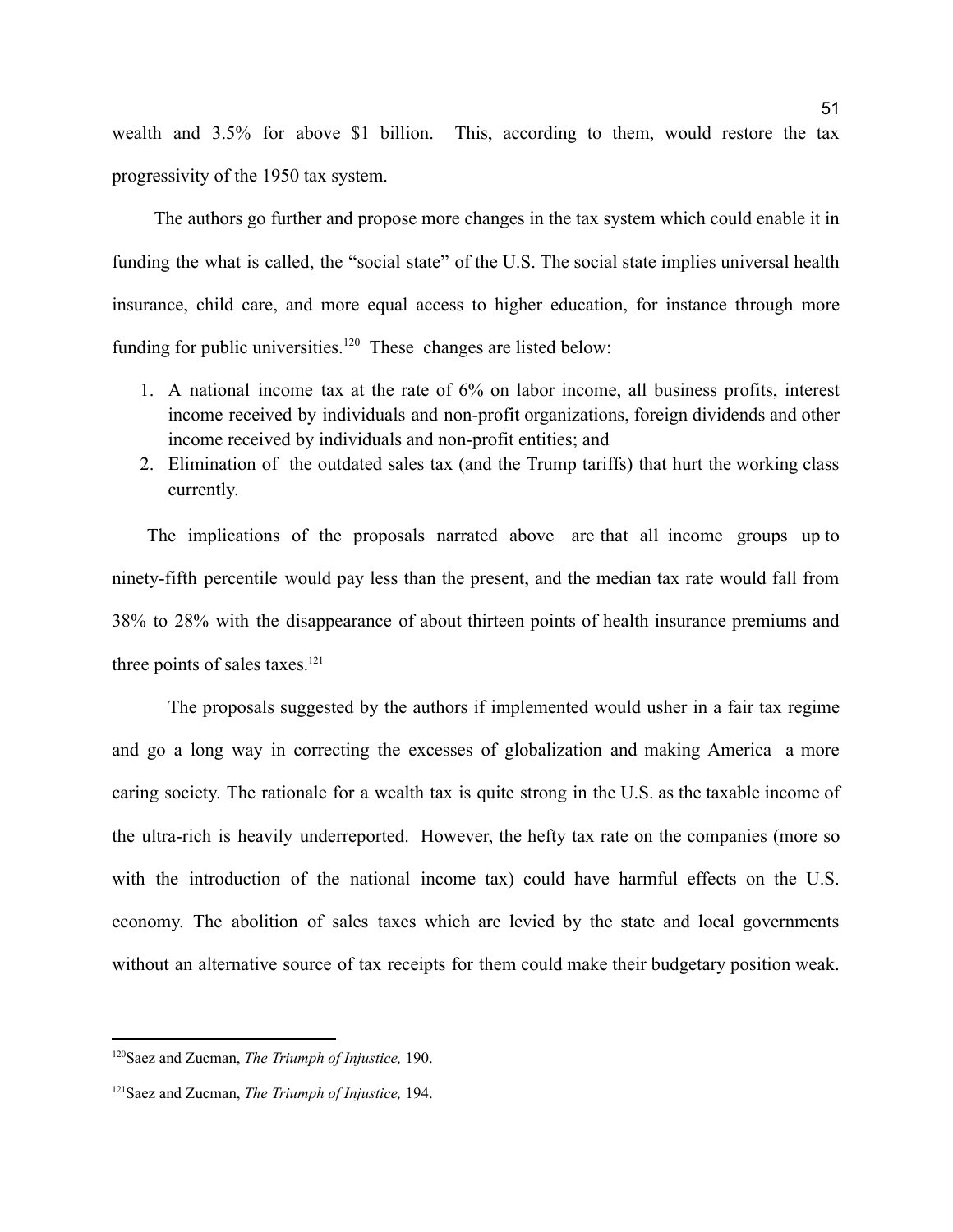wealth and 3.5% for above $1 billion. This, according to them, would restore the tax progressivity of the 1950 tax system.

The authors go further and propose more changes in the tax system which could enable it in funding the what is called, the "social state" of the U.S. The social state implies universal health insurance, child care, and more equal access to higher education, for instance through more funding for public universities.[120] These changes are listed below:

1. A national income tax at the rate of 6% on labor income, all business profits, interest income received by individuals and non-profit organizations, foreign dividends and other income received by individuals and non-profit entities; and
2. Elimination of the outdated sales tax (and the Trump tariffs) that hurt the working class currently.

The implications of the proposals narrated above are that all income groups up to ninety-fifth percentile would pay less than the present, and the median tax rate would fall from 38% to 28% with the disappearance of about thirteen points of health insurance premiums and three points of sales taxes.[121]

The proposals suggested by the authors if implemented would usher in a fair tax regime and go a long way in correcting the excesses of globalization and making America a more caring society. The rationale for a wealth tax is quite strong in the U.S. as the taxable income of the ultra-rich is heavily underreported. However, the hefty tax rate on the companies (more so with the introduction of the national income tax) could have harmful effects on the U.S. economy. The abolition of sales taxes which are levied by the state and local governments without an alternative source of tax receipts for them could make their budgetary position weak.

---

[120] Saez and Zucman, *The Triumph of Injustice,* 190.

[121] Saez and Zucman, *The Triumph of Injustice,* 194.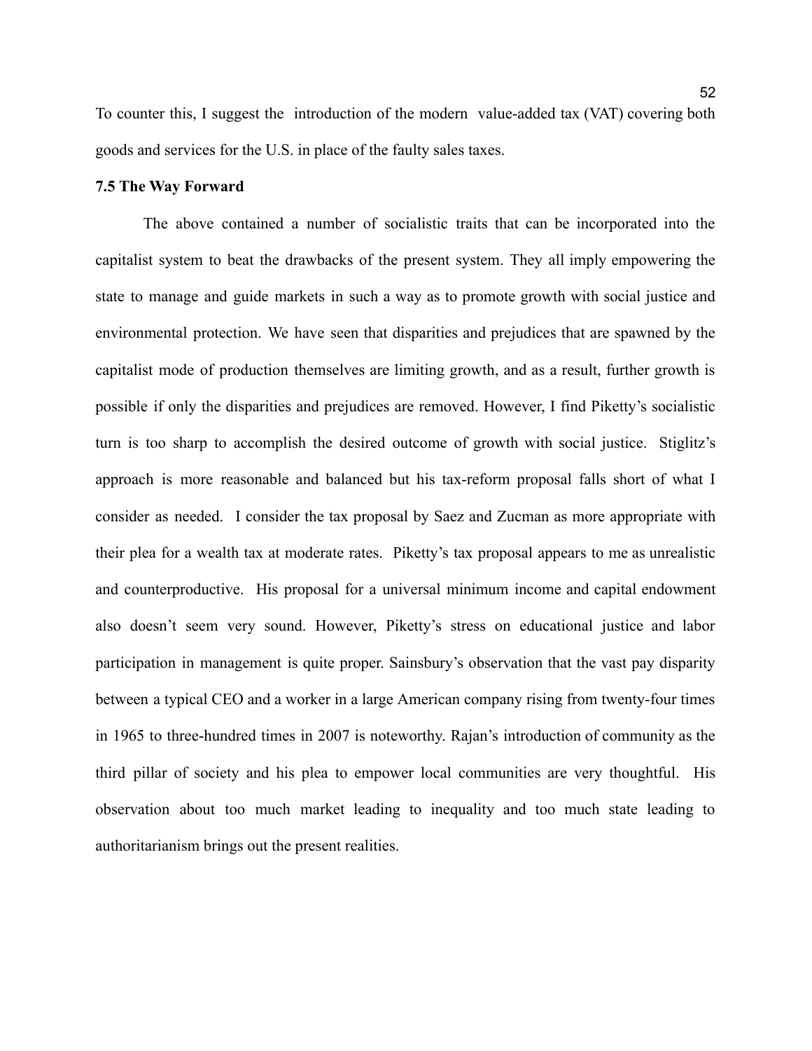To counter this, I suggest the introduction of the modern value-added tax (VAT) covering both goods and services for the U.S. in place of the faulty sales taxes.

### 7.5 The Way Forward

The above contained a number of socialistic traits that can be incorporated into the capitalist system to beat the drawbacks of the present system. They all imply empowering the state to manage and guide markets in such a way as to promote growth with social justice and environmental protection. We have seen that disparities and prejudices that are spawned by the capitalist mode of production themselves are limiting growth, and as a result, further growth is possible if only the disparities and prejudices are removed. However, I find Piketty's socialistic turn is too sharp to accomplish the desired outcome of growth with social justice. Stiglitz's approach is more reasonable and balanced but his tax-reform proposal falls short of what I consider as needed. I consider the tax proposal by Saez and Zucman as more appropriate with their plea for a wealth tax at moderate rates. Piketty's tax proposal appears to me as unrealistic and counterproductive. His proposal for a universal minimum income and capital endowment also doesn't seem very sound. However, Piketty's stress on educational justice and labor participation in management is quite proper. Sainsbury's observation that the vast pay disparity between a typical CEO and a worker in a large American company rising from twenty-four times in 1965 to three-hundred times in 2007 is noteworthy. Rajan's introduction of community as the third pillar of society and his plea to empower local communities are very thoughtful. His observation about too much market leading to inequality and too much state leading to authoritarianism brings out the present realities.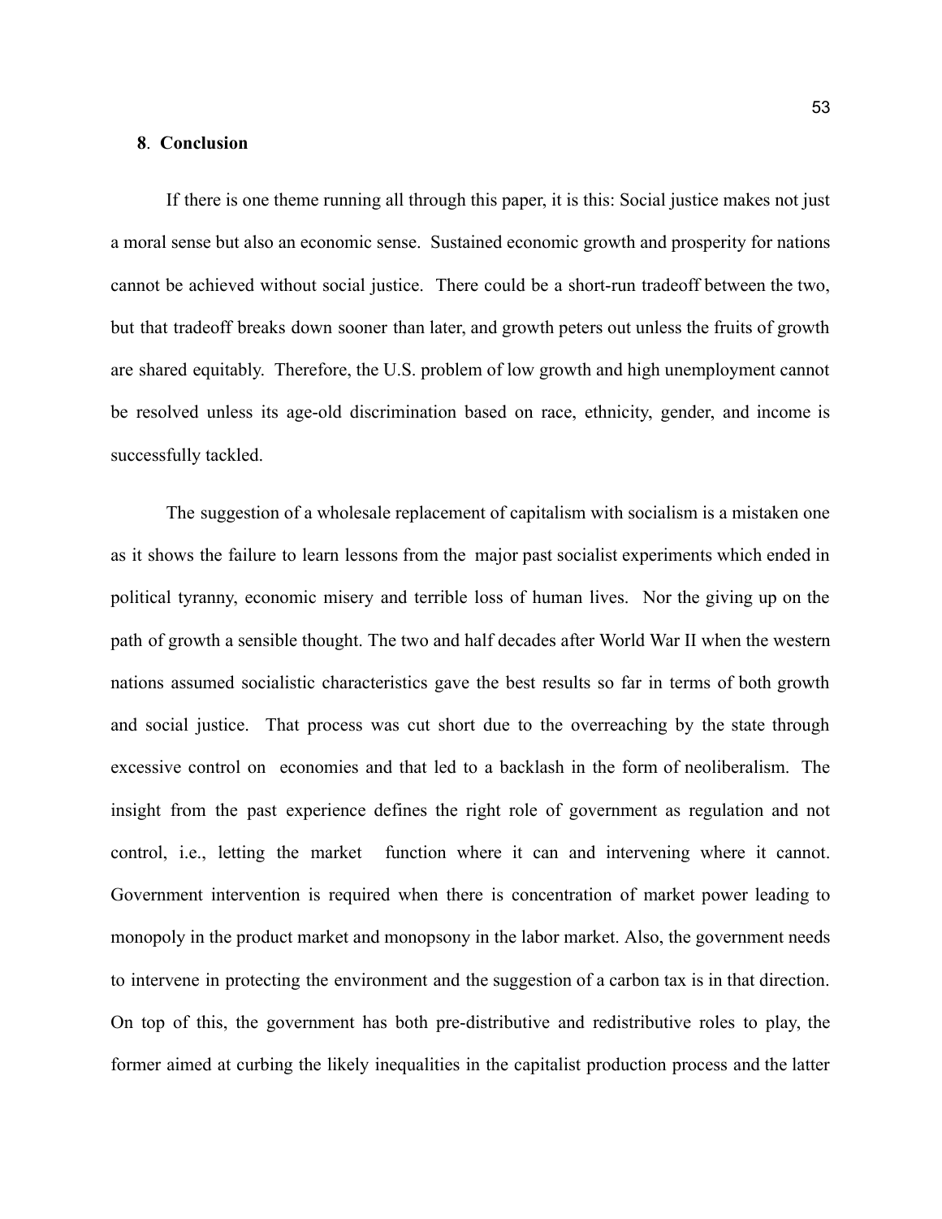## 8. Conclusion

If there is one theme running all through this paper, it is this: Social justice makes not just a moral sense but also an economic sense. Sustained economic growth and prosperity for nations cannot be achieved without social justice. There could be a short-run tradeoff between the two, but that tradeoff breaks down sooner than later, and growth peters out unless the fruits of growth are shared equitably. Therefore, the U.S. problem of low growth and high unemployment cannot be resolved unless its age-old discrimination based on race, ethnicity, gender, and income is successfully tackled.

The suggestion of a wholesale replacement of capitalism with socialism is a mistaken one as it shows the failure to learn lessons from the major past socialist experiments which ended in political tyranny, economic misery and terrible loss of human lives. Nor the giving up on the path of growth a sensible thought. The two and half decades after World War II when the western nations assumed socialistic characteristics gave the best results so far in terms of both growth and social justice. That process was cut short due to the overreaching by the state through excessive control on economies and that led to a backlash in the form of neoliberalism. The insight from the past experience defines the right role of government as regulation and not control, i.e., letting the market function where it can and intervening where it cannot. Government intervention is required when there is concentration of market power leading to monopoly in the product market and monopsony in the labor market. Also, the government needs to intervene in protecting the environment and the suggestion of a carbon tax is in that direction. On top of this, the government has both pre-distributive and redistributive roles to play, the former aimed at curbing the likely inequalities in the capitalist production process and the latter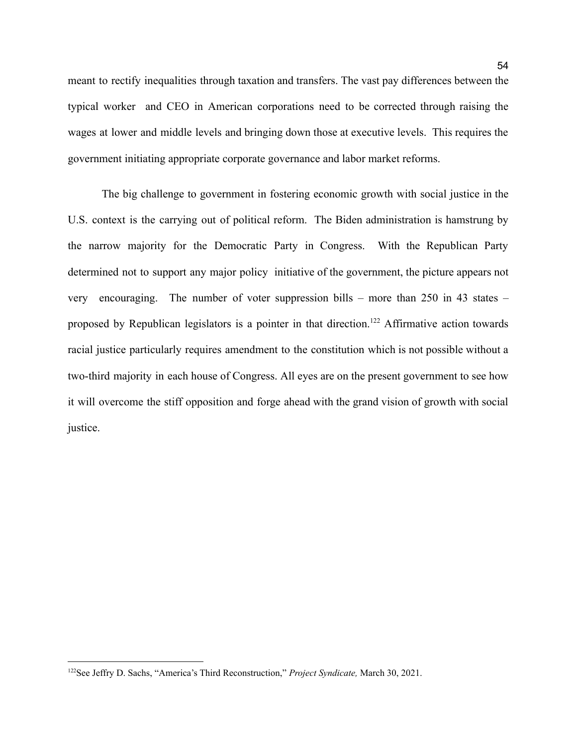meant to rectify inequalities through taxation and transfers. The vast pay differences between the typical worker and CEO in American corporations need to be corrected through raising the wages at lower and middle levels and bringing down those at executive levels. This requires the government initiating appropriate corporate governance and labor market reforms.

The big challenge to government in fostering economic growth with social justice in the U.S. context is the carrying out of political reform. The Biden administration is hamstrung by the narrow majority for the Democratic Party in Congress. With the Republican Party determined not to support any major policy initiative of the government, the picture appears not very encouraging. The number of voter suppression bills – more than 250 in 43 states – proposed by Republican legislators is a pointer in that direction.[122] Affirmative action towards racial justice particularly requires amendment to the constitution which is not possible without a two-third majority in each house of Congress. All eyes are on the present government to see how it will overcome the stiff opposition and forge ahead with the grand vision of growth with social justice.

---

[122] See Jeffry D. Sachs, "America's Third Reconstruction," *Project Syndicate,* March 30, 2021.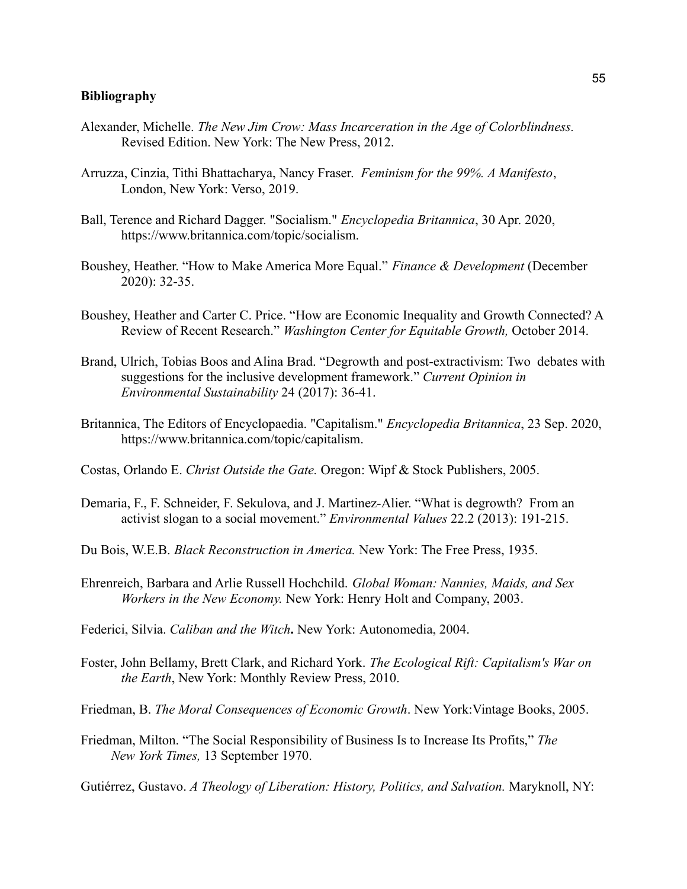**Bibliography**

Alexander, Michelle. *The New Jim Crow: Mass Incarceration in the Age of Colorblindness.* Revised Edition. New York: The New Press, 2012.

Arruzza, Cinzia, Tithi Bhattacharya, Nancy Fraser. *Feminism for the 99%. A Manifesto*, London, New York: Verso, 2019.

Ball, Terence and Richard Dagger. "Socialism." *Encyclopedia Britannica*, 30 Apr. 2020, https://www.britannica.com/topic/socialism.

Boushey, Heather. "How to Make America More Equal." *Finance & Development* (December 2020): 32-35.

Boushey, Heather and Carter C. Price. "How are Economic Inequality and Growth Connected? A Review of Recent Research." *Washington Center for Equitable Growth,* October 2014.

Brand, Ulrich, Tobias Boos and Alina Brad. "Degrowth and post-extractivism: Two debates with suggestions for the inclusive development framework." *Current Opinion in Environmental Sustainability* 24 (2017): 36-41.

Britannica, The Editors of Encyclopaedia. "Capitalism." *Encyclopedia Britannica*, 23 Sep. 2020, https://www.britannica.com/topic/capitalism.

Costas, Orlando E. *Christ Outside the Gate.* Oregon: Wipf & Stock Publishers, 2005.

Demaria, F., F. Schneider, F. Sekulova, and J. Martinez-Alier. "What is degrowth? From an activist slogan to a social movement." *Environmental Values* 22.2 (2013): 191-215.

Du Bois, W.E.B. *Black Reconstruction in America.* New York: The Free Press, 1935.

Ehrenreich, Barbara and Arlie Russell Hochchild. *Global Woman: Nannies, Maids, and Sex Workers in the New Economy.* New York: Henry Holt and Company, 2003.

Federici, Silvia. *Caliban and the Witch***.** New York: Autonomedia, 2004.

Foster, John Bellamy, Brett Clark, and Richard York. *The Ecological Rift: Capitalism's War on the Earth*, New York: Monthly Review Press, 2010.

Friedman, B. *The Moral Consequences of Economic Growth*. New York:Vintage Books, 2005.

Friedman, Milton. "The Social Responsibility of Business Is to Increase Its Profits," *The New York Times,* 13 September 1970.

Gutiérrez, Gustavo. *A Theology of Liberation: History, Politics, and Salvation.* Maryknoll, NY: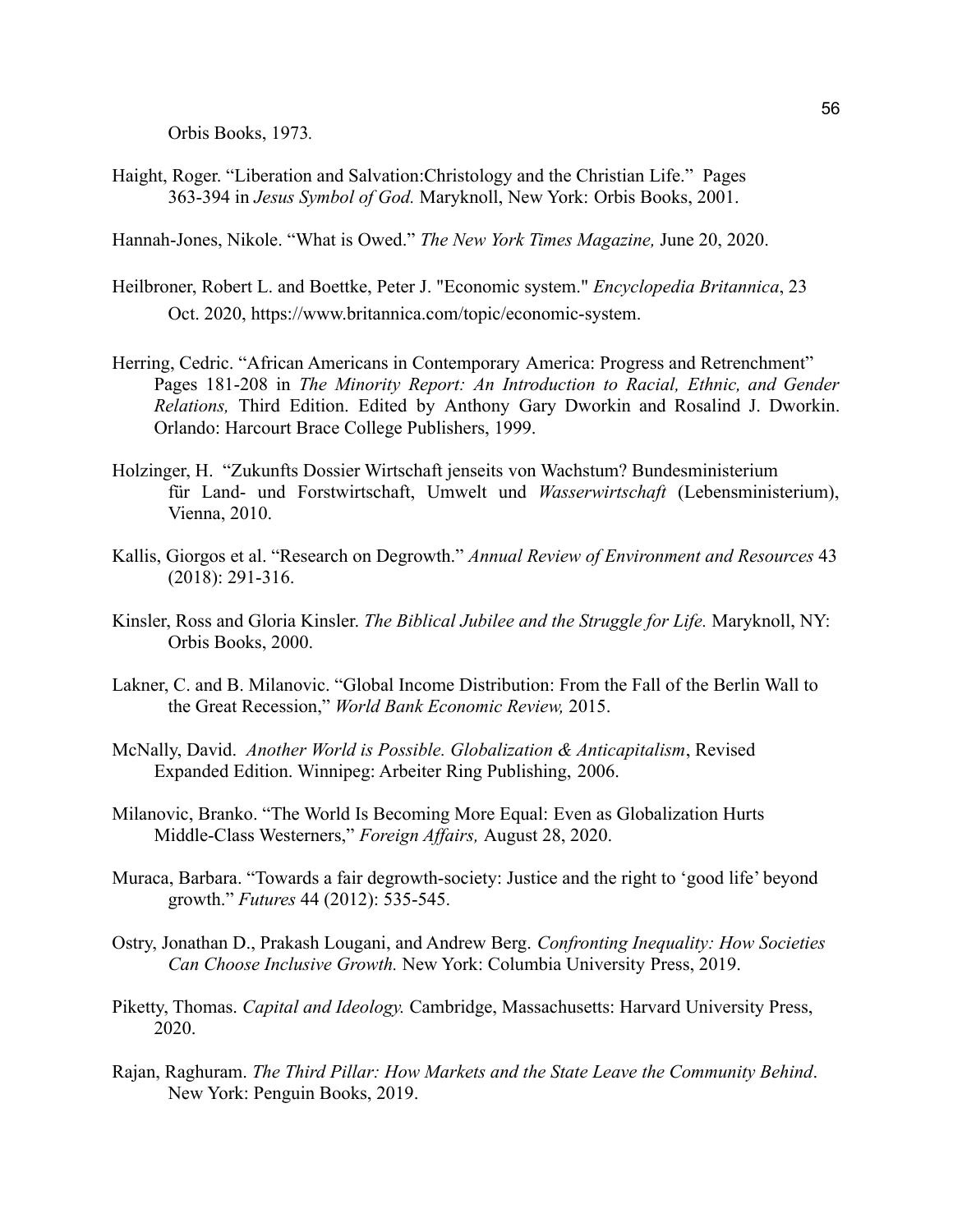Orbis Books, 1973.

Haight, Roger. "Liberation and Salvation:Christology and the Christian Life." Pages 363-394 in *Jesus Symbol of God.* Maryknoll, New York: Orbis Books, 2001.

Hannah-Jones, Nikole. "What is Owed." *The New York Times Magazine,* June 20, 2020.

Heilbroner, Robert L. and Boettke, Peter J. "Economic system." *Encyclopedia Britannica*, 23 Oct. 2020, https://www.britannica.com/topic/economic-system.

Herring, Cedric. "African Americans in Contemporary America: Progress and Retrenchment" Pages 181-208 in *The Minority Report: An Introduction to Racial, Ethnic, and Gender Relations,* Third Edition. Edited by Anthony Gary Dworkin and Rosalind J. Dworkin. Orlando: Harcourt Brace College Publishers, 1999.

Holzinger, H. "Zukunfts Dossier Wirtschaft jenseits von Wachstum? Bundesministerium für Land- und Forstwirtschaft, Umwelt und *Wasserwirtschaft* (Lebensministerium), Vienna, 2010.

Kallis, Giorgos et al. "Research on Degrowth." *Annual Review of Environment and Resources* 43 (2018): 291-316.

Kinsler, Ross and Gloria Kinsler. *The Biblical Jubilee and the Struggle for Life.* Maryknoll, NY: Orbis Books, 2000.

Lakner, C. and B. Milanovic. "Global Income Distribution: From the Fall of the Berlin Wall to the Great Recession," *World Bank Economic Review,* 2015.

McNally, David. *Another World is Possible. Globalization & Anticapitalism*, Revised Expanded Edition. Winnipeg: Arbeiter Ring Publishing, 2006.

Milanovic, Branko. "The World Is Becoming More Equal: Even as Globalization Hurts Middle-Class Westerners," *Foreign Affairs,* August 28, 2020.

Muraca, Barbara. "Towards a fair degrowth-society: Justice and the right to 'good life' beyond growth." *Futures* 44 (2012): 535-545.

Ostry, Jonathan D., Prakash Lougani, and Andrew Berg. *Confronting Inequality: How Societies Can Choose Inclusive Growth.* New York: Columbia University Press, 2019.

Piketty, Thomas. *Capital and Ideology.* Cambridge, Massachusetts: Harvard University Press, 2020.

Rajan, Raghuram. *The Third Pillar: How Markets and the State Leave the Community Behind*. New York: Penguin Books, 2019.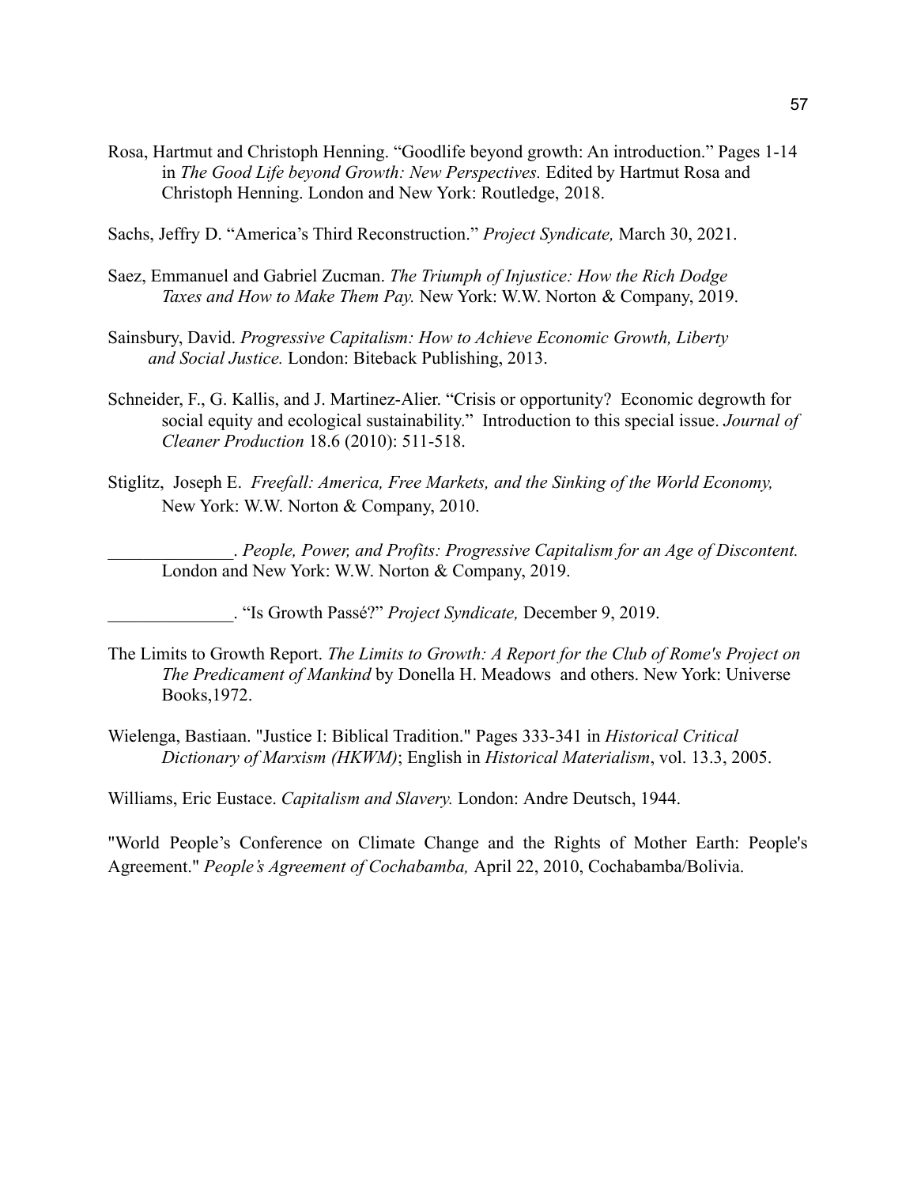Rosa, Hartmut and Christoph Henning. "Goodlife beyond growth: An introduction." Pages 1-14 in *The Good Life beyond Growth: New Perspectives.* Edited by Hartmut Rosa and Christoph Henning. London and New York: Routledge, 2018.

Sachs, Jeffry D. "America's Third Reconstruction." *Project Syndicate,* March 30, 2021.

Saez, Emmanuel and Gabriel Zucman. *The Triumph of Injustice: How the Rich Dodge Taxes and How to Make Them Pay.* New York: W.W. Norton & Company, 2019.

Sainsbury, David. *Progressive Capitalism: How to Achieve Economic Growth, Liberty and Social Justice.* London: Biteback Publishing, 2013.

Schneider, F., G. Kallis, and J. Martinez-Alier. "Crisis or opportunity? Economic degrowth for social equity and ecological sustainability." Introduction to this special issue. *Journal of Cleaner Production* 18.6 (2010): 511-518.

Stiglitz, Joseph E. *Freefall: America, Free Markets, and the Sinking of the World Economy,* New York: W.W. Norton & Company, 2010.

______________. *People, Power, and Profits: Progressive Capitalism for an Age of Discontent.* London and New York: W.W. Norton & Company, 2019.

______________. "Is Growth Passé?" *Project Syndicate,* December 9, 2019.

The Limits to Growth Report. *The Limits to Growth: A Report for the Club of Rome's Project on The Predicament of Mankind* by Donella H. Meadows and others. New York: Universe Books,1972.

Wielenga, Bastiaan. "Justice I: Biblical Tradition." Pages 333-341 in *Historical Critical Dictionary of Marxism (HKWM)*; English in *Historical Materialism*, vol. 13.3, 2005.

Williams, Eric Eustace. *Capitalism and Slavery.* London: Andre Deutsch, 1944.

"World People's Conference on Climate Change and the Rights of Mother Earth: People's Agreement." *People's Agreement of Cochabamba,* April 22, 2010, Cochabamba/Bolivia.